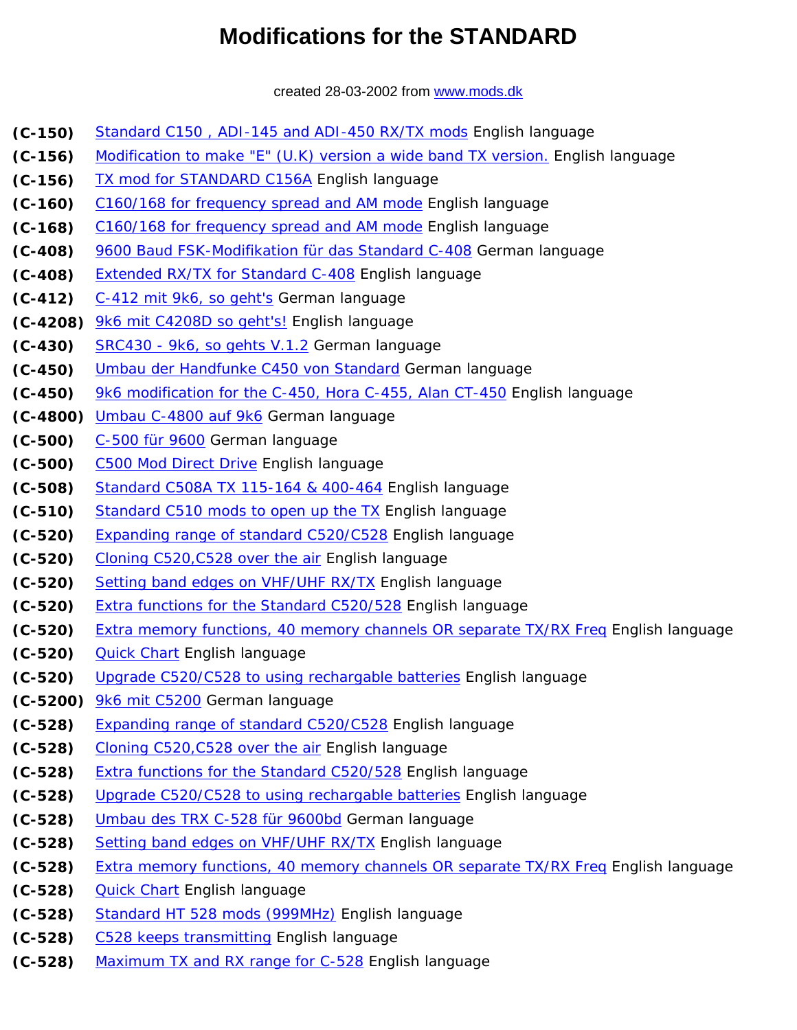# Modifications for the STANDARD

created 28-03-2002 from www.mods.dk

**(C-150)** Standard C150 , ADI-145 and ADI-450 RX/TX mods English language

**(C-156)** Modification to make "E" (U.K) version a wide band TX version. English language

**(C-156)** TX mod for STANDARD C156A English language

**(C-160)** C160/168 for frequency spread and AM mode English language

**(C-168)** C160/168 for frequency spread and AM mode English language

**(C-408)** 9600 Baud FSK-Modifikation für das Standard C-408 German language

**(C-408)** Extended RX/TX for Standard C-408 English language

**(C-412)** C-412 mit 9k6, so geht's German language

**(C-4208)** 9k6 mit C4208D so geht's! English language

**(C-430)** SRC430 - 9k6, so gehts V.1.2 German language

**(C-450)** Umbau der Handfunke C450 von Standard German language

**(C-450)** 9k6 modification for the C-450, Hora C-455, Alan CT-450 English language

**(C-4800)** Umbau C-4800 auf 9k6 German language

**(C-500)** C-500 für 9600 German language

**(C-500)** C500 Mod Direct Drive English language

**(C-508)** Standard C508A TX 115-164 & 400-464 English language

**(C-510)** Standard C510 mods to open up the TX English language

**(C-520)** Expanding range of standard C520/C528 English language

**(C-520)** Cloning C520,C528 over the air English language

**(C-520)** Setting band edges on VHF/UHF RX/TX English language

**(C-520)** Extra functions for the Standard C520/528 English language

**(C-520)** Extra memory functions, 40 memory channels OR separate TX/RX Freq English language

**(C-520)** Quick Chart English language

**(C-520)** Upgrade C520/C528 to using rechargable batteries English language

**(C-5200)** 9k6 mit C5200 German language

**(C-528)** Expanding range of standard C520/C528 English language

**(C-528)** Cloning C520,C528 over the air English language

**(C-528)** Extra functions for the Standard C520/528 English language

**(C-528)** Upgrade C520/C528 to using rechargable batteries English language

**(C-528)** Umbau des TRX C-528 für 9600bd German language

**(C-528)** Setting band edges on VHF/UHF RX/TX English language

**(C-528)** Extra memory functions, 40 memory channels OR separate TX/RX Freq English language

**(C-528)** Quick Chart English language

**(C-528)** Standard HT 528 mods (999MHz) English language

**(C-528)** C528 keeps transmitting English language

**(C-528)** Maximum TX and RX range for C-528 English language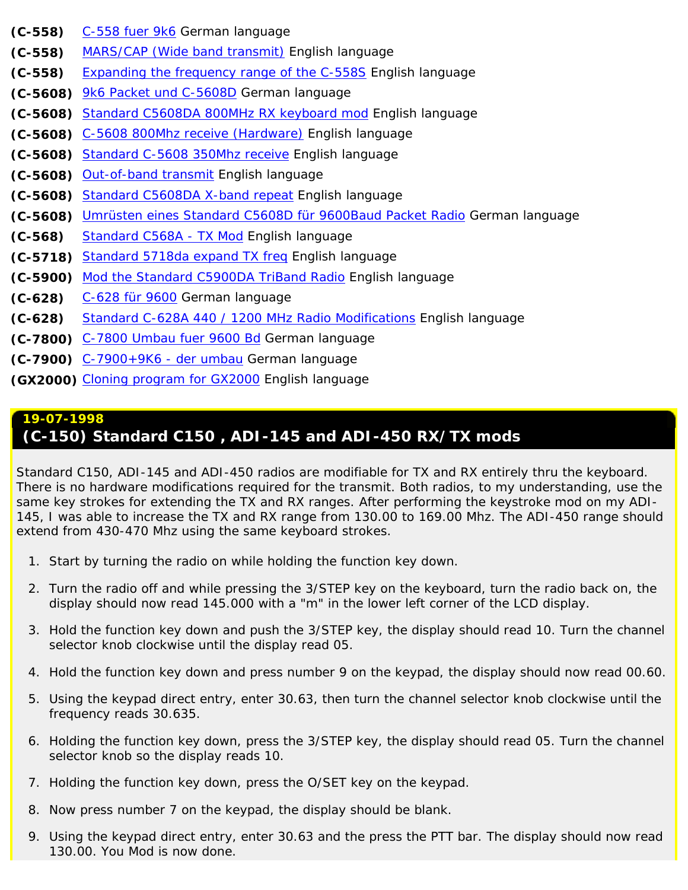**(C-558)** C-558 fuer 9k6 German language

**(C-558)** MARS/CAP (Wide band transmit) English language

**(C-558)** Expanding the frequency range of the C-558S English language

**(C-5608)** 9k6 Packet und C-5608D German language

**(C-5608)** Standard C5608DA 800MHz RX keyboard mod English language

**(C-5608)** C-5608 800Mhz receive (Hardware) English language

**(C-5608)** Standard C-5608 350Mhz receive English language

**(C-5608)** Out-of-band transmit English language

**(C-5608)** Standard C5608DA X-band repeat English language

**(C-5608)** Umrüsten eines Standard C5608D für 9600Baud Packet Radio German language

**(C-568)** Standard C568A - TX Mod English language

**(C-5718)** Standard 5718da expand TX freq English language

**(C-5900)** Mod the Standard C5900DA TriBand Radio English language

**(C-628)** C-628 für 9600 German language

**(C-628)** Standard C-628A 440 / 1200 MHz Radio Modifications English language

**(C-7800)** C-7800 Umbau fuer 9600 Bd German language

**(C-7900)** C-7900+9K6 - der umbau German language

**(GX2000)** Cloning program for GX2000 English language

**19-07-1998**

## (C-150) Standard C150 , ADI-145 and ADI-450 RX/ TX mods

Standard C150, ADI-145 and ADI-450 radios are modifiable for TX and RX entirely thru the keyboard. There is no hardware modifications required for the transmit. Both radios, to my understanding, use the same key strokes for extending the TX and RX ranges. After performing the keystroke mod on my ADI-145, I was able to increase the TX and RX range from 130.00 to 169.00 Mhz. The ADI-450 range should extend from 430-470 Mhz using the same keyboard strokes.

1. Start by turning the radio on while holding the function key down.
2. Turn the radio off and while pressing the 3/STEP key on the keyboard, turn the radio back on, the display should now read 145.000 with a "m" in the lower left corner of the LCD display.
3. Hold the function key down and push the 3/STEP key, the display should read 10. Turn the channel selector knob clockwise until the display read 05.
4. Hold the function key down and press number 9 on the keypad, the display should now read 00.60.
5. Using the keypad direct entry, enter 30.63, then turn the channel selector knob clockwise until the frequency reads 30.635.
6. Holding the function key down, press the 3/STEP key, the display should read 05. Turn the channel selector knob so the display reads 10.
7. Holding the function key down, press the O/SET key on the keypad.
8. Now press number 7 on the keypad, the display should be blank.
9. Using the keypad direct entry, enter 30.63 and the press the PTT bar. The display should now read 130.00. You Mod is now done.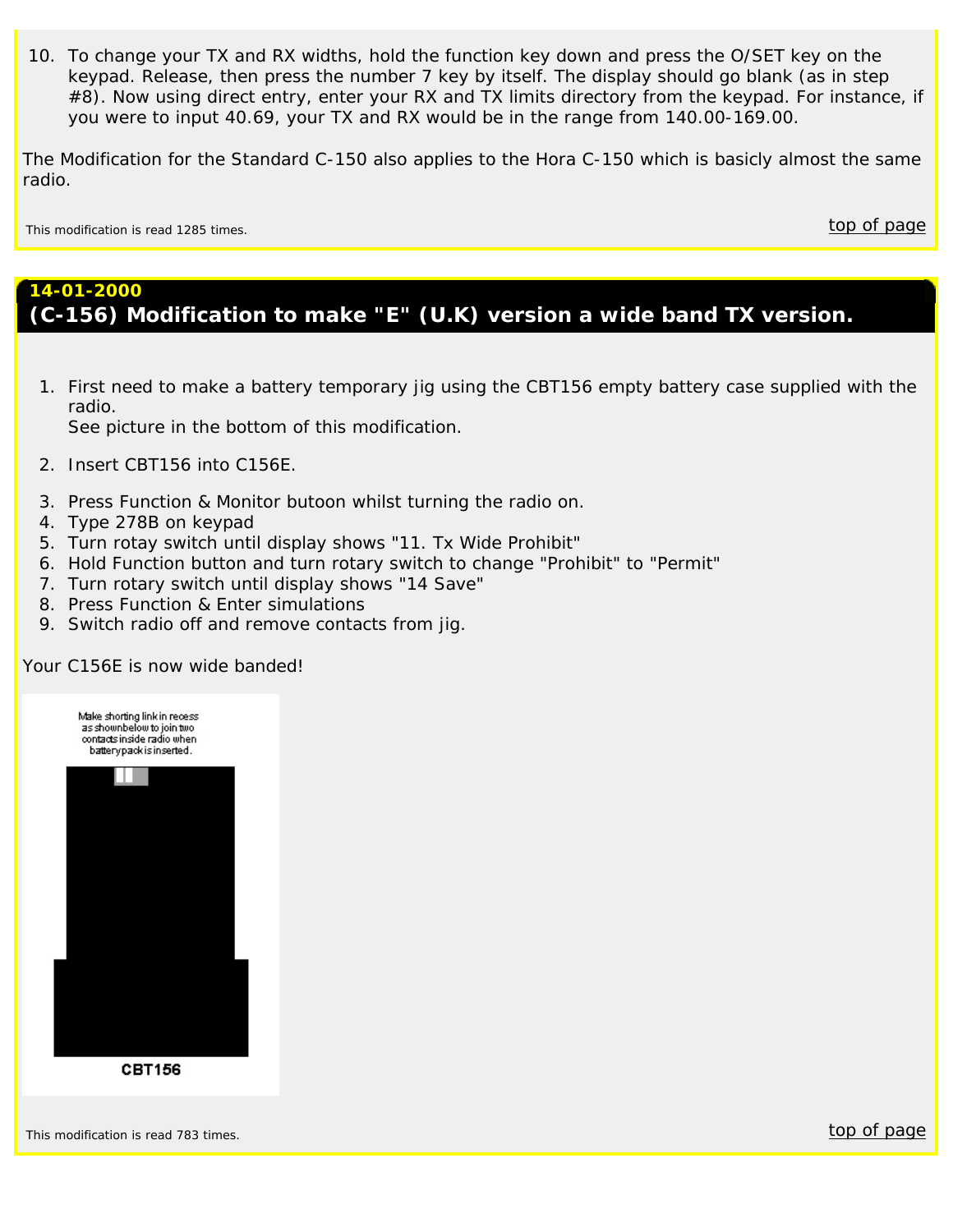10. To change your TX and RX widths, hold the function key down and press the O/SET key on the keypad. Release, then press the number 7 key by itself. The display should go blank (as in step #8). Now using direct entry, enter your RX and TX limits directory from the keypad. For instance, if you were to input 40.69, your TX and RX would be in the range from 140.00-169.00.

The Modification for the Standard C-150 also applies to the Hora C-150 which is basicly almost the same radio.

This modification is read 1285 times.

top of page

**14-01-2000**

## (C-156) Modification to make "E" (U.K) version a wide band TX version.

1. First need to make a battery temporary jig using the CBT156 empty battery case supplied with the radio.
   See picture in the bottom of this modification.
2. Insert CBT156 into C156E.
3. Press Function & Monitor butoon whilst turning the radio on.
4. Type 278B on keypad
5. Turn rotay switch until display shows "11. Tx Wide Prohibit"
6. Hold Function button and turn rotary switch to change "Prohibit" to "Permit"
7. Turn rotary switch until display shows "14 Save"
8. Press Function & Enter simulations
9. Switch radio off and remove contacts from jig.

Your C156E is now wide banded!

Make shorting link in recess as shown below to join two contacts inside radio when battery pack is inserted.

CBT156

This modification is read 783 times.

top of page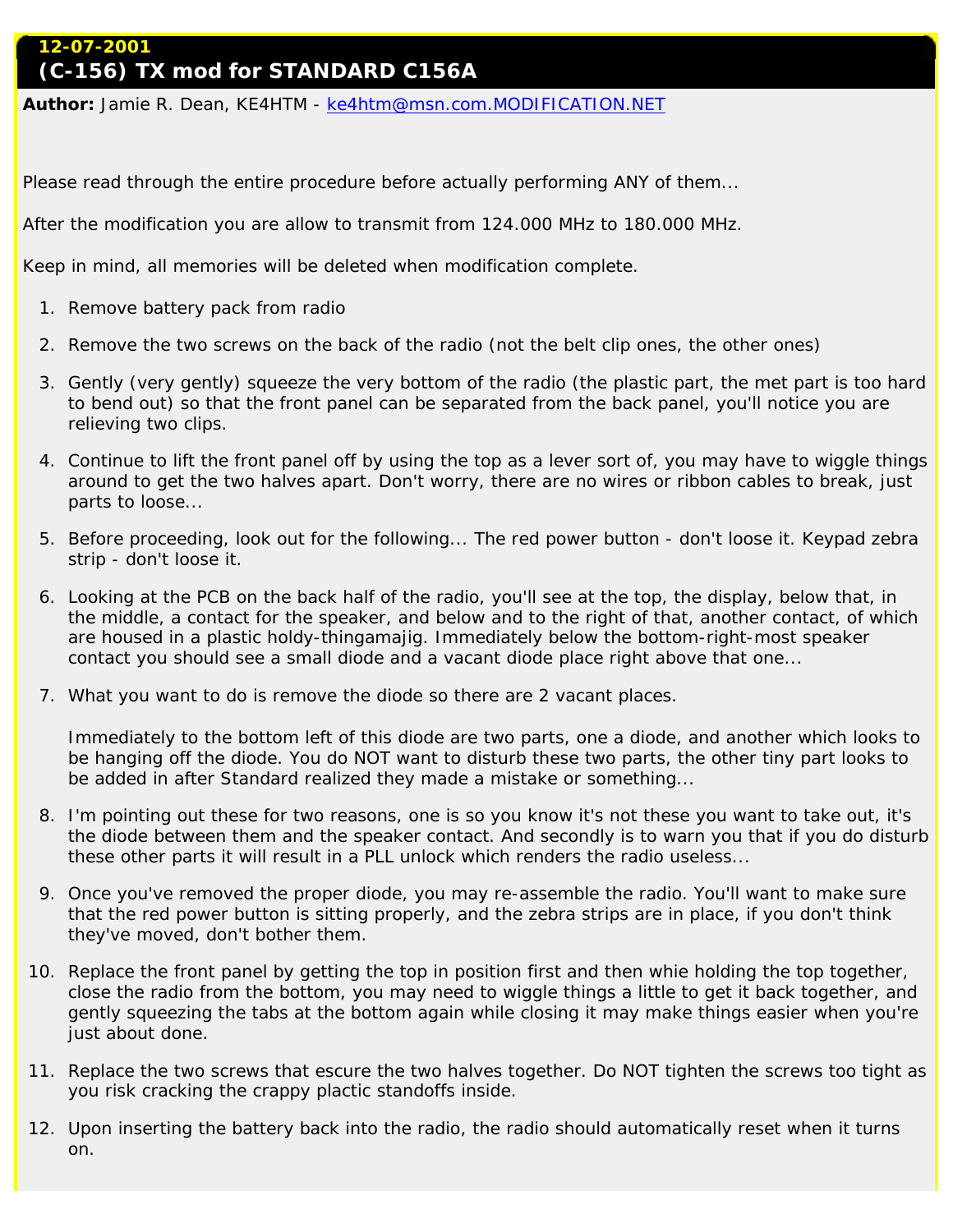**12-07-2001**

## (C-156) TX mod for STANDARD C156A

**Author:** Jamie R. Dean, KE4HTM - ke4htm@msn.com.MODIFICATION.NET

Please read through the entire procedure before actually performing ANY of them...

After the modification you are allow to transmit from 124.000 MHz to 180.000 MHz.

Keep in mind, all memories will be deleted when modification complete.

1. Remove battery pack from radio
2. Remove the two screws on the back of the radio (not the belt clip ones, the other ones)
3. Gently (very gently) squeeze the very bottom of the radio (the plastic part, the met part is too hard to bend out) so that the front panel can be separated from the back panel, you'll notice you are relieving two clips.
4. Continue to lift the front panel off by using the top as a lever sort of, you may have to wiggle things around to get the two halves apart. Don't worry, there are no wires or ribbon cables to break, just parts to loose...
5. Before proceeding, look out for the following... The red power button - don't loose it. Keypad zebra strip - don't loose it.
6. Looking at the PCB on the back half of the radio, you'll see at the top, the display, below that, in the middle, a contact for the speaker, and below and to the right of that, another contact, of which are housed in a plastic holdy-thingamajig. Immediately below the bottom-right-most speaker contact you should see a small diode and a vacant diode place right above that one...
7. What you want to do is remove the diode so there are 2 vacant places.

   Immediately to the bottom left of this diode are two parts, one a diode, and another which looks to be hanging off the diode. You do NOT want to disturb these two parts, the other tiny part looks to be added in after Standard realized they made a mistake or something...
8. I'm pointing out these for two reasons, one is so you know it's not these you want to take out, it's the diode between them and the speaker contact. And secondly is to warn you that if you do disturb these other parts it will result in a PLL unlock which renders the radio useless...
9. Once you've removed the proper diode, you may re-assemble the radio. You'll want to make sure that the red power button is sitting properly, and the zebra strips are in place, if you don't think they've moved, don't bother them.
10. Replace the front panel by getting the top in position first and then whie holding the top together, close the radio from the bottom, you may need to wiggle things a little to get it back together, and gently squeezing the tabs at the bottom again while closing it may make things easier when you're just about done.
11. Replace the two screws that escure the two halves together. Do NOT tighten the screws too tight as you risk cracking the crappy plactic standoffs inside.
12. Upon inserting the battery back into the radio, the radio should automatically reset when it turns on.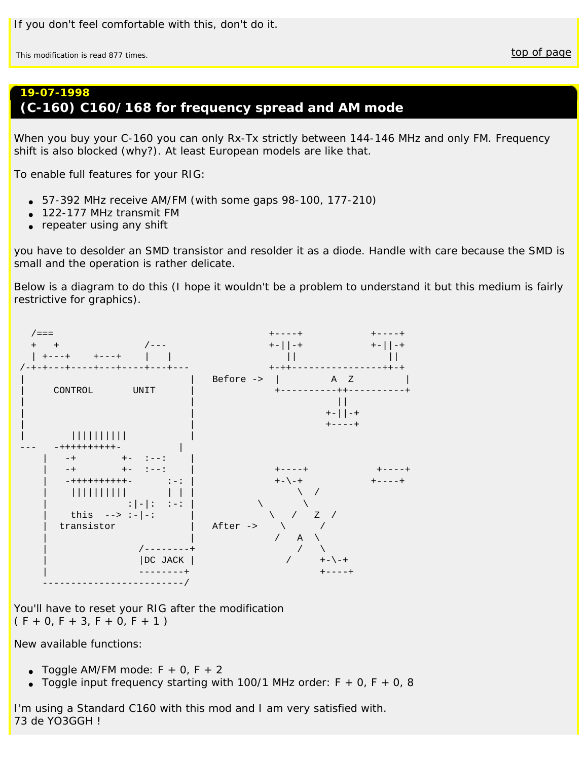If you don't feel comfortable with this, don't do it.

This modification is read 877 times.

top of page

**19-07-1998**

## (C-160) C160/168 for frequency spread and AM mode

When you buy your C-160 you can only Rx-Tx strictly between 144-146 MHz and only FM. Frequency shift is also blocked (why?). At least European models are like that.

To enable full features for your RIG:

- 57-392 MHz receive AM/FM (with some gaps 98-100, 177-210)
- 122-177 MHz transmit FM
- repeater using any shift

you have to desolder an SMD transistor and resolder it as a diode. Handle with care because the SMD is small and the operation is rather delicate.

Below is a diagram to do this (I hope it wouldn't be a problem to understand it but this medium is fairly restrictive for graphics).

```
   /===                                          +----+            +----+
   +   +               /---                      +-||-+            +-||-+
   | +---+    +---+    |   |                        ||                ||
 /-+-+---+----+---+----+---+---                  +-++----------------++-+
 |                            |   Before ->  |         A  Z         |
 |     CONTROL       UNIT     |              +----------++----------+
 |                            |                          ||
 |                            |                       +-||-+
 |                            |                       +----+
 |        ||||||||||          |
 ---   -+++++++++++-          |
    |   -+        +-  :--:    |
    |   -+        +-  :--:    |              +----+            +----+
    |   -+++++++++++-      :-: |              +-\-+            +----+
    |    ||||||||||       | | |                  \  /
    |               :|-|:  :-: |           \       \
    |    this  --> :-|-:      |              \   /   Z  /
    |  transistor             |   After ->    \      /
    |                         |              /   A  \
    |                /--------+                  /   \
    |                |DC JACK |               /     +-\-+
    |                --------+                      +----+
    -------------------------/
```

You'll have to reset your RIG after the modification
( F + 0, F + 3, F + 0, F + 1 )

New available functions:

- Toggle AM/FM mode: F + 0, F + 2
- Toggle input frequency starting with 100/1 MHz order: F + 0, F + 0, 8

I'm using a Standard C160 with this mod and I am very satisfied with.
73 de YO3GGH !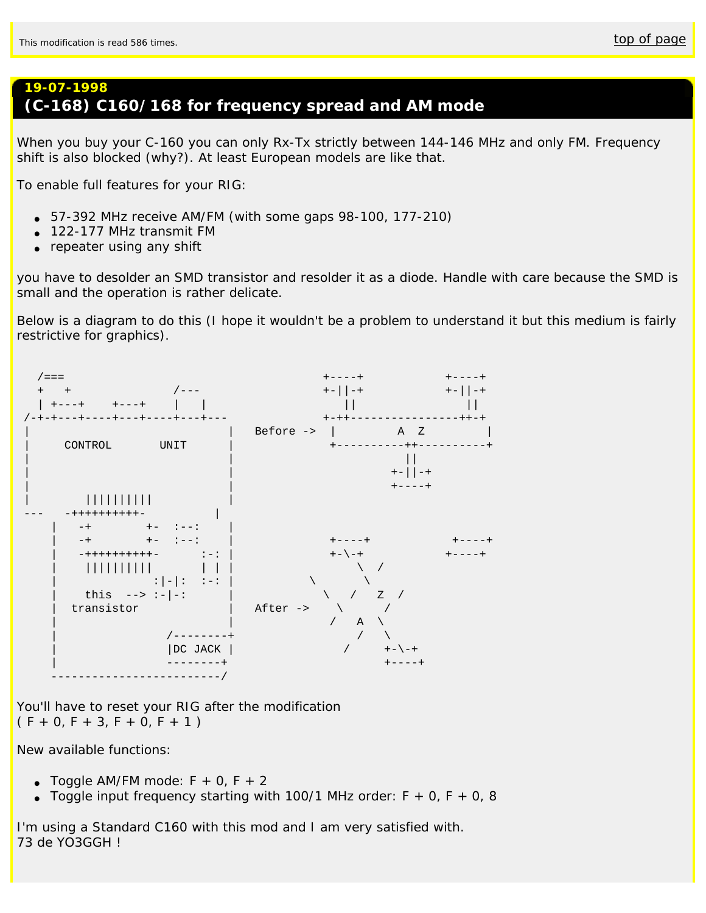This modification is read 586 times.

top of page

19-07-1998

## (C-168) C160/168 for frequency spread and AM mode

When you buy your C-160 you can only Rx-Tx strictly between 144-146 MHz and only FM. Frequency shift is also blocked (why?). At least European models are like that.

To enable full features for your RIG:

- 57-392 MHz receive AM/FM (with some gaps 98-100, 177-210)
- 122-177 MHz transmit FM
- repeater using any shift

you have to desolder an SMD transistor and resolder it as a diode. Handle with care because the SMD is small and the operation is rather delicate.

Below is a diagram to do this (I hope it wouldn't be a problem to understand it but this medium is fairly restrictive for graphics).

```
   /===                                           +----+            +----+
   +   +              /---                        +-||-+            +-||-+
   | +---+    +---+    |   |                         ||                ||
 /-+-+---+----+---+----+---+---                   +-++----------------++-+
 |                            |   Before ->  |         A  Z         |
 |     CONTROL       UNIT     |              +----------++----------+
 |                            |                         ||
 |                            |                       +-||-+
 |                            |                       +----+
 |        ||||||||||          |
 ---   -+++++++++++-         |
     |   -+        +-  :--:    |
     |   -+        +-  :--:    |              +----+            +----+
     |   -+++++++++++-      :-: |              +-\-+            +----+
     |    ||||||||||       | | |                   \  /
     |               :|-|:  :-: |           \       \
     |    this  --> :-|-:      |              \   /   Z  /
     |  transistor             |   After ->    \      /
     |                         |              /   A  \
     |                /--------+                  /   \
     |                |DC JACK |                /     +-\-+
     |                --------+                        +----+
     -------------------------/
```

You'll have to reset your RIG after the modification
( F + 0, F + 3, F + 0, F + 1 )

New available functions:

- Toggle AM/FM mode: F + 0, F + 2
- Toggle input frequency starting with 100/1 MHz order: F + 0, F + 0, 8

I'm using a Standard C160 with this mod and I am very satisfied with.
73 de YO3GGH !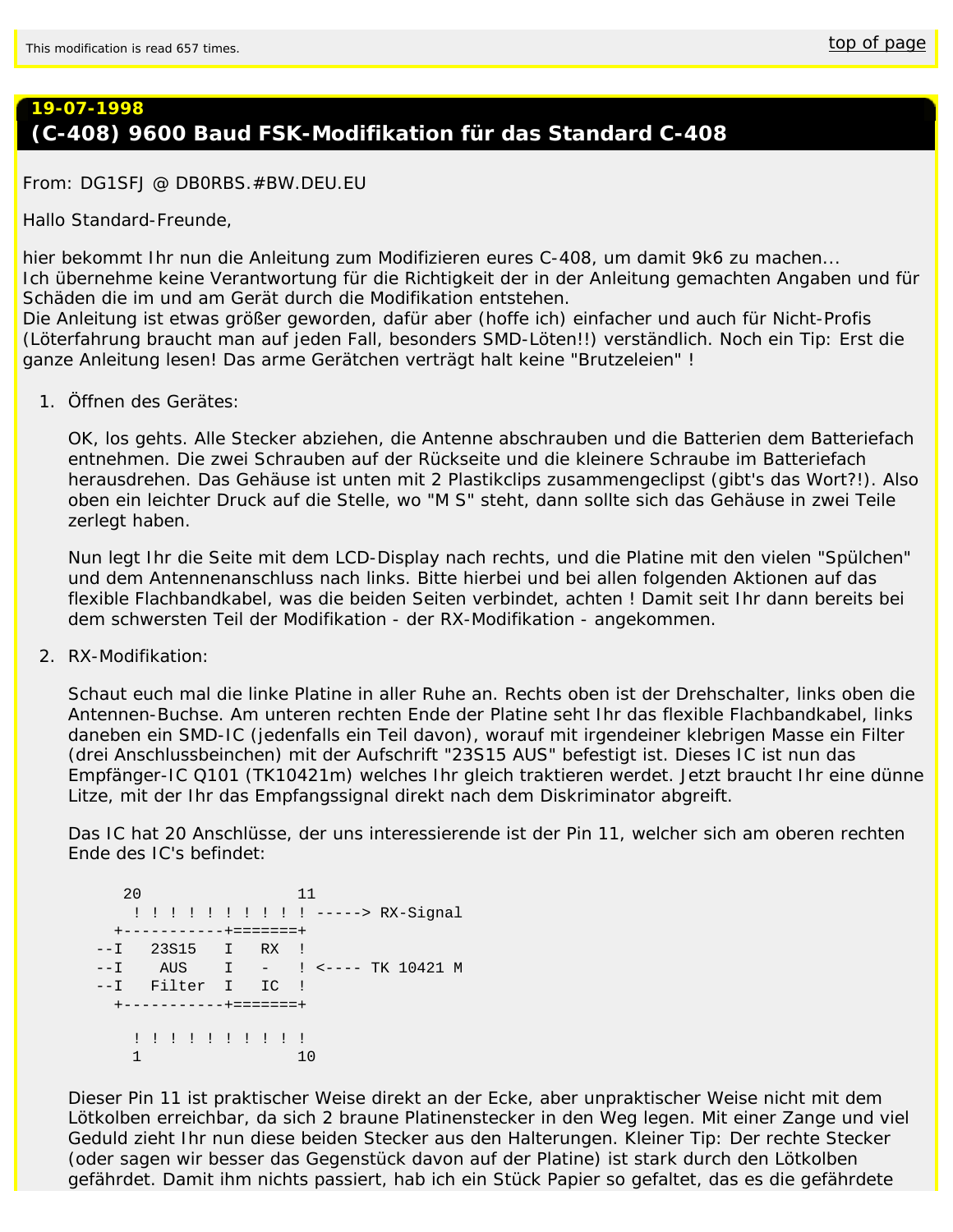This modification is read 657 times.

top of page

**19-07-1998**

## (C-408) 9600 Baud FSK-Modifikation für das Standard C-408

From: DG1SFJ @ DB0RBS.#BW.DEU.EU

Hallo Standard-Freunde,

hier bekommt Ihr nun die Anleitung zum Modifizieren eures C-408, um damit 9k6 zu machen...
Ich übernehme keine Verantwortung für die Richtigkeit der in der Anleitung gemachten Angaben und für Schäden die im und am Gerät durch die Modifikation entstehen.
Die Anleitung ist etwas größer geworden, dafür aber (hoffe ich) einfacher und auch für Nicht-Profis (Löterfahrung braucht man auf jeden Fall, besonders SMD-Löten!!) verständlich. Noch ein Tip: Erst die ganze Anleitung lesen! Das arme Gerätchen verträgt halt keine "Brutzeleien" !

1. Öffnen des Gerätes:

   OK, los gehts. Alle Stecker abziehen, die Antenne abschrauben und die Batterien dem Batteriefach entnehmen. Die zwei Schrauben auf der Rückseite und die kleinere Schraube im Batteriefach herausdrehen. Das Gehäuse ist unten mit 2 Plastikclips zusammengeclipst (gibt's das Wort?!). Also oben ein leichter Druck auf die Stelle, wo "M S" steht, dann sollte sich das Gehäuse in zwei Teile zerlegt haben.

   Nun legt Ihr die Seite mit dem LCD-Display nach rechts, und die Platine mit den vielen "Spülchen" und dem Antennenanschluss nach links. Bitte hierbei und bei allen folgenden Aktionen auf das flexible Flachbandkabel, was die beiden Seiten verbindet, achten ! Damit seit Ihr dann bereits bei dem schwersten Teil der Modifikation - der RX-Modifikation - angekommen.

2. RX-Modifikation:

   Schaut euch mal die linke Platine in aller Ruhe an. Rechts oben ist der Drehschalter, links oben die Antennen-Buchse. Am unteren rechten Ende der Platine seht Ihr das flexible Flachbandkabel, links daneben ein SMD-IC (jedenfalls ein Teil davon), worauf mit irgendeiner klebrigen Masse ein Filter (drei Anschlussbeinchen) mit der Aufschrift "23S15 AUS" befestigt ist. Dieses IC ist nun das Empfänger-IC Q101 (TK10421m) welches Ihr gleich traktieren werdet. Jetzt braucht Ihr eine dünne Litze, mit der Ihr das Empfangssignal direkt nach dem Diskriminator abgreift.

   Das IC hat 20 Anschlüsse, der uns interessierende ist der Pin 11, welcher sich am oberen rechten Ende des IC's befindet:

   ```
        20                11
         ! ! ! ! ! ! ! ! ! ! -----> RX-Signal
       +-----------+=======+
     --I   23S15   I   RX  !
     --I    AUS    I   -   ! <---- TK 10421 M
     --I   Filter  I   IC  !
       +-----------+=======+

         ! ! ! ! ! ! ! ! ! !
         1                10
   ```

   Dieser Pin 11 ist praktischer Weise direkt an der Ecke, aber unpraktischer Weise nicht mit dem Lötkolben erreichbar, da sich 2 braune Platinenstecker in den Weg legen. Mit einer Zange und viel Geduld zieht Ihr nun diese beiden Stecker aus den Halterungen. Kleiner Tip: Der rechte Stecker (oder sagen wir besser das Gegenstück davon auf der Platine) ist stark durch den Lötkolben gefährdet. Damit ihm nichts passiert, hab ich ein Stück Papier so gefaltet, das es die gefährdete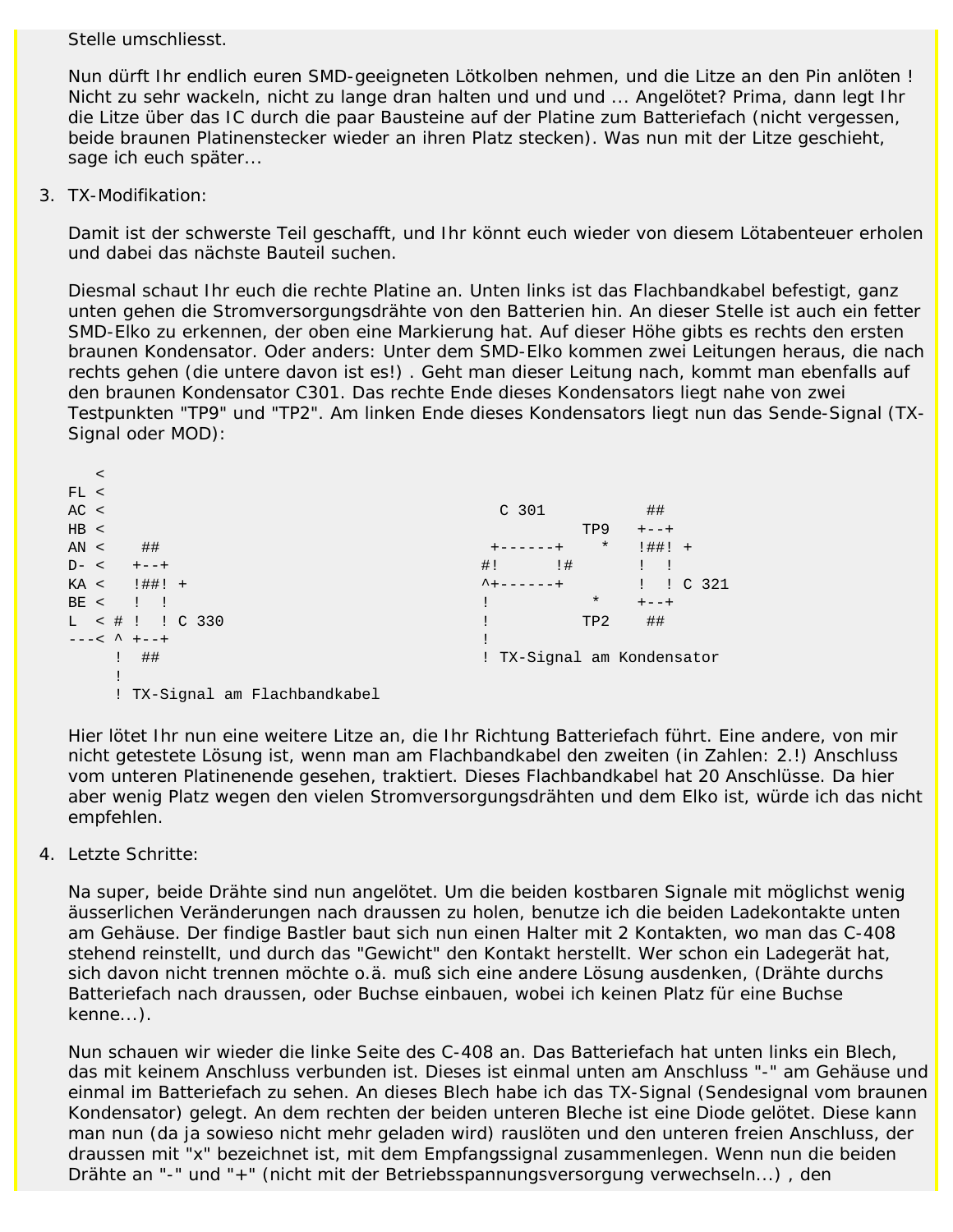Stelle umschliesst.

Nun dürft Ihr endlich euren SMD-geeigneten Lötkolben nehmen, und die Litze an den Pin anlöten ! Nicht zu sehr wackeln, nicht zu lange dran halten und und und ... Angelötet? Prima, dann legt Ihr die Litze über das IC durch die paar Bausteine auf der Platine zum Batteriefach (nicht vergessen, beide braunen Platinenstecker wieder an ihren Platz stecken). Was nun mit der Litze geschieht, sage ich euch später...

3. TX-Modifikation:

   Damit ist der schwerste Teil geschafft, und Ihr könnt euch wieder von diesem Lötabenteuer erholen und dabei das nächste Bauteil suchen.

   Diesmal schaut Ihr euch die rechte Platine an. Unten links ist das Flachbandkabel befestigt, ganz unten gehen die Stromversorgungsdrähte von den Batterien hin. An dieser Stelle ist auch ein fetter SMD-Elko zu erkennen, der oben eine Markierung hat. Auf dieser Höhe gibts es rechts den ersten braunen Kondensator. Oder anders: Unter dem SMD-Elko kommen zwei Leitungen heraus, die nach rechts gehen (die untere davon ist es!) . Geht man dieser Leitung nach, kommt man ebenfalls auf den braunen Kondensator C301. Das rechte Ende dieses Kondensators liegt nahe von zwei Testpunkten "TP9" und "TP2". Am linken Ende dieses Kondensators liegt nun das Sende-Signal (TX-Signal oder MOD):

```
   <
FL <
AC <                                            C 301           ##
HB <                                                     TP9   +--+
AN <    ##                                     +------+    *   !##! +
D- <   +--+                                   #!      !#       !  !
KA <   !##! +                                 ^+------+        !  ! C 321
BE <   !  !                                   !           *    +--+
L  < # !  ! C 330                             !          TP2    ##
---< ^ +--+                                   !
     !  ##                                    ! TX-Signal am Kondensator
     !
     ! TX-Signal am Flachbandkabel
```

   Hier lötet Ihr nun eine weitere Litze an, die Ihr Richtung Batteriefach führt. Eine andere, von mir nicht getestete Lösung ist, wenn man am Flachbandkabel den zweiten (in Zahlen: 2.!) Anschluss vom unteren Platinenende gesehen, traktiert. Dieses Flachbandkabel hat 20 Anschlüsse. Da hier aber wenig Platz wegen den vielen Stromversorgungsdrähten und dem Elko ist, würde ich das nicht empfehlen.

4. Letzte Schritte:

   Na super, beide Drähte sind nun angelötet. Um die beiden kostbaren Signale mit möglichst wenig äusserlichen Veränderungen nach draussen zu holen, benutze ich die beiden Ladekontakte unten am Gehäuse. Der findige Bastler baut sich nun einen Halter mit 2 Kontakten, wo man das C-408 stehend reinstellt, und durch das "Gewicht" den Kontakt herstellt. Wer schon ein Ladegerät hat, sich davon nicht trennen möchte o.ä. muß sich eine andere Lösung ausdenken, (Drähte durchs Batteriefach nach draussen, oder Buchse einbauen, wobei ich keinen Platz für eine Buchse kenne...).

   Nun schauen wir wieder die linke Seite des C-408 an. Das Batteriefach hat unten links ein Blech, das mit keinem Anschluss verbunden ist. Dieses ist einmal unten am Anschluss "-" am Gehäuse und einmal im Batteriefach zu sehen. An dieses Blech habe ich das TX-Signal (Sendesignal vom braunen Kondensator) gelegt. An dem rechten der beiden unteren Bleche ist eine Diode gelötet. Diese kann man nun (da ja sowieso nicht mehr geladen wird) rauslöten und den unteren freien Anschluss, der draussen mit "x" bezeichnet ist, mit dem Empfangssignal zusammenlegen. Wenn nun die beiden Drähte an "-" und "+" (nicht mit der Betriebsspannungsversorgung verwechseln...) , den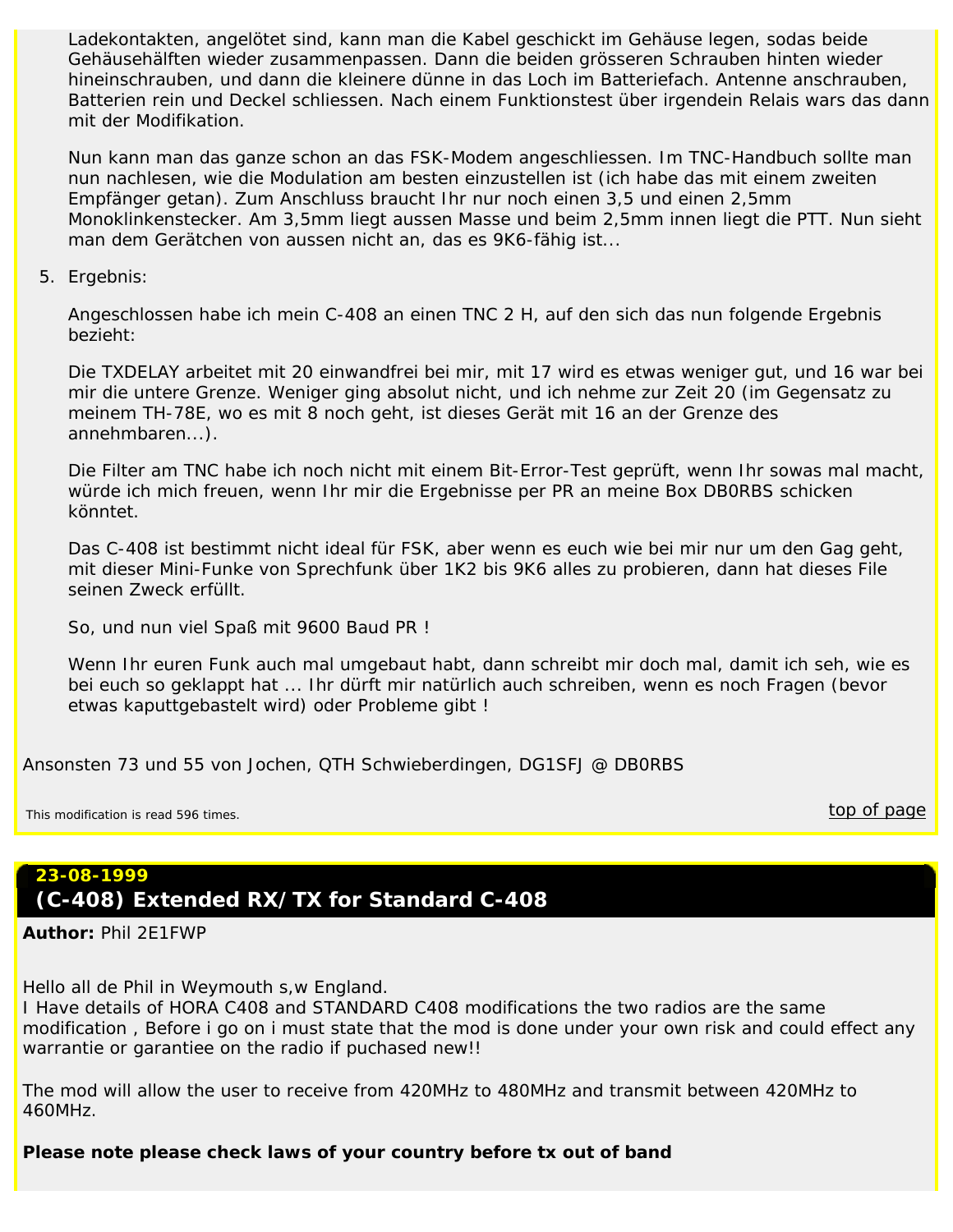Ladekontakten, angelötet sind, kann man die Kabel geschickt im Gehäuse legen, sodas beide Gehäusehälften wieder zusammenpassen. Dann die beiden grösseren Schrauben hinten wieder hineinschrauben, und dann die kleinere dünne in das Loch im Batteriefach. Antenne anschrauben, Batterien rein und Deckel schliessen. Nach einem Funktionstest über irgendein Relais wars das dann mit der Modifikation.

Nun kann man das ganze schon an das FSK-Modem angeschliessen. Im TNC-Handbuch sollte man nun nachlesen, wie die Modulation am besten einzustellen ist (ich habe das mit einem zweiten Empfänger getan). Zum Anschluss braucht Ihr nur noch einen 3,5 und einen 2,5mm Monoklinkenstecker. Am 3,5mm liegt aussen Masse und beim 2,5mm innen liegt die PTT. Nun sieht man dem Gerätchen von aussen nicht an, das es 9K6-fähig ist...

5. Ergebnis:

   Angeschlossen habe ich mein C-408 an einen TNC 2 H, auf den sich das nun folgende Ergebnis bezieht:

   Die TXDELAY arbeitet mit 20 einwandfrei bei mir, mit 17 wird es etwas weniger gut, und 16 war bei mir die untere Grenze. Weniger ging absolut nicht, und ich nehme zur Zeit 20 (im Gegensatz zu meinem TH-78E, wo es mit 8 noch geht, ist dieses Gerät mit 16 an der Grenze des annehmbaren...).

   Die Filter am TNC habe ich noch nicht mit einem Bit-Error-Test geprüft, wenn Ihr sowas mal macht, würde ich mich freuen, wenn Ihr mir die Ergebnisse per PR an meine Box DB0RBS schicken könntet.

   Das C-408 ist bestimmt nicht ideal für FSK, aber wenn es euch wie bei mir nur um den Gag geht, mit dieser Mini-Funke von Sprechfunk über 1K2 bis 9K6 alles zu probieren, dann hat dieses File seinen Zweck erfüllt.

   So, und nun viel Spaß mit 9600 Baud PR !

   Wenn Ihr euren Funk auch mal umgebaut habt, dann schreibt mir doch mal, damit ich seh, wie es bei euch so geklappt hat ... Ihr dürft mir natürlich auch schreiben, wenn es noch Fragen (bevor etwas kaputtgebastelt wird) oder Probleme gibt !

Ansonsten 73 und 55 von Jochen, QTH Schwieberdingen, DG1SFJ @ DB0RBS

This modification is read 596 times.

top of page

## 23-08-1999
## (C-408) Extended RX/TX for Standard C-408

**Author:** Phil 2E1FWP

Hello all de Phil in Weymouth s,w England.
I Have details of HORA C408 and STANDARD C408 modifications the two radios are the same modification , Before i go on i must state that the mod is done under your own risk and could effect any warrantie or garantiee on the radio if puchased new!!

The mod will allow the user to receive from 420MHz to 480MHz and transmit between 420MHz to 460MHz.

**Please note please check laws of your country before tx out of band**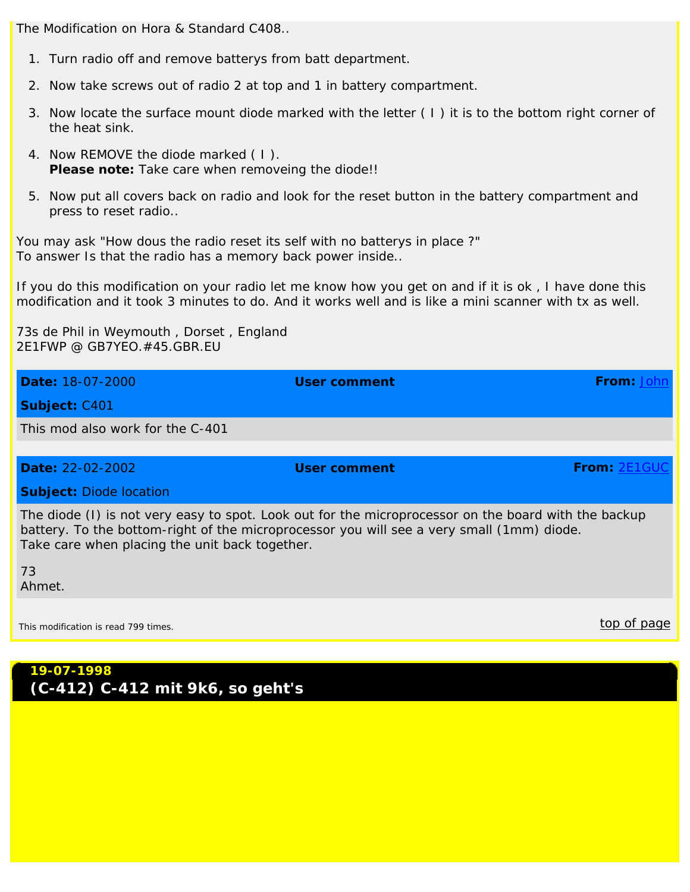The Modification on Hora & Standard C408..

1. Turn radio off and remove batterys from batt department.

2. Now take screws out of radio 2 at top and 1 in battery compartment.

3. Now locate the surface mount diode marked with the letter ( I ) it is to the bottom right corner of the heat sink.

4. Now REMOVE the diode marked ( I ).
   **Please note:** Take care when removeing the diode!!

5. Now put all covers back on radio and look for the reset button in the battery compartment and press to reset radio..

You may ask "How dous the radio reset its self with no batterys in place ?"
To answer Is that the radio has a memory back power inside..

If you do this modification on your radio let me know how you get on and if it is ok , I have done this modification and it took 3 minutes to do. And it works well and is like a mini scanner with tx as well.

73s de Phil in Weymouth , Dorset , England
2E1FWP @ GB7YEO.#45.GBR.EU

**Date:** 18-07-2000 **User comment** **From:** John

**Subject:** C401

This mod also work for the C-401

**Date:** 22-02-2002 **User comment** **From:** 2E1GUC

**Subject:** Diode location

The diode (I) is not very easy to spot. Look out for the microprocessor on the board with the backup battery. To the bottom-right of the microprocessor you will see a very small (1mm) diode.
Take care when placing the unit back together.

73
Ahmet.

This modification is read 799 times.

top of page

**19-07-1998**

## (C-412) C-412 mit 9k6, so geht's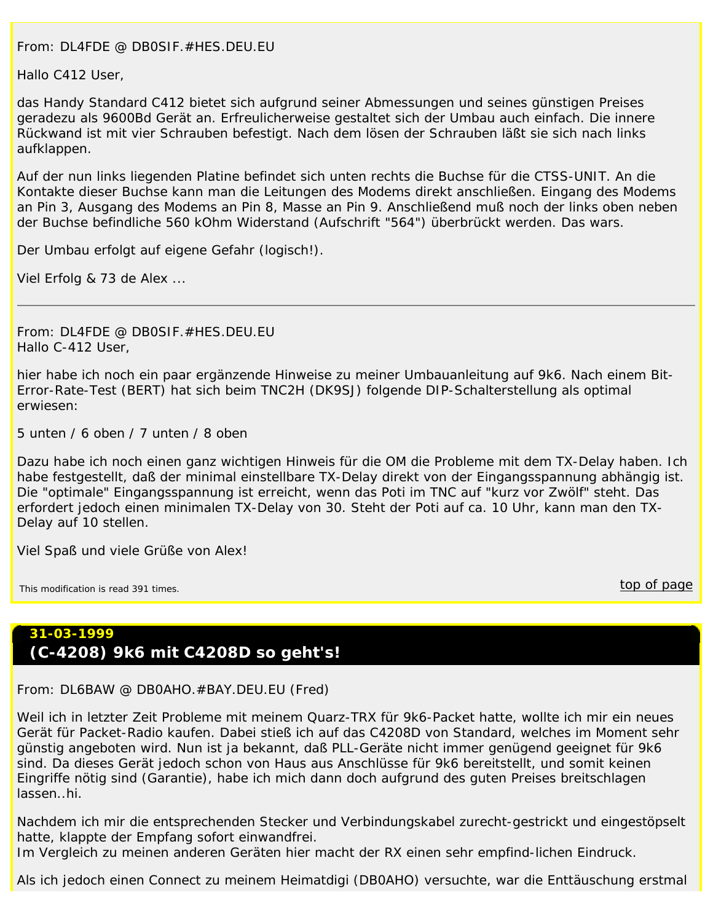From: DL4FDE @ DB0SIF.#HES.DEU.EU

Hallo C412 User,

das Handy Standard C412 bietet sich aufgrund seiner Abmessungen und seines günstigen Preises geradezu als 9600Bd Gerät an. Erfreulicherweise gestaltet sich der Umbau auch einfach. Die innere Rückwand ist mit vier Schrauben befestigt. Nach dem lösen der Schrauben läßt sie sich nach links aufklappen.

Auf der nun links liegenden Platine befindet sich unten rechts die Buchse für die CTSS-UNIT. An die Kontakte dieser Buchse kann man die Leitungen des Modems direkt anschließen. Eingang des Modems an Pin 3, Ausgang des Modems an Pin 8, Masse an Pin 9. Anschließend muß noch der links oben neben der Buchse befindliche 560 kOhm Widerstand (Aufschrift "564") überbrückt werden. Das wars.

Der Umbau erfolgt auf eigene Gefahr (logisch!).

Viel Erfolg & 73 de Alex ...

---

From: DL4FDE @ DB0SIF.#HES.DEU.EU
Hallo C-412 User,

hier habe ich noch ein paar ergänzende Hinweise zu meiner Umbauanleitung auf 9k6. Nach einem Bit-Error-Rate-Test (BERT) hat sich beim TNC2H (DK9SJ) folgende DIP-Schalterstellung als optimal erwiesen:

5 unten / 6 oben / 7 unten / 8 oben

Dazu habe ich noch einen ganz wichtigen Hinweis für die OM die Probleme mit dem TX-Delay haben. Ich habe festgestellt, daß der minimal einstellbare TX-Delay direkt von der Eingangsspannung abhängig ist. Die "optimale" Eingangsspannung ist erreicht, wenn das Poti im TNC auf "kurz vor Zwölf" steht. Das erfordert jedoch einen minimalen TX-Delay von 30. Steht der Poti auf ca. 10 Uhr, kann man den TX-Delay auf 10 stellen.

Viel Spaß und viele Grüße von Alex!

This modification is read 391 times.

top of page

**31-03-1999**

## (C-4208) 9k6 mit C4208D so geht's!

From: DL6BAW @ DB0AHO.#BAY.DEU.EU (Fred)

Weil ich in letzter Zeit Probleme mit meinem Quarz-TRX für 9k6-Packet hatte, wollte ich mir ein neues Gerät für Packet-Radio kaufen. Dabei stieß ich auf das C4208D von Standard, welches im Moment sehr günstig angeboten wird. Nun ist ja bekannt, daß PLL-Geräte nicht immer genügend geeignet für 9k6 sind. Da dieses Gerät jedoch schon von Haus aus Anschlüsse für 9k6 bereitstellt, und somit keinen Eingriffe nötig sind (Garantie), habe ich mich dann doch aufgrund des guten Preises breitschlagen lassen..hi.

Nachdem ich mir die entsprechenden Stecker und Verbindungskabel zurecht-gestrickt und eingestöpselt hatte, klappte der Empfang sofort einwandfrei.
Im Vergleich zu meinen anderen Geräten hier macht der RX einen sehr empfind-lichen Eindruck.

Als ich jedoch einen Connect zu meinem Heimatdigi (DB0AHO) versuchte, war die Enttäuschung erstmal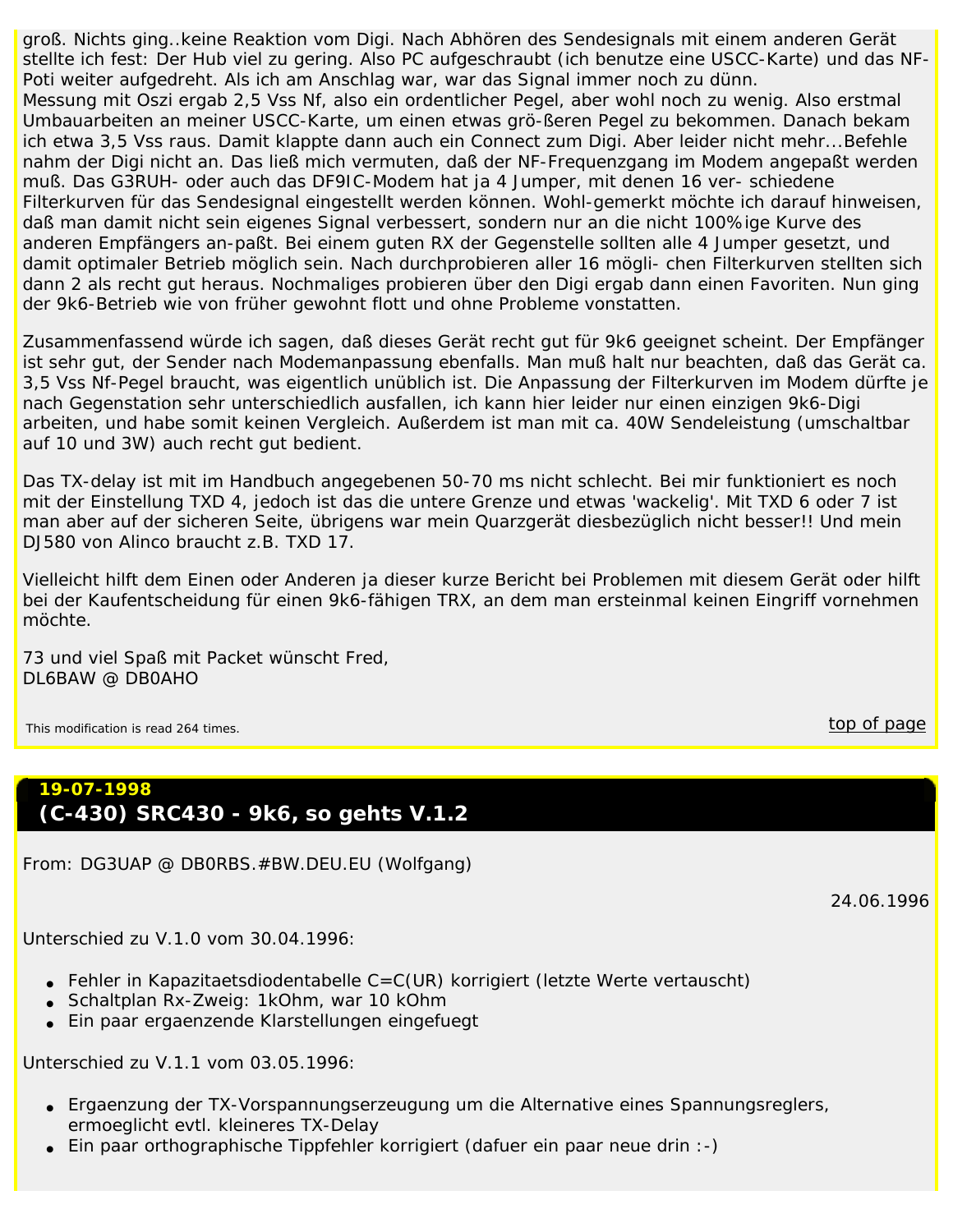groß. Nichts ging..keine Reaktion vom Digi. Nach Abhören des Sendesignals mit einem anderen Gerät stellte ich fest: Der Hub viel zu gering. Also PC aufgeschraubt (ich benutze eine USCC-Karte) und das NF-Poti weiter aufgedreht. Als ich am Anschlag war, war das Signal immer noch zu dünn.
Messung mit Oszi ergab 2,5 Vss Nf, also ein ordentlicher Pegel, aber wohl noch zu wenig. Also erstmal Umbauarbeiten an meiner USCC-Karte, um einen etwas grö-ßeren Pegel zu bekommen. Danach bekam ich etwa 3,5 Vss raus. Damit klappte dann auch ein Connect zum Digi. Aber leider nicht mehr...Befehle nahm der Digi nicht an. Das ließ mich vermuten, daß der NF-Frequenzgang im Modem angepaßt werden muß. Das G3RUH- oder auch das DF9IC-Modem hat ja 4 Jumper, mit denen 16 ver- schiedene Filterkurven für das Sendesignal eingestellt werden können. Wohl-gemerkt möchte ich darauf hinweisen, daß man damit nicht sein eigenes Signal verbessert, sondern nur an die nicht 100%ige Kurve des anderen Empfängers an-paßt. Bei einem guten RX der Gegenstelle sollten alle 4 Jumper gesetzt, und damit optimaler Betrieb möglich sein. Nach durchprobieren aller 16 mögli- chen Filterkurven stellten sich dann 2 als recht gut heraus. Nochmaliges probieren über den Digi ergab dann einen Favoriten. Nun ging der 9k6-Betrieb wie von früher gewohnt flott und ohne Probleme vonstatten.

Zusammenfassend würde ich sagen, daß dieses Gerät recht gut für 9k6 geeignet scheint. Der Empfänger ist sehr gut, der Sender nach Modemanpassung ebenfalls. Man muß halt nur beachten, daß das Gerät ca. 3,5 Vss Nf-Pegel braucht, was eigentlich unüblich ist. Die Anpassung der Filterkurven im Modem dürfte je nach Gegenstation sehr unterschiedlich ausfallen, ich kann hier leider nur einen einzigen 9k6-Digi arbeiten, und habe somit keinen Vergleich. Außerdem ist man mit ca. 40W Sendeleistung (umschaltbar auf 10 und 3W) auch recht gut bedient.

Das TX-delay ist mit im Handbuch angegebenen 50-70 ms nicht schlecht. Bei mir funktioniert es noch mit der Einstellung TXD 4, jedoch ist das die untere Grenze und etwas 'wackelig'. Mit TXD 6 oder 7 ist man aber auf der sicheren Seite, übrigens war mein Quarzgerät diesbezüglich nicht besser!! Und mein DJ580 von Alinco braucht z.B. TXD 17.

Vielleicht hilft dem Einen oder Anderen ja dieser kurze Bericht bei Problemen mit diesem Gerät oder hilft bei der Kaufentscheidung für einen 9k6-fähigen TRX, an dem man ersteinmal keinen Eingriff vornehmen möchte.

73 und viel Spaß mit Packet wünscht Fred,
DL6BAW @ DB0AHO

This modification is read 264 times.

top of page

**19-07-1998**

## (C-430) SRC430 - 9k6, so gehts V.1.2

From: DG3UAP @ DB0RBS.#BW.DEU.EU (Wolfgang)

24.06.1996

Unterschied zu V.1.0 vom 30.04.1996:

- Fehler in Kapazitaetsdiodentabelle C=C(UR) korrigiert (letzte Werte vertauscht)
- Schaltplan Rx-Zweig: 1kOhm, war 10 kOhm
- Ein paar ergaenzende Klarstellungen eingefuegt

Unterschied zu V.1.1 vom 03.05.1996:

- Ergaenzung der TX-Vorspannungserzeugung um die Alternative eines Spannungsreglers, ermoeglicht evtl. kleineres TX-Delay
- Ein paar orthographische Tippfehler korrigiert (dafuer ein paar neue drin :-)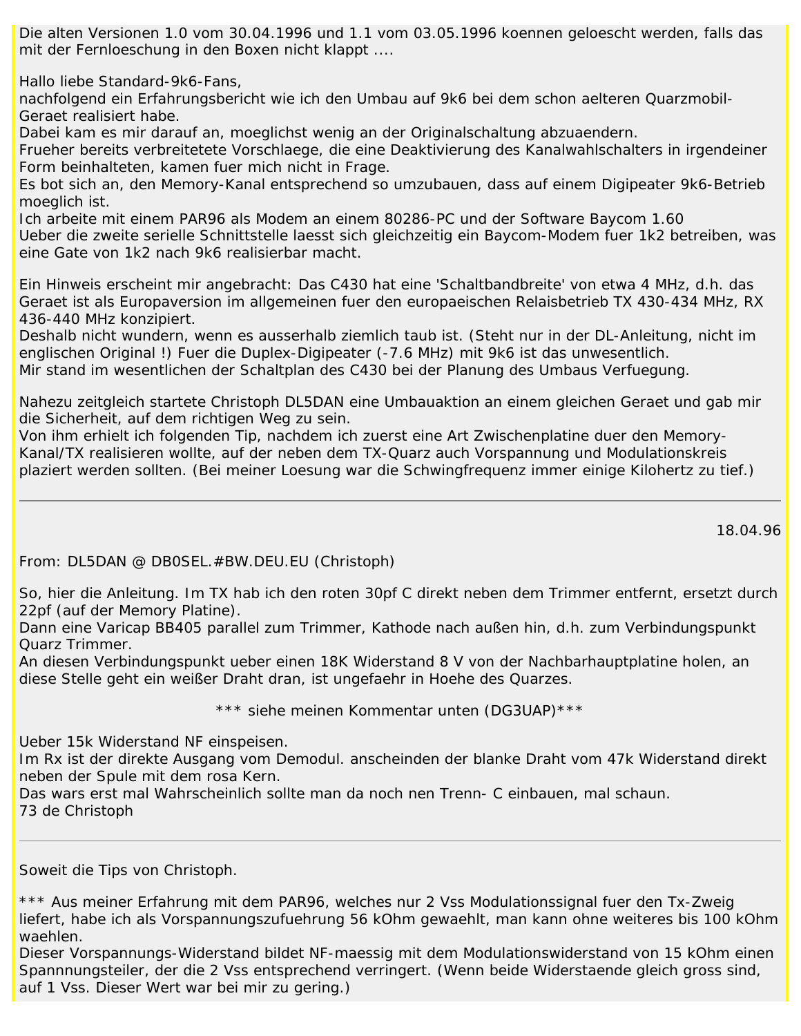Die alten Versionen 1.0 vom 30.04.1996 und 1.1 vom 03.05.1996 koennen geloescht werden, falls das mit der Fernloeschung in den Boxen nicht klappt ....

Hallo liebe Standard-9k6-Fans,
nachfolgend ein Erfahrungsbericht wie ich den Umbau auf 9k6 bei dem schon aelteren Quarzmobil-Geraet realisiert habe.
Dabei kam es mir darauf an, moeglichst wenig an der Originalschaltung abzuaendern.
Frueher bereits verbreitetete Vorschlaege, die eine Deaktivierung des Kanalwahlschalters in irgendeiner Form beinhalteten, kamen fuer mich nicht in Frage.
Es bot sich an, den Memory-Kanal entsprechend so umzubauen, dass auf einem Digipeater 9k6-Betrieb moeglich ist.
Ich arbeite mit einem PAR96 als Modem an einem 80286-PC und der Software Baycom 1.60
Ueber die zweite serielle Schnittstelle laesst sich gleichzeitig ein Baycom-Modem fuer 1k2 betreiben, was eine Gate von 1k2 nach 9k6 realisierbar macht.

Ein Hinweis erscheint mir angebracht: Das C430 hat eine 'Schaltbandbreite' von etwa 4 MHz, d.h. das Geraet ist als Europaversion im allgemeinen fuer den europaeischen Relaisbetrieb TX 430-434 MHz, RX 436-440 MHz konzipiert.
Deshalb nicht wundern, wenn es ausserhalb ziemlich taub ist. (Steht nur in der DL-Anleitung, nicht im englischen Original !) Fuer die Duplex-Digipeater (-7.6 MHz) mit 9k6 ist das unwesentlich.
Mir stand im wesentlichen der Schaltplan des C430 bei der Planung des Umbaus Verfuegung.

Nahezu zeitgleich startete Christoph DL5DAN eine Umbauaktion an einem gleichen Geraet und gab mir die Sicherheit, auf dem richtigen Weg zu sein.
Von ihm erhielt ich folgenden Tip, nachdem ich zuerst eine Art Zwischenplatine duer den Memory-Kanal/TX realisieren wollte, auf der neben dem TX-Quarz auch Vorspannung und Modulationskreis plaziert werden sollten. (Bei meiner Loesung war die Schwingfrequenz immer einige Kilohertz zu tief.)

---

18.04.96

From: DL5DAN @ DB0SEL.#BW.DEU.EU (Christoph)

So, hier die Anleitung. Im TX hab ich den roten 30pf C direkt neben dem Trimmer entfernt, ersetzt durch 22pf (auf der Memory Platine).
Dann eine Varicap BB405 parallel zum Trimmer, Kathode nach außen hin, d.h. zum Verbindungspunkt Quarz Trimmer.
An diesen Verbindungspunkt ueber einen 18K Widerstand 8 V von der Nachbarhauptplatine holen, an diese Stelle geht ein weißer Draht dran, ist ungefaehr in Hoehe des Quarzes.

*** siehe meinen Kommentar unten (DG3UAP)***

Ueber 15k Widerstand NF einspeisen.
Im Rx ist der direkte Ausgang vom Demodul. anscheinden der blanke Draht vom 47k Widerstand direkt neben der Spule mit dem rosa Kern.
Das wars erst mal Wahrscheinlich sollte man da noch nen Trenn- C einbauen, mal schaun.
73 de Christoph

---

Soweit die Tips von Christoph.

*** Aus meiner Erfahrung mit dem PAR96, welches nur 2 Vss Modulationssignal fuer den Tx-Zweig liefert, habe ich als Vorspannungszufuehrung 56 kOhm gewaehlt, man kann ohne weiteres bis 100 kOhm waehlen.
Dieser Vorspannungs-Widerstand bildet NF-maessig mit dem Modulationswiderstand von 15 kOhm einen Spannnungsteiler, der die 2 Vss entsprechend verringert. (Wenn beide Widerstaende gleich gross sind, auf 1 Vss. Dieser Wert war bei mir zu gering.)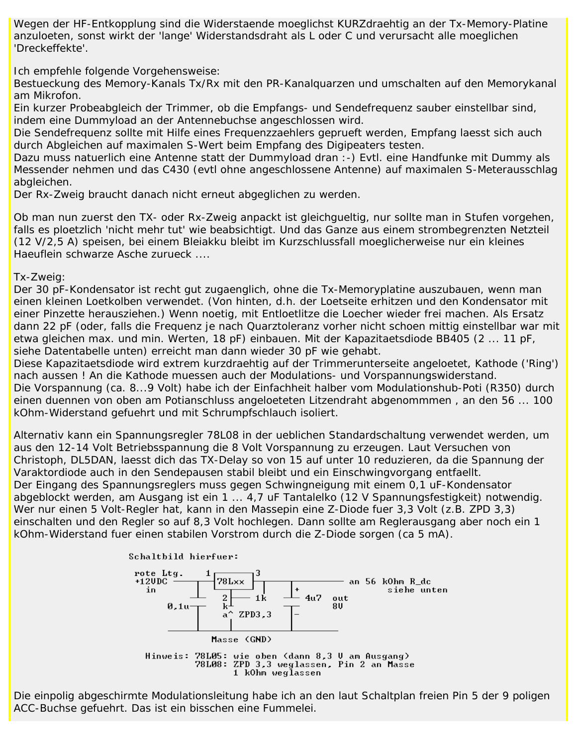Wegen der HF-Entkopplung sind die Widerstaende moeglichst KURZdraehtig an der Tx-Memory-Platine anzuloeten, sonst wirkt der 'lange' Widerstandsdraht als L oder C und verursacht alle moeglichen 'Dreckeffekte'.

Ich empfehle folgende Vorgehensweise:
Bestueckung des Memory-Kanals Tx/Rx mit den PR-Kanalquarzen und umschalten auf den Memorykanal am Mikrofon.
Ein kurzer Probeabgleich der Trimmer, ob die Empfangs- und Sendefrequenz sauber einstellbar sind, indem eine Dummyload an der Antennebuchse angeschlossen wird.
Die Sendefrequenz sollte mit Hilfe eines Frequenzzaehlers geprueft werden, Empfang laesst sich auch durch Abgleichen auf maximalen S-Wert beim Empfang des Digipeaters testen.
Dazu muss natuerlich eine Antenne statt der Dummyload dran :-) Evtl. eine Handfunke mit Dummy als Messender nehmen und das C430 (evtl ohne angeschlossene Antenne) auf maximalen S-Meterausschlag abgleichen.
Der Rx-Zweig braucht danach nicht erneut abgeglichen zu werden.

Ob man nun zuerst den TX- oder Rx-Zweig anpackt ist gleichgueltig, nur sollte man in Stufen vorgehen, falls es ploetzlich 'nicht mehr tut' wie beabsichtigt. Und das Ganze aus einem strombegrenzten Netzteil (12 V/2,5 A) speisen, bei einem Bleiakku bleibt im Kurzschlussfall moeglicherweise nur ein kleines Haeuflein schwarze Asche zurueck ....

Tx-Zweig:
Der 30 pF-Kondensator ist recht gut zugaenglich, ohne die Tx-Memoryplatine auszubauen, wenn man einen kleinen Loetkolben verwendet. (Von hinten, d.h. der Loetseite erhitzen und den Kondensator mit einer Pinzette herausziehen.) Wenn noetig, mit Entloetlitze die Loecher wieder frei machen. Als Ersatz dann 22 pF (oder, falls die Frequenz je nach Quarztoleranz vorher nicht schoen mittig einstellbar war mit etwa gleichen max. und min. Werten, 18 pF) einbauen. Mit der Kapazitaetsdiode BB405 (2 ... 11 pF, siehe Datentabelle unten) erreicht man dann wieder 30 pF wie gehabt.
Diese Kapazitaetsdiode wird extrem kurzdraehtig auf der Trimmerunterseite angeloetet, Kathode ('Ring') nach aussen ! An die Kathode muessen auch der Modulations- und Vorspannungswiderstand.
Die Vorspannung (ca. 8...9 Volt) habe ich der Einfachheit halber vom Modulationshub-Poti (R350) durch einen duennen von oben am Potianschluss angeloeteten Litzendraht abgenommmen , an den 56 ... 100 kOhm-Widerstand gefuehrt und mit Schrumpfschlauch isoliert.

Alternativ kann ein Spannungsregler 78L08 in der ueblichen Standardschaltung verwendet werden, um aus den 12-14 Volt Betriebsspannung die 8 Volt Vorspannung zu erzeugen. Laut Versuchen von Christoph, DL5DAN, laesst dich das TX-Delay so von 15 auf unter 10 reduzieren, da die Spannung der Varaktordiode auch in den Sendepausen stabil bleibt und ein Einschwingvorgang entfaellt.
Der Eingang des Spannungsreglers muss gegen Schwingneigung mit einem 0,1 uF-Kondensator abgeblockt werden, am Ausgang ist ein 1 ... 4,7 uF Tantalelko (12 V Spannungsfestigkeit) notwendig.
Wer nur einen 5 Volt-Regler hat, kann in den Massepin eine Z-Diode fuer 3,3 Volt (z.B. ZPD 3,3) einschalten und den Regler so auf 8,3 Volt hochlegen. Dann sollte am Reglerausgang aber noch ein 1 kOhm-Widerstand fuer einen stabilen Vorstrom durch die Z-Diode sorgen (ca 5 mA).

```
Schaltbild hierfuer:
 rote Ltg.     1 ________ 3
 +12VDC  -----|78Lxx   |----+--------+-------- an 56 kOhm R_dc
   in      |  |________|    |        |+               siehe unten
          ---     2 |-------+ 1k    ---  4u7  out
   0,1u-- ---     k-|              ---        8V
           |      a^ ZPD3,3         |-
           |        |               |
  ---------+--------+---------------+--------
              Masse (GND)

 Hinweis: 78L05: wie oben (dann 8,3 V am Ausgang)
          78L08: ZPD 3,3 weglassen, Pin 2 an Masse
                 1 kOhm weglassen
```

Die einpolig abgeschirmte Modulationsleitung habe ich an den laut Schaltplan freien Pin 5 der 9 poligen ACC-Buchse gefuehrt. Das ist ein bisschen eine Fummelei.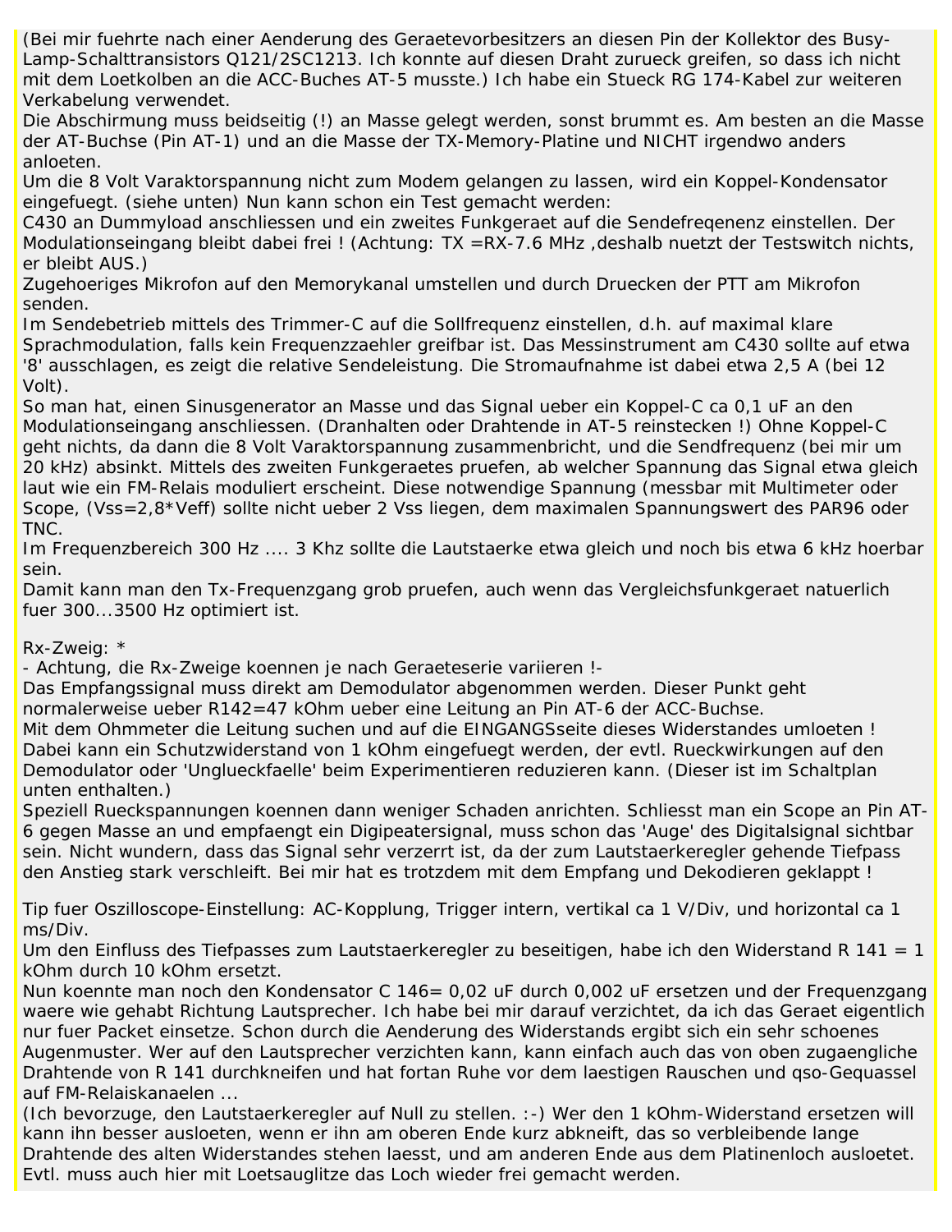(Bei mir fuehrte nach einer Aenderung des Geraetevorbesitzers an diesen Pin der Kollektor des Busy-Lamp-Schalttransistors Q121/2SC1213. Ich konnte auf diesen Draht zurueck greifen, so dass ich nicht mit dem Loetkolben an die ACC-Buches AT-5 musste.) Ich habe ein Stueck RG 174-Kabel zur weiteren Verkabelung verwendet.
Die Abschirmung muss beidseitig (!) an Masse gelegt werden, sonst brummt es. Am besten an die Masse der AT-Buchse (Pin AT-1) und an die Masse der TX-Memory-Platine und NICHT irgendwo anders anloeten.
Um die 8 Volt Varaktorspannung nicht zum Modem gelangen zu lassen, wird ein Koppel-Kondensator eingefuegt. (siehe unten) Nun kann schon ein Test gemacht werden:
C430 an Dummyload anschliessen und ein zweites Funkgeraet auf die Sendefreqenenz einstellen. Der Modulationseingang bleibt dabei frei ! (Achtung: TX =RX-7.6 MHz ,deshalb nuetzt der Testswitch nichts, er bleibt AUS.)
Zugehoeriges Mikrofon auf den Memorykanal umstellen und durch Druecken der PTT am Mikrofon senden.
Im Sendebetrieb mittels des Trimmer-C auf die Sollfrequenz einstellen, d.h. auf maximal klare Sprachmodulation, falls kein Frequenzzaehler greifbar ist. Das Messinstrument am C430 sollte auf etwa '8' ausschlagen, es zeigt die relative Sendeleistung. Die Stromaufnahme ist dabei etwa 2,5 A (bei 12 Volt).
So man hat, einen Sinusgenerator an Masse und das Signal ueber ein Koppel-C ca 0,1 uF an den Modulationseingang anschliessen. (Dranhalten oder Drahtende in AT-5 reinstecken !) Ohne Koppel-C geht nichts, da dann die 8 Volt Varaktorspannung zusammenbricht, und die Sendfrequenz (bei mir um 20 kHz) absinkt. Mittels des zweiten Funkgeraetes pruefen, ab welcher Spannung das Signal etwa gleich laut wie ein FM-Relais moduliert erscheint. Diese notwendige Spannung (messbar mit Multimeter oder Scope, (Vss=2,8*Veff) sollte nicht ueber 2 Vss liegen, dem maximalen Spannungswert des PAR96 oder TNC.
Im Frequenzbereich 300 Hz .... 3 Khz sollte die Lautstaerke etwa gleich und noch bis etwa 6 kHz hoerbar sein.
Damit kann man den Tx-Frequenzgang grob pruefen, auch wenn das Vergleichsfunkgeraet natuerlich fuer 300...3500 Hz optimiert ist.

Rx-Zweig: *
- Achtung, die Rx-Zweige koennen je nach Geraeteserie variieren !-
Das Empfangssignal muss direkt am Demodulator abgenommen werden. Dieser Punkt geht normalerweise ueber R142=47 kOhm ueber eine Leitung an Pin AT-6 der ACC-Buchse.
Mit dem Ohmmeter die Leitung suchen und auf die EINGANGSseite dieses Widerstandes umloeten ! Dabei kann ein Schutzwiderstand von 1 kOhm eingefuegt werden, der evtl. Rueckwirkungen auf den Demodulator oder 'Unglueckfaelle' beim Experimentieren reduzieren kann. (Dieser ist im Schaltplan unten enthalten.)
Speziell Rueckspannungen koennen dann weniger Schaden anrichten. Schliesst man ein Scope an Pin AT-6 gegen Masse an und empfaengt ein Digipeatersignal, muss schon das 'Auge' des Digitalsignal sichtbar sein. Nicht wundern, dass das Signal sehr verzerrt ist, da der zum Lautstaerkeregler gehende Tiefpass den Anstieg stark verschleift. Bei mir hat es trotzdem mit dem Empfang und Dekodieren geklappt !

Tip fuer Oszilloscope-Einstellung: AC-Kopplung, Trigger intern, vertikal ca 1 V/Div, und horizontal ca 1 ms/Div.
Um den Einfluss des Tiefpasses zum Lautstaerkeregler zu beseitigen, habe ich den Widerstand R 141 = 1 kOhm durch 10 kOhm ersetzt.
Nun koennte man noch den Kondensator C 146= 0,02 uF durch 0,002 uF ersetzen und der Frequenzgang waere wie gehabt Richtung Lautsprecher. Ich habe bei mir darauf verzichtet, da ich das Geraet eigentlich nur fuer Packet einsetze. Schon durch die Aenderung des Widerstands ergibt sich ein sehr schoenes Augenmuster. Wer auf den Lautsprecher verzichten kann, kann einfach auch das von oben zugaengliche Drahtende von R 141 durchkneifen und hat fortan Ruhe vor dem laestigen Rauschen und qso-Gequassel auf FM-Relaiskanaelen ...
(Ich bevorzuge, den Lautstaerkeregler auf Null zu stellen. :-) Wer den 1 kOhm-Widerstand ersetzen will kann ihn besser ausloeten, wenn er ihn am oberen Ende kurz abkneift, das so verbleibende lange Drahtende des alten Widerstandes stehen laesst, und am anderen Ende aus dem Platinenloch ausloetet. Evtl. muss auch hier mit Loetsauglitze das Loch wieder frei gemacht werden.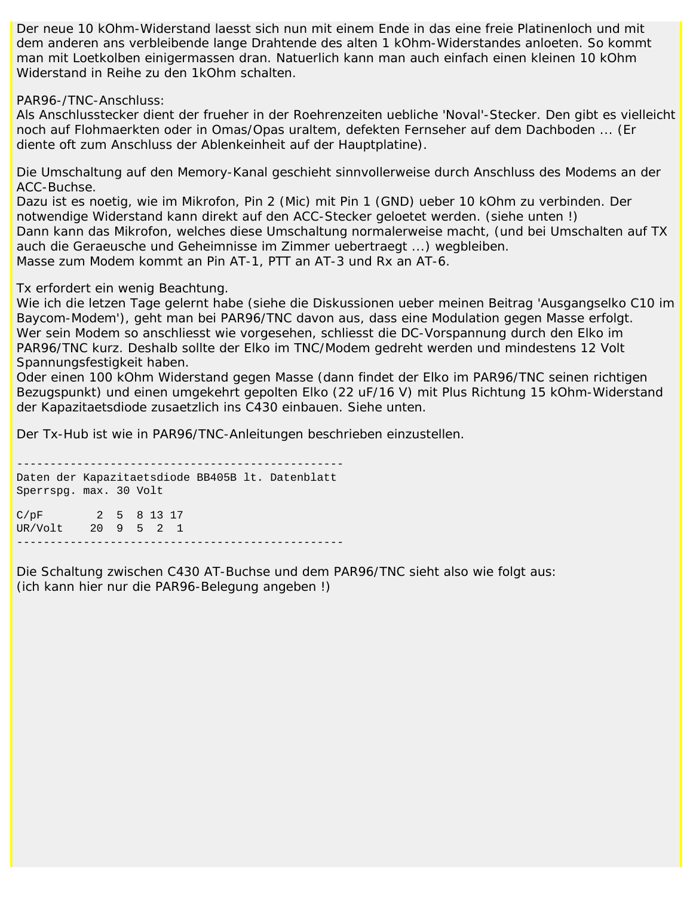Der neue 10 kOhm-Widerstand laesst sich nun mit einem Ende in das eine freie Platinenloch und mit dem anderen ans verbleibende lange Drahtende des alten 1 kOhm-Widerstandes anloeten. So kommt man mit Loetkolben einigermassen dran. Natuerlich kann man auch einfach einen kleinen 10 kOhm Widerstand in Reihe zu den 1kOhm schalten.

PAR96-/TNC-Anschluss:
Als Anschlusstecker dient der frueher in der Roehrenzeiten uebliche 'Noval'-Stecker. Den gibt es vielleicht noch auf Flohmaerkten oder in Omas/Opas uraltem, defekten Fernseher auf dem Dachboden ... (Er diente oft zum Anschluss der Ablenkeinheit auf der Hauptplatine).

Die Umschaltung auf den Memory-Kanal geschieht sinnvollerweise durch Anschluss des Modems an der ACC-Buchse.
Dazu ist es noetig, wie im Mikrofon, Pin 2 (Mic) mit Pin 1 (GND) ueber 10 kOhm zu verbinden. Der notwendige Widerstand kann direkt auf den ACC-Stecker geloetet werden. (siehe unten !)
Dann kann das Mikrofon, welches diese Umschaltung normalerweise macht, (und bei Umschalten auf TX auch die Geraeusche und Geheimnisse im Zimmer uebertraegt ...) wegbleiben.
Masse zum Modem kommt an Pin AT-1, PTT an AT-3 und Rx an AT-6.

Tx erfordert ein wenig Beachtung.
Wie ich die letzen Tage gelernt habe (siehe die Diskussionen ueber meinen Beitrag 'Ausgangselko C10 im Baycom-Modem'), geht man bei PAR96/TNC davon aus, dass eine Modulation gegen Masse erfolgt.
Wer sein Modem so anschliesst wie vorgesehen, schliesst die DC-Vorspannung durch den Elko im PAR96/TNC kurz. Deshalb sollte der Elko im TNC/Modem gedreht werden und mindestens 12 Volt Spannungsfestigkeit haben.
Oder einen 100 kOhm Widerstand gegen Masse (dann findet der Elko im PAR96/TNC seinen richtigen Bezugspunkt) und einen umgekehrt gepolten Elko (22 uF/16 V) mit Plus Richtung 15 kOhm-Widerstand der Kapazitaetsdiode zusaetzlich ins C430 einbauen. Siehe unten.

Der Tx-Hub ist wie in PAR96/TNC-Anleitungen beschrieben einzustellen.

```
-------------------------------------------------
Daten der Kapazitaetsdiode BB405B lt. Datenblatt
Sperrspg. max. 30 Volt

C/pF        2  5  8 13 17
UR/Volt    20  9  5  2  1
-------------------------------------------------
```

Die Schaltung zwischen C430 AT-Buchse und dem PAR96/TNC sieht also wie folgt aus:
(ich kann hier nur die PAR96-Belegung angeben !)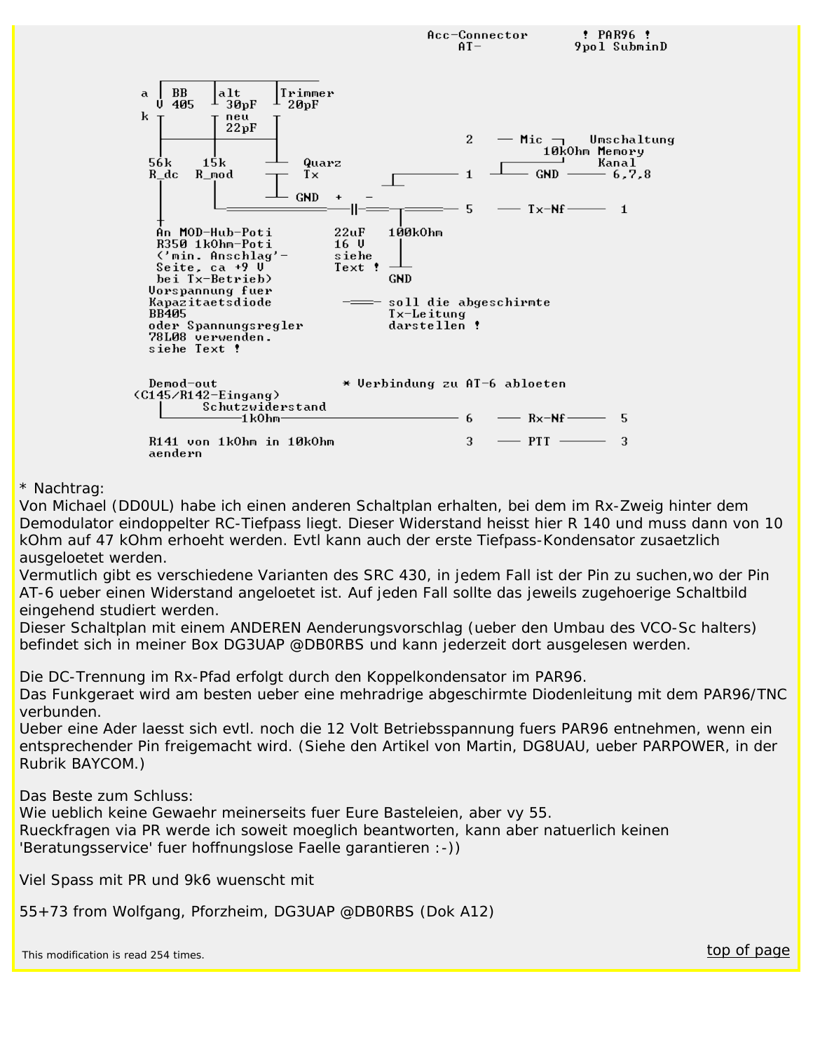```
                                              Acc-Connector        ! PAR96 !
                                                   AT-             9pol SubminD

         a  | BB    |alt    |Trimmer
            V 405   ┴ 30pF  ┴ 20pF
         k  ┬       ┬ neu   ┬
            |       | 22pF  |
            |-------+-------|
            |       |       |                  2   -- Mic ┐    Umschaltung
           56k     15k     ─┴─   Quarz                  10kOhm Memory
           R_dc    R_mod   ─┬─   Tx          ┌──────── 1   ──┴── GND ──── 6,7,8
            |       |       |               ─┴─                    Kanal
            |       |      ─┴─   GND    +   -
            |       └═══════════════════||══╤════════ 5   ── Tx-Nf ──── 1
            |                               |
            ┼                               |
         An MOD-Hub-Poti        22uF     100kOhm
         R350 1kOhm-Poti        16 V        |
         ('min. Anschlag'-      siehe       |
         Seite, ca +9 V         Text !     ─┴─
         bei Tx-Betrieb)                   GND
        Vorspannung fuer
        Kapazitaetsdiode           -═══-  soll die abgeschirmte
        BB405                             Tx-Leitung
        oder Spannungsregler              darstellen !
        78L08 verwenden.
        siehe Text !


        Demod-out                   * Verbindung zu AT-6 abloeten
      (C145/R142-Eingang)
        |       Schutzwiderstand
        └────────1kOhm──────────────────────────── 6   ── Rx-Nf ──── 5

        R141 von 1kOhm in 10kOhm                   3   ── PTT ────── 3
        aendern
```

* Nachtrag:
Von Michael (DD0UL) habe ich einen anderen Schaltplan erhalten, bei dem im Rx-Zweig hinter dem Demodulator eindoppelter RC-Tiefpass liegt. Dieser Widerstand heisst hier R 140 und muss dann von 10 kOhm auf 47 kOhm erhoeht werden. Evtl kann auch der erste Tiefpass-Kondensator zusaetzlich ausgeloetet werden.
Vermutlich gibt es verschiedene Varianten des SRC 430, in jedem Fall ist der Pin zu suchen,wo der Pin AT-6 ueber einen Widerstand angeloetet ist. Auf jeden Fall sollte das jeweils zugehoerige Schaltbild eingehend studiert werden.
Dieser Schaltplan mit einem ANDEREN Aenderungsvorschlag (ueber den Umbau des VCO-Sc halters) befindet sich in meiner Box DG3UAP @DB0RBS und kann jederzeit dort ausgelesen werden.

Die DC-Trennung im Rx-Pfad erfolgt durch den Koppelkondensator im PAR96.
Das Funkgeraet wird am besten ueber eine mehradrige abgeschirmte Diodenleitung mit dem PAR96/TNC verbunden.
Ueber eine Ader laesst sich evtl. noch die 12 Volt Betriebsspannung fuers PAR96 entnehmen, wenn ein entsprechender Pin freigemacht wird. (Siehe den Artikel von Martin, DG8UAU, ueber PARPOWER, in der Rubrik BAYCOM.)

Das Beste zum Schluss:
Wie ueblich keine Gewaehr meinerseits fuer Eure Basteleien, aber vy 55.
Rueckfragen via PR werde ich soweit moeglich beantworten, kann aber natuerlich keinen 'Beratungsservice' fuer hoffnungslose Faelle garantieren :-))

Viel Spass mit PR und 9k6 wuenscht mit

55+73 from Wolfgang, Pforzheim, DG3UAP @DB0RBS (Dok A12)

This modification is read 254 times.

top of page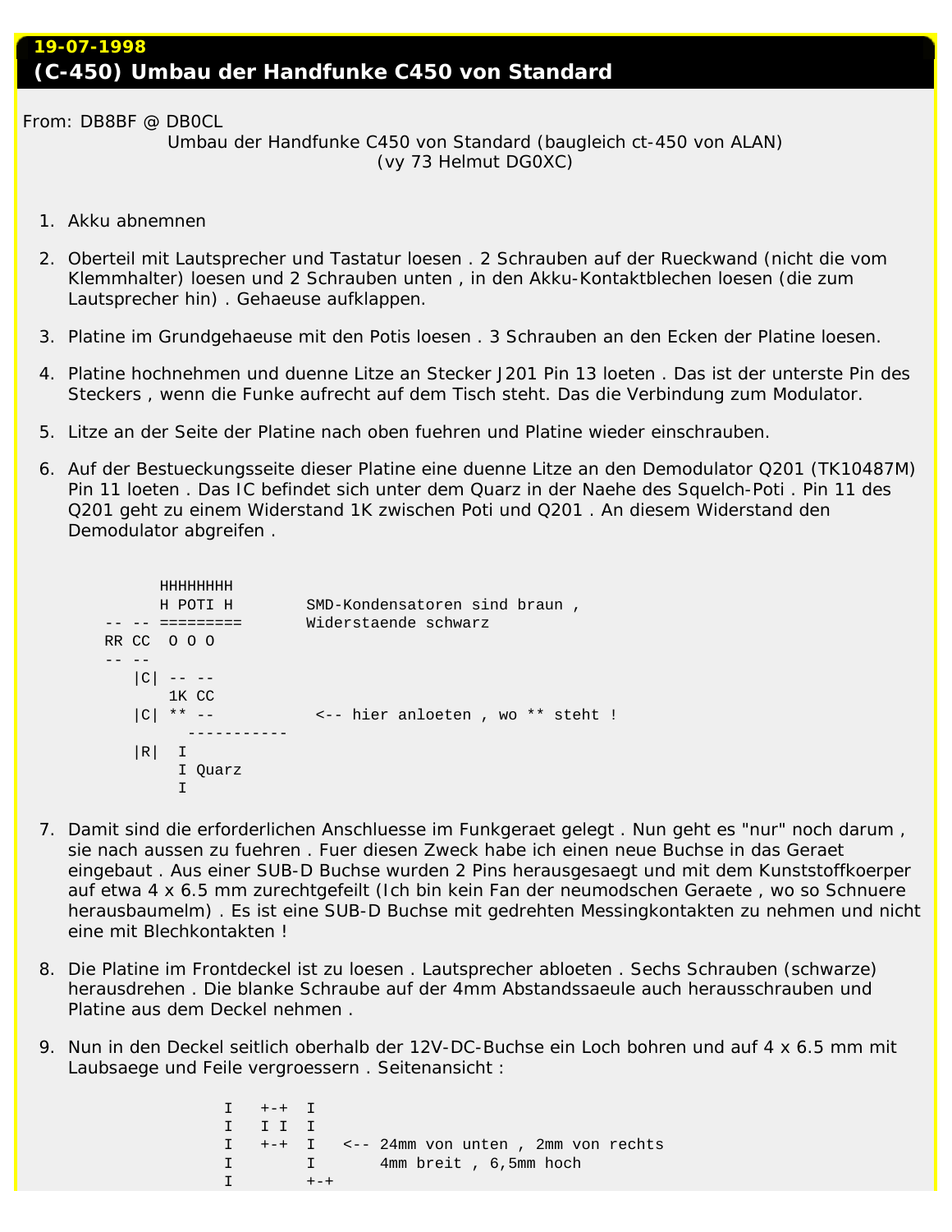**19-07-1998**

## (C-450) Umbau der Handfunke C450 von Standard

From: DB8BF @ DB0CL
Umbau der Handfunke C450 von Standard (baugleich ct-450 von ALAN)
(vy 73 Helmut DG0XC)

1. Akku abnemnen

2. Oberteil mit Lautsprecher und Tastatur loesen . 2 Schrauben auf der Rueckwand (nicht die vom Klemmhalter) loesen und 2 Schrauben unten , in den Akku-Kontaktblechen loesen (die zum Lautsprecher hin) . Gehaeuse aufklappen.

3. Platine im Grundgehaeuse mit den Potis loesen . 3 Schrauben an den Ecken der Platine loesen.

4. Platine hochnehmen und duenne Litze an Stecker J201 Pin 13 loeten . Das ist der unterste Pin des Steckers , wenn die Funke aufrecht auf dem Tisch steht. Das die Verbindung zum Modulator.

5. Litze an der Seite der Platine nach oben fuehren und Platine wieder einschrauben.

6. Auf der Bestueckungsseite dieser Platine eine duenne Litze an den Demodulator Q201 (TK10487M) Pin 11 loeten . Das IC befindet sich unter dem Quarz in der Naehe des Squelch-Poti . Pin 11 des Q201 geht zu einem Widerstand 1K zwischen Poti und Q201 . An diesem Widerstand den Demodulator abgreifen .

```
         HHHHHHHH
         H POTI H        SMD-Kondensatoren sind braun ,
   -- -- =========       Widerstaende schwarz
   RR CC  O O O
   -- --
      |C| -- --
          1K CC
      |C| ** --           <-- hier anloeten , wo ** steht !
            -----------
      |R|  I
           I Quarz
           I
```

7. Damit sind die erforderlichen Anschluesse im Funkgeraet gelegt . Nun geht es "nur" noch darum , sie nach aussen zu fuehren . Fuer diesen Zweck habe ich einen neue Buchse in das Geraet eingebaut . Aus einer SUB-D Buchse wurden 2 Pins herausgesaegt und mit dem Kunststoffkoerper auf etwa 4 x 6.5 mm zurechtgefeilt (Ich bin kein Fan der neumodschen Geraete , wo so Schnuere herausbaumelm) . Es ist eine SUB-D Buchse mit gedrehten Messingkontakten zu nehmen und nicht eine mit Blechkontakten !

8. Die Platine im Frontdeckel ist zu loesen . Lautsprecher abloeten . Sechs Schrauben (schwarze) herausdrehen . Die blanke Schraube auf der 4mm Abstandssaeule auch herausschrauben und Platine aus dem Deckel nehmen .

9. Nun in den Deckel seitlich oberhalb der 12V-DC-Buchse ein Loch bohren und auf 4 x 6.5 mm mit Laubsaege und Feile vergroessern . Seitenansicht :

```
I   +-+  I
I   I I  I
I   +-+  I   <-- 24mm von unten , 2mm von rechts
I        I       4mm breit , 6,5mm hoch
I        +-+
```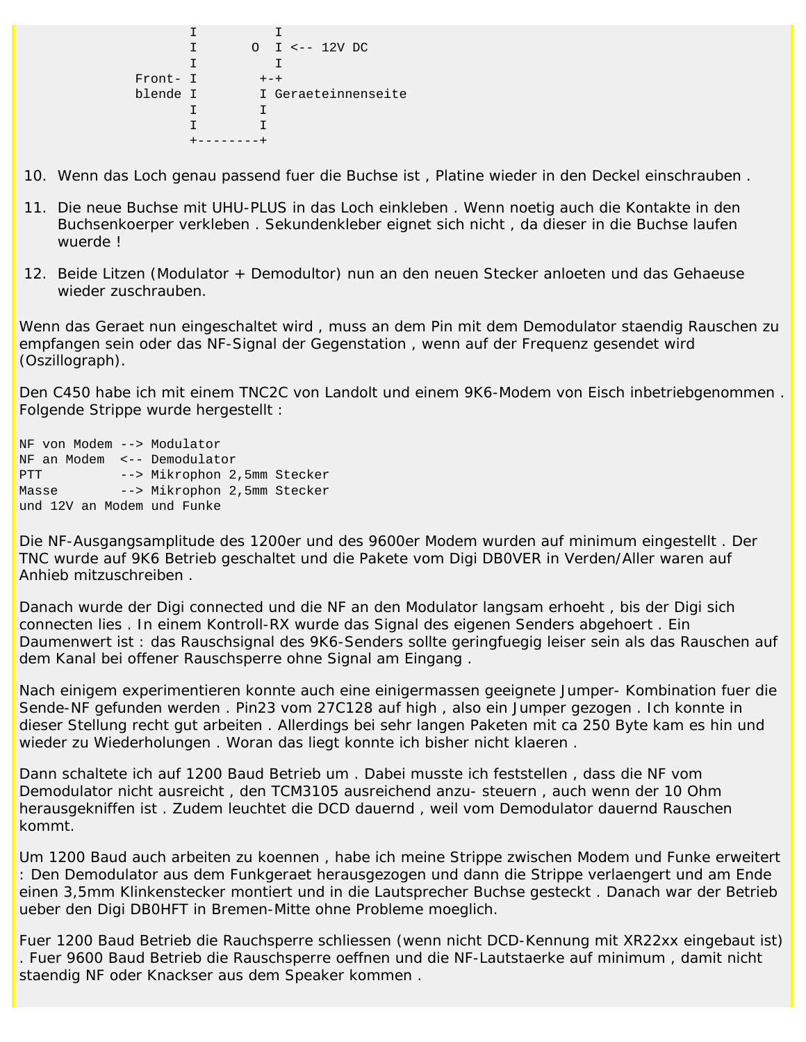```
                    I          I
                    I       O  I <-- 12V DC
                    I          I
             Front- I        +-+
             blende I        I Geraeteinnenseite
                    I        I
                    I        I
                    +--------+
```

10. Wenn das Loch genau passend fuer die Buchse ist , Platine wieder in den Deckel einschrauben .
11. Die neue Buchse mit UHU-PLUS in das Loch einkleben . Wenn noetig auch die Kontakte in den Buchsenkoerper verkleben . Sekundenkleber eignet sich nicht , da dieser in die Buchse laufen wuerde !
12. Beide Litzen (Modulator + Demodultor) nun an den neuen Stecker anloeten und das Gehaeuse wieder zuschrauben.

Wenn das Geraet nun eingeschaltet wird , muss an dem Pin mit dem Demodulator staendig Rauschen zu empfangen sein oder das NF-Signal der Gegenstation , wenn auf der Frequenz gesendet wird (Oszillograph).

Den C450 habe ich mit einem TNC2C von Landolt und einem 9K6-Modem von Eisch inbetriebgenommen . Folgende Strippe wurde hergestellt :

```
NF von Modem --> Modulator
NF an Modem  <-- Demodulator
PTT          --> Mikrophon 2,5mm Stecker
Masse        --> Mikrophon 2,5mm Stecker
und 12V an Modem und Funke
```

Die NF-Ausgangsamplitude des 1200er und des 9600er Modem wurden auf minimum eingestellt . Der TNC wurde auf 9K6 Betrieb geschaltet und die Pakete vom Digi DB0VER in Verden/Aller waren auf Anhieb mitzuschreiben .

Danach wurde der Digi connected und die NF an den Modulator langsam erhoeht , bis der Digi sich connecten lies . In einem Kontroll-RX wurde das Signal des eigenen Senders abgehoert . Ein Daumenwert ist : das Rauschsignal des 9K6-Senders sollte geringfuegig leiser sein als das Rauschen auf dem Kanal bei offener Rauschsperre ohne Signal am Eingang .

Nach einigem experimentieren konnte auch eine einigermassen geeignete Jumper- Kombination fuer die Sende-NF gefunden werden . Pin23 vom 27C128 auf high , also ein Jumper gezogen . Ich konnte in dieser Stellung recht gut arbeiten . Allerdings bei sehr langen Paketen mit ca 250 Byte kam es hin und wieder zu Wiederholungen . Woran das liegt konnte ich bisher nicht klaeren .

Dann schaltete ich auf 1200 Baud Betrieb um . Dabei musste ich feststellen , dass die NF vom Demodulator nicht ausreicht , den TCM3105 ausreichend anzu- steuern , auch wenn der 10 Ohm herausgekniffen ist . Zudem leuchtet die DCD dauernd , weil vom Demodulator dauernd Rauschen kommt.

Um 1200 Baud auch arbeiten zu koennen , habe ich meine Strippe zwischen Modem und Funke erweitert : Den Demodulator aus dem Funkgeraet herausgezogen und dann die Strippe verlaengert und am Ende einen 3,5mm Klinkenstecker montiert und in die Lautsprecher Buchse gesteckt . Danach war der Betrieb ueber den Digi DB0HFT in Bremen-Mitte ohne Probleme moeglich.

Fuer 1200 Baud Betrieb die Rauchsperre schliessen (wenn nicht DCD-Kennung mit XR22xx eingebaut ist) . Fuer 9600 Baud Betrieb die Rauschsperre oeffnen und die NF-Lautstaerke auf minimum , damit nicht staendig NF oder Knackser aus dem Speaker kommen .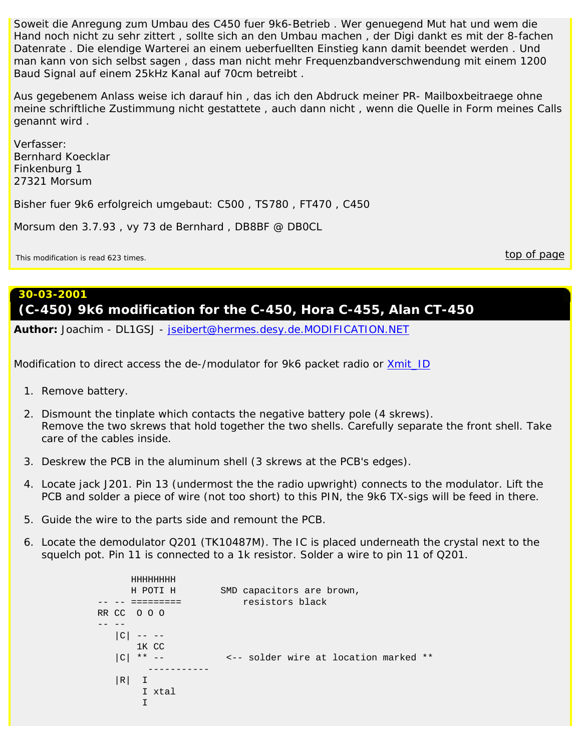Soweit die Anregung zum Umbau des C450 fuer 9k6-Betrieb . Wer genuegend Mut hat und wem die Hand noch nicht zu sehr zittert , sollte sich an den Umbau machen , der Digi dankt es mit der 8-fachen Datenrate . Die elendige Warterei an einem ueberfuellten Einstieg kann damit beendet werden . Und man kann von sich selbst sagen , dass man nicht mehr Frequenzbandverschwendung mit einem 1200 Baud Signal auf einem 25kHz Kanal auf 70cm betreibt .

Aus gegebenem Anlass weise ich darauf hin , das ich den Abdruck meiner PR- Mailboxbeitraege ohne meine schriftliche Zustimmung nicht gestattete , auch dann nicht , wenn die Quelle in Form meines Calls genannt wird .

Verfasser:
Bernhard Koecklar
Finkenburg 1
27321 Morsum

Bisher fuer 9k6 erfolgreich umgebaut: C500 , TS780 , FT470 , C450

Morsum den 3.7.93 , vy 73 de Bernhard , DB8BF @ DB0CL

This modification is read 623 times.

top of page

**30-03-2001**

## (C-450) 9k6 modification for the C-450, Hora C-455, Alan CT-450

**Author:** Joachim - DL1GSJ - jseibert@hermes.desy.de.MODIFICATION.NET

Modification to direct access the de-/modulator for 9k6 packet radio or Xmit_ID

1. Remove battery.
2. Dismount the tinplate which contacts the negative battery pole (4 skrews).
   Remove the two skrews that hold together the two shells. Carefully separate the front shell. Take care of the cables inside.
3. Deskrew the PCB in the aluminum shell (3 skrews at the PCB's edges).
4. Locate jack J201. Pin 13 (undermost the the radio upwright) connects to the modulator. Lift the PCB and solder a piece of wire (not too short) to this PIN, the 9k6 TX-sigs will be feed in there.
5. Guide the wire to the parts side and remount the PCB.
6. Locate the demodulator Q201 (TK10487M). The IC is placed underneath the crystal next to the squelch pot. Pin 11 is connected to a 1k resistor. Solder a wire to pin 11 of Q201.

```
             HHHHHHHH
             H POTI H        SMD capacitors are brown,
       -- -- ========            resistors black
       RR CC  O O O
       -- --
          |C| -- --
              1K CC
          |C| ** --           <-- solder wire at location marked **
                ----------- 
          |R|  I
               I xtal
               I
```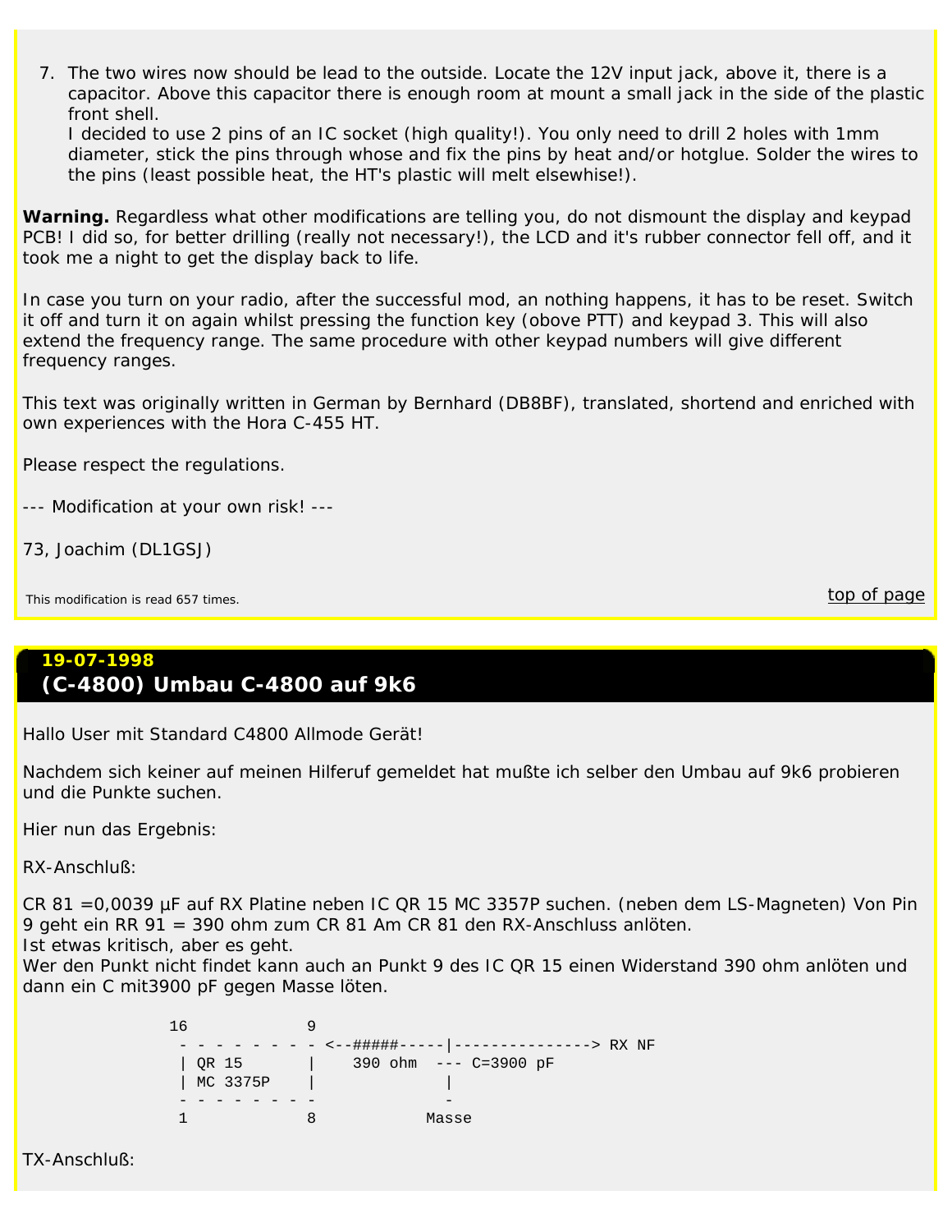7. The two wires now should be lead to the outside. Locate the 12V input jack, above it, there is a capacitor. Above this capacitor there is enough room at mount a small jack in the side of the plastic front shell.
   I decided to use 2 pins of an IC socket (high quality!). You only need to drill 2 holes with 1mm diameter, stick the pins through whose and fix the pins by heat and/or hotglue. Solder the wires to the pins (least possible heat, the HT's plastic will melt elsewhise!).

**Warning.** Regardless what other modifications are telling you, do not dismount the display and keypad PCB! I did so, for better drilling (really not necessary!), the LCD and it's rubber connector fell off, and it took me a night to get the display back to life.

In case you turn on your radio, after the successful mod, an nothing happens, it has to be reset. Switch it off and turn it on again whilst pressing the function key (obove PTT) and keypad 3. This will also extend the frequency range. The same procedure with other keypad numbers will give different frequency ranges.

This text was originally written in German by Bernhard (DB8BF), translated, shortend and enriched with own experiences with the Hora C-455 HT.

Please respect the regulations.

--- Modification at your own risk! ---

73, Joachim (DL1GSJ)

This modification is read 657 times.

top of page

**19-07-1998**

## (C-4800) Umbau C-4800 auf 9k6

Hallo User mit Standard C4800 Allmode Gerät!

Nachdem sich keiner auf meinen Hilferuf gemeldet hat mußte ich selber den Umbau auf 9k6 probieren und die Punkte suchen.

Hier nun das Ergebnis:

RX-Anschluß:

CR 81 =0,0039 µF auf RX Platine neben IC QR 15 MC 3357P suchen. (neben dem LS-Magneten) Von Pin 9 geht ein RR 91 = 390 ohm zum CR 81 Am CR 81 den RX-Anschluss anlöten.
Ist etwas kritisch, aber es geht.
Wer den Punkt nicht findet kann auch an Punkt 9 des IC QR 15 einen Widerstand 390 ohm anlöten und dann ein C mit3900 pF gegen Masse löten.

```
              16            9
               - - - - - - - - <--#####-----|---------------> RX NF
               | QR 15       |    390 ohm  --- C=3900 pF
               | MC 3375P    |              |
               - - - - - - - -              -
               1            8            Masse
```

TX-Anschluß: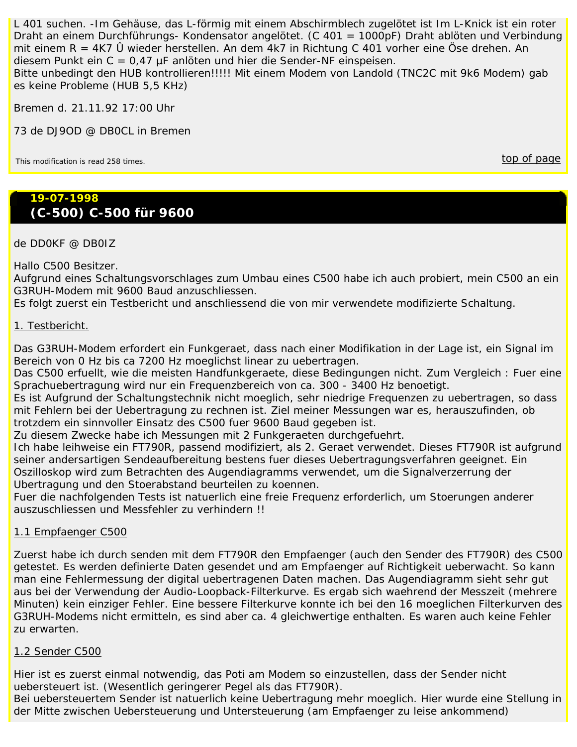L 401 suchen. -Im Gehäuse, das L-förmig mit einem Abschirmblech zugelötet ist Im L-Knick ist ein roter Draht an einem Durchführungs- Kondensator angelötet. (C 401 = 1000pF) Draht ablöten und Verbindung mit einem R = 4K7 Û wieder herstellen. An dem 4k7 in Richtung C 401 vorher eine Öse drehen. An diesem Punkt ein C = 0,47 µF anlöten und hier die Sender-NF einspeisen.
Bitte unbedingt den HUB kontrollieren!!!!! Mit einem Modem von Landold (TNC2C mit 9k6 Modem) gab es keine Probleme (HUB 5,5 KHz)

Bremen d. 21.11.92 17:00 Uhr

73 de DJ9OD @ DB0CL in Bremen

This modification is read 258 times.

top of page

**19-07-1998**

## (C-500) C-500 für 9600

de DD0KF @ DB0IZ

Hallo C500 Besitzer.
Aufgrund eines Schaltungsvorschlages zum Umbau eines C500 habe ich auch probiert, mein C500 an ein G3RUH-Modem mit 9600 Baud anzuschliessen.
Es folgt zuerst ein Testbericht und anschliessend die von mir verwendete modifizierte Schaltung.

1. Testbericht.

Das G3RUH-Modem erfordert ein Funkgeraet, dass nach einer Modifikation in der Lage ist, ein Signal im Bereich von 0 Hz bis ca 7200 Hz moeglichst linear zu uebertragen.
Das C500 erfuellt, wie die meisten Handfunkgeraete, diese Bedingungen nicht. Zum Vergleich : Fuer eine Sprachuebertragung wird nur ein Frequenzbereich von ca. 300 - 3400 Hz benoetigt.
Es ist Aufgrund der Schaltungstechnik nicht moeglich, sehr niedrige Frequenzen zu uebertragen, so dass mit Fehlern bei der Uebertragung zu rechnen ist. Ziel meiner Messungen war es, herauszufinden, ob trotzdem ein sinnvoller Einsatz des C500 fuer 9600 Baud gegeben ist.
Zu diesem Zwecke habe ich Messungen mit 2 Funkgeraeten durchgefuehrt.
Ich habe leihweise ein FT790R, passend modifiziert, als 2. Geraet verwendet. Dieses FT790R ist aufgrund seiner andersartigen Sendeaufbereitung bestens fuer dieses Uebertragungsverfahren geeignet. Ein Oszilloskop wird zum Betrachten des Augendiagramms verwendet, um die Signalverzerrung der Ubertragung und den Stoerabstand beurteilen zu koennen.
Fuer die nachfolgenden Tests ist natuerlich eine freie Frequenz erforderlich, um Stoerungen anderer auszuschliessen und Messfehler zu verhindern !!

1.1 Empfaenger C500

Zuerst habe ich durch senden mit dem FT790R den Empfaenger (auch den Sender des FT790R) des C500 getestet. Es werden definierte Daten gesendet und am Empfaenger auf Richtigkeit ueberwacht. So kann man eine Fehlermessung der digital uebertragenen Daten machen. Das Augendiagramm sieht sehr gut aus bei der Verwendung der Audio-Loopback-Filterkurve. Es ergab sich waehrend der Messzeit (mehrere Minuten) kein einziger Fehler. Eine bessere Filterkurve konnte ich bei den 16 moeglichen Filterkurven des G3RUH-Modems nicht ermitteln, es sind aber ca. 4 gleichwertige enthalten. Es waren auch keine Fehler zu erwarten.

1.2 Sender C500

Hier ist es zuerst einmal notwendig, das Poti am Modem so einzustellen, dass der Sender nicht uebersteuert ist. (Wesentlich geringerer Pegel als das FT790R).
Bei uebersteuertem Sender ist natuerlich keine Uebertragung mehr moeglich. Hier wurde eine Stellung in der Mitte zwischen Uebersteuerung und Untersteuerung (am Empfaenger zu leise ankommend)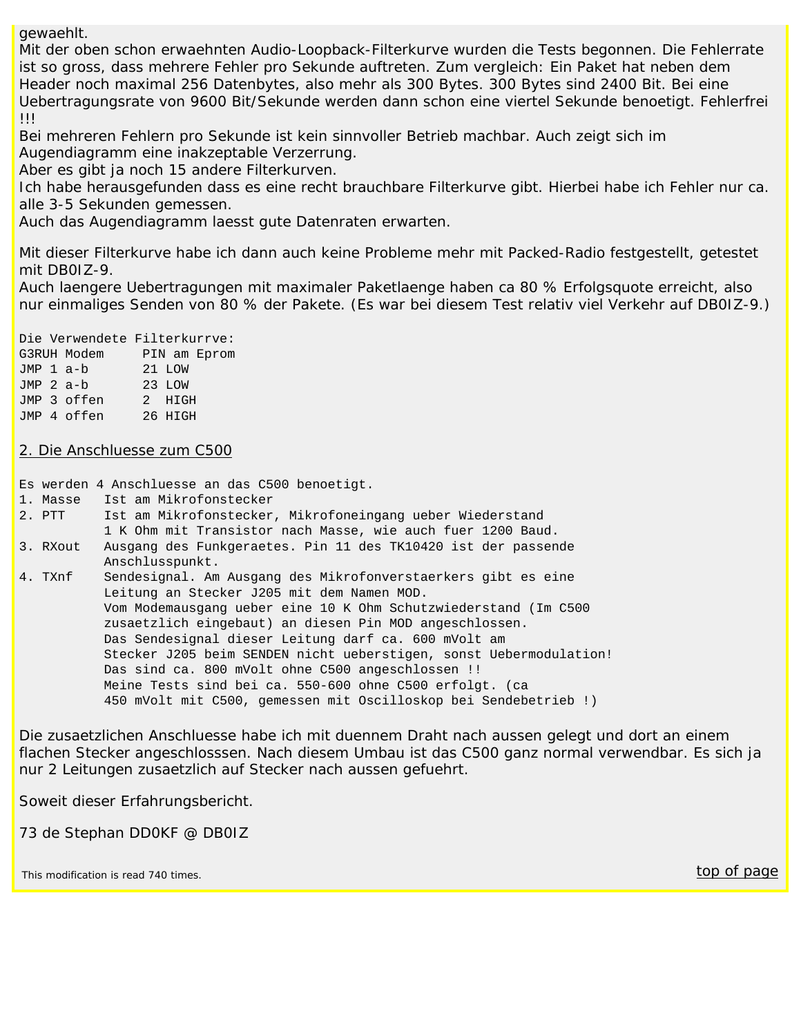gewaehlt.
Mit der oben schon erwaehnten Audio-Loopback-Filterkurve wurden die Tests begonnen. Die Fehlerrate ist so gross, dass mehrere Fehler pro Sekunde auftreten. Zum vergleich: Ein Paket hat neben dem Header noch maximal 256 Datenbytes, also mehr als 300 Bytes. 300 Bytes sind 2400 Bit. Bei eine Uebertragungsrate von 9600 Bit/Sekunde werden dann schon eine viertel Sekunde benoetigt. Fehlerfrei !!!
Bei mehreren Fehlern pro Sekunde ist kein sinnvoller Betrieb machbar. Auch zeigt sich im Augendiagramm eine inakzeptable Verzerrung.
Aber es gibt ja noch 15 andere Filterkurven.
Ich habe herausgefunden dass es eine recht brauchbare Filterkurve gibt. Hierbei habe ich Fehler nur ca. alle 3-5 Sekunden gemessen.
Auch das Augendiagramm laesst gute Datenraten erwarten.

Mit dieser Filterkurve habe ich dann auch keine Probleme mehr mit Packed-Radio festgestellt, getestet mit DB0IZ-9.
Auch laengere Uebertragungen mit maximaler Paketlaenge haben ca 80 % Erfolgsquote erreicht, also nur einmaliges Senden von 80 % der Pakete. (Es war bei diesem Test relativ viel Verkehr auf DB0IZ-9.)

```
Die Verwendete Filterkurrve:
G3RUH Modem     PIN am Eprom
JMP 1 a-b       21 LOW
JMP 2 a-b       23 LOW
JMP 3 offen     2  HIGH
JMP 4 offen     26 HIGH
```

## 2. Die Anschluesse zum C500

```
Es werden 4 Anschluesse an das C500 benoetigt.
1. Masse   Ist am Mikrofonstecker
2. PTT     Ist am Mikrofonstecker, Mikrofoneingang ueber Wiederstand
           1 K Ohm mit Transistor nach Masse, wie auch fuer 1200 Baud.
3. RXout   Ausgang des Funkgeraetes. Pin 11 des TK10420 ist der passende
           Anschlusspunkt.
4. TXnf    Sendesignal. Am Ausgang des Mikrofonverstaerkers gibt es eine
           Leitung an Stecker J205 mit dem Namen MOD.
           Vom Modemausgang ueber eine 10 K Ohm Schutzwiederstand (Im C500
           zusaetzlich eingebaut) an diesen Pin MOD angeschlossen.
           Das Sendesignal dieser Leitung darf ca. 600 mVolt am
           Stecker J205 beim SENDEN nicht ueberstigen, sonst Uebermodulation!
           Das sind ca. 800 mVolt ohne C500 angeschlossen !!
           Meine Tests sind bei ca. 550-600 ohne C500 erfolgt. (ca
           450 mVolt mit C500, gemessen mit Oscilloskop bei Sendebetrieb !)
```

Die zusaetzlichen Anschluesse habe ich mit duennem Draht nach aussen gelegt und dort an einem flachen Stecker angeschlosssen. Nach diesem Umbau ist das C500 ganz normal verwendbar. Es sich ja nur 2 Leitungen zusaetzlich auf Stecker nach aussen gefuehrt.

Soweit dieser Erfahrungsbericht.

73 de Stephan DD0KF @ DB0IZ

This modification is read 740 times.

top of page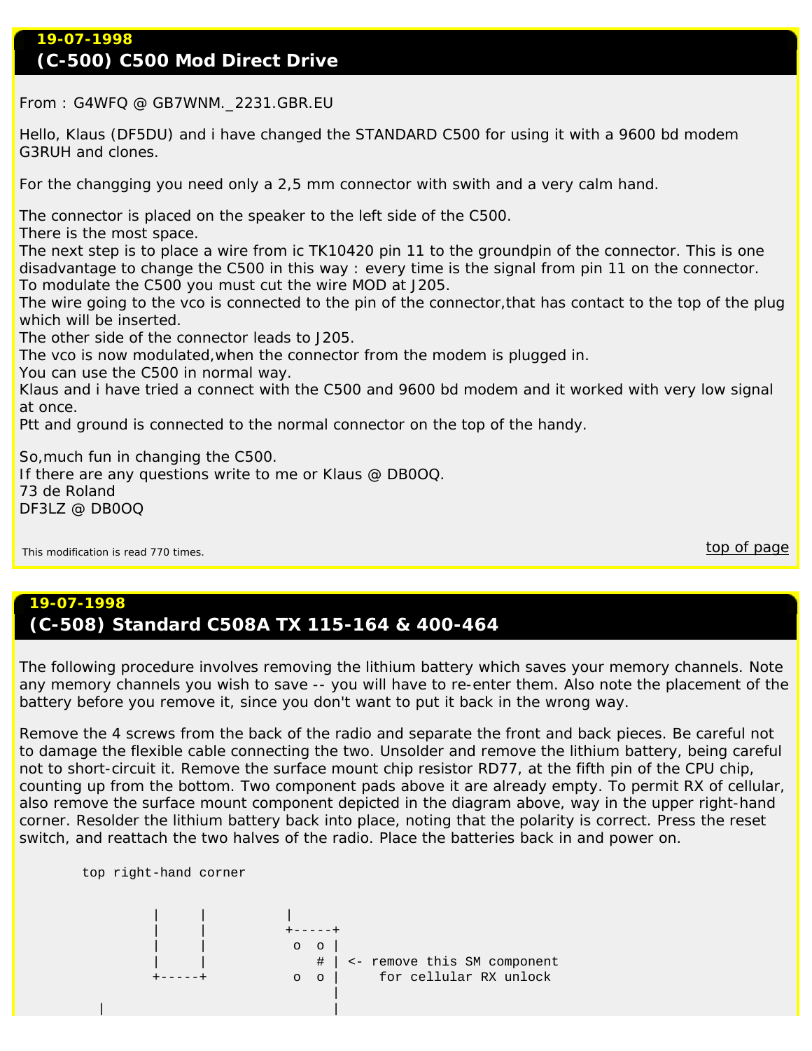## 19-07-1998
## (C-500) C500 Mod Direct Drive

From : G4WFQ @ GB7WNM._2231.GBR.EU

Hello, Klaus (DF5DU) and i have changed the STANDARD C500 for using it with a 9600 bd modem G3RUH and clones.

For the changging you need only a 2,5 mm connector with swith and a very calm hand.

The connector is placed on the speaker to the left side of the C500.
There is the most space.
The next step is to place a wire from ic TK10420 pin 11 to the groundpin of the connector. This is one disadvantage to change the C500 in this way : every time is the signal from pin 11 on the connector.
To modulate the C500 you must cut the wire MOD at J205.
The wire going to the vco is connected to the pin of the connector,that has contact to the top of the plug which will be inserted.
The other side of the connector leads to J205.
The vco is now modulated,when the connector from the modem is plugged in.
You can use the C500 in normal way.
Klaus and i have tried a connect with the C500 and 9600 bd modem and it worked with very low signal at once.
Ptt and ground is connected to the normal connector on the top of the handy.

So,much fun in changing the C500.
If there are any questions write to me or Klaus @ DB0OQ.
73 de Roland
DF3LZ @ DB0OQ

This modification is read 770 times.

top of page

## 19-07-1998
## (C-508) Standard C508A TX 115-164 & 400-464

The following procedure involves removing the lithium battery which saves your memory channels. Note any memory channels you wish to save -- you will have to re-enter them. Also note the placement of the battery before you remove it, since you don't want to put it back in the wrong way.

Remove the 4 screws from the back of the radio and separate the front and back pieces. Be careful not to damage the flexible cable connecting the two. Unsolder and remove the lithium battery, being careful not to short-circuit it. Remove the surface mount chip resistor RD77, at the fifth pin of the CPU chip, counting up from the bottom. Two component pads above it are already empty. To permit RX of cellular, also remove the surface mount component depicted in the diagram above, way in the upper right-hand corner. Resolder the lithium battery back into place, noting that the polarity is correct. Press the reset switch, and reattach the two halves of the radio. Place the batteries back in and power on.

```
        top right-hand corner


                 |     |          |
                 |     |          +-----+
                 |     |           o  o |
                 |     |              # | <- remove this SM component
                 +-----+           o  o |     for cellular RX unlock
                                        |
          |                             |
```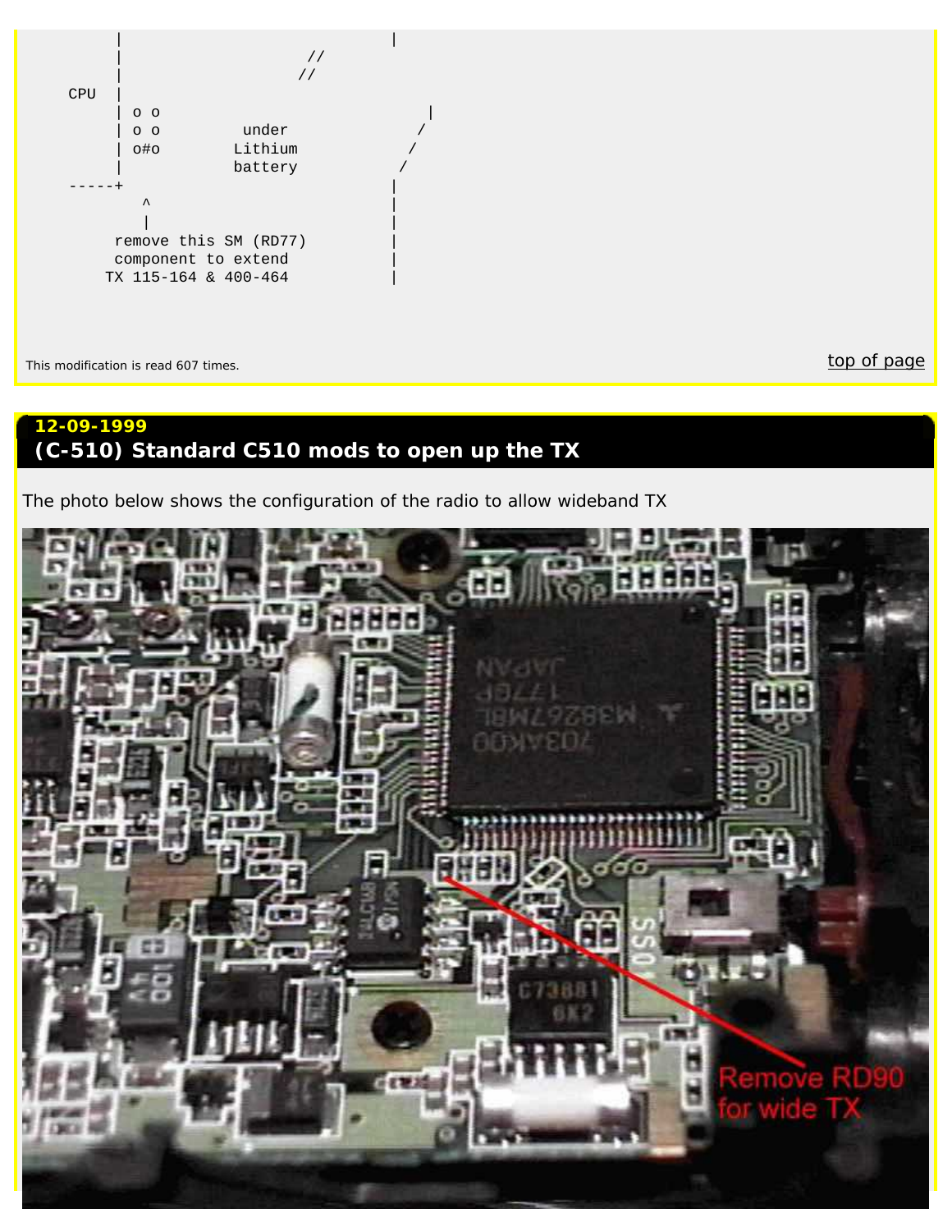```
       |                             |
       |                   //
       |                  //
    CPU  |
       | o o                              |
       | o o         under              /
       | o#o        Lithium            /
       |            battery           /
    -----+                           |
          ^                          |
          |                          |
       remove this SM (RD77)         |
       component to extend           |
      TX 115-164 & 400-464           |
```

This modification is read 607 times.

top of page

**12-09-1999**

## (C-510) Standard C510 mods to open up the TX

The photo below shows the configuration of the radio to allow wideband TX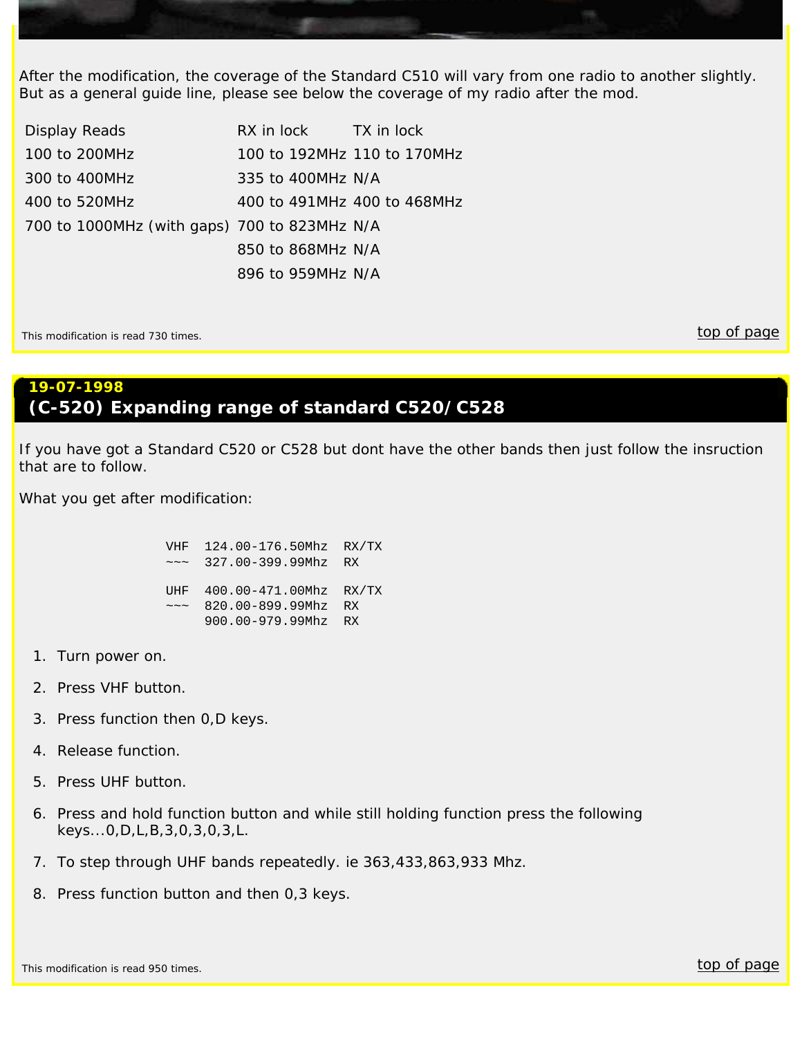After the modification, the coverage of the Standard C510 will vary from one radio to another slightly. But as a general guide line, please see below the coverage of my radio after the mod.

| Display Reads | RX in lock | TX in lock |
|---|---|---|
| 100 to 200MHz | 100 to 192MHz | 110 to 170MHz |
| 300 to 400MHz | 335 to 400MHz | N/A |
| 400 to 520MHz | 400 to 491MHz | 400 to 468MHz |
| 700 to 1000MHz (with gaps) | 700 to 823MHz | N/A |
| | 850 to 868MHz | N/A |
| | 896 to 959MHz | N/A |

This modification is read 730 times.

top of page

**19-07-1998**

## (C-520) Expanding range of standard C520/C528

If you have got a Standard C520 or C528 but dont have the other bands then just follow the insruction that are to follow.

What you get after modification:

```
VHF  124.00-176.50Mhz  RX/TX
~~~  327.00-399.99Mhz  RX

UHF  400.00-471.00Mhz  RX/TX
~~~  820.00-899.99Mhz  RX
     900.00-979.99Mhz  RX
```

1. Turn power on.
2. Press VHF button.
3. Press function then 0,D keys.
4. Release function.
5. Press UHF button.
6. Press and hold function button and while still holding function press the following keys...0,D,L,B,3,0,3,0,3,L.
7. To step through UHF bands repeatedly. ie 363,433,863,933 Mhz.
8. Press function button and then 0,3 keys.

This modification is read 950 times.

top of page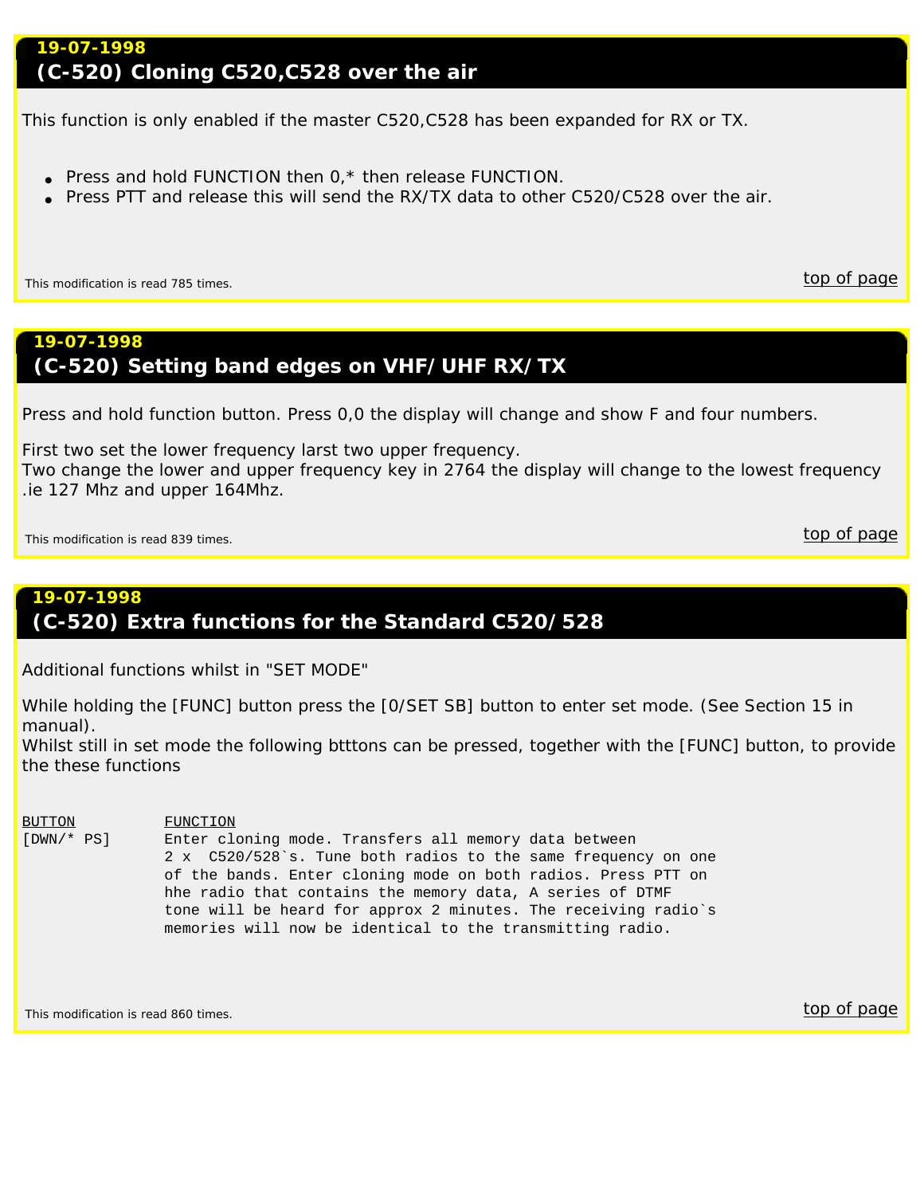**19-07-1998**

## (C-520) Cloning C520,C528 over the air

This function is only enabled if the master C520,C528 has been expanded for RX or TX.

- Press and hold FUNCTION then 0,* then release FUNCTION.
- Press PTT and release this will send the RX/TX data to other C520/C528 over the air.

This modification is read 785 times.

top of page

**19-07-1998**

## (C-520) Setting band edges on VHF/UHF RX/TX

Press and hold function button. Press 0,0 the display will change and show F and four numbers.

First two set the lower frequency larst two upper frequency.
Two change the lower and upper frequency key in 2764 the display will change to the lowest frequency .ie 127 Mhz and upper 164Mhz.

This modification is read 839 times.

top of page

**19-07-1998**

## (C-520) Extra functions for the Standard C520/528

Additional functions whilst in "SET MODE"

While holding the [FUNC] button press the [0/SET SB] button to enter set mode. (See Section 15 in manual).
Whilst still in set mode the following btttons can be pressed, together with the [FUNC] button, to provide the these functions

```
BUTTON          FUNCTION
[DWN/* PS]      Enter cloning mode. Transfers all memory data between
                2 x  C520/528`s. Tune both radios to the same frequency on one
                of the bands. Enter cloning mode on both radios. Press PTT on
                hhe radio that contains the memory data, A series of DTMF
                tone will be heard for approx 2 minutes. The receiving radio`s
                memories will now be identical to the transmitting radio.
```

This modification is read 860 times.

top of page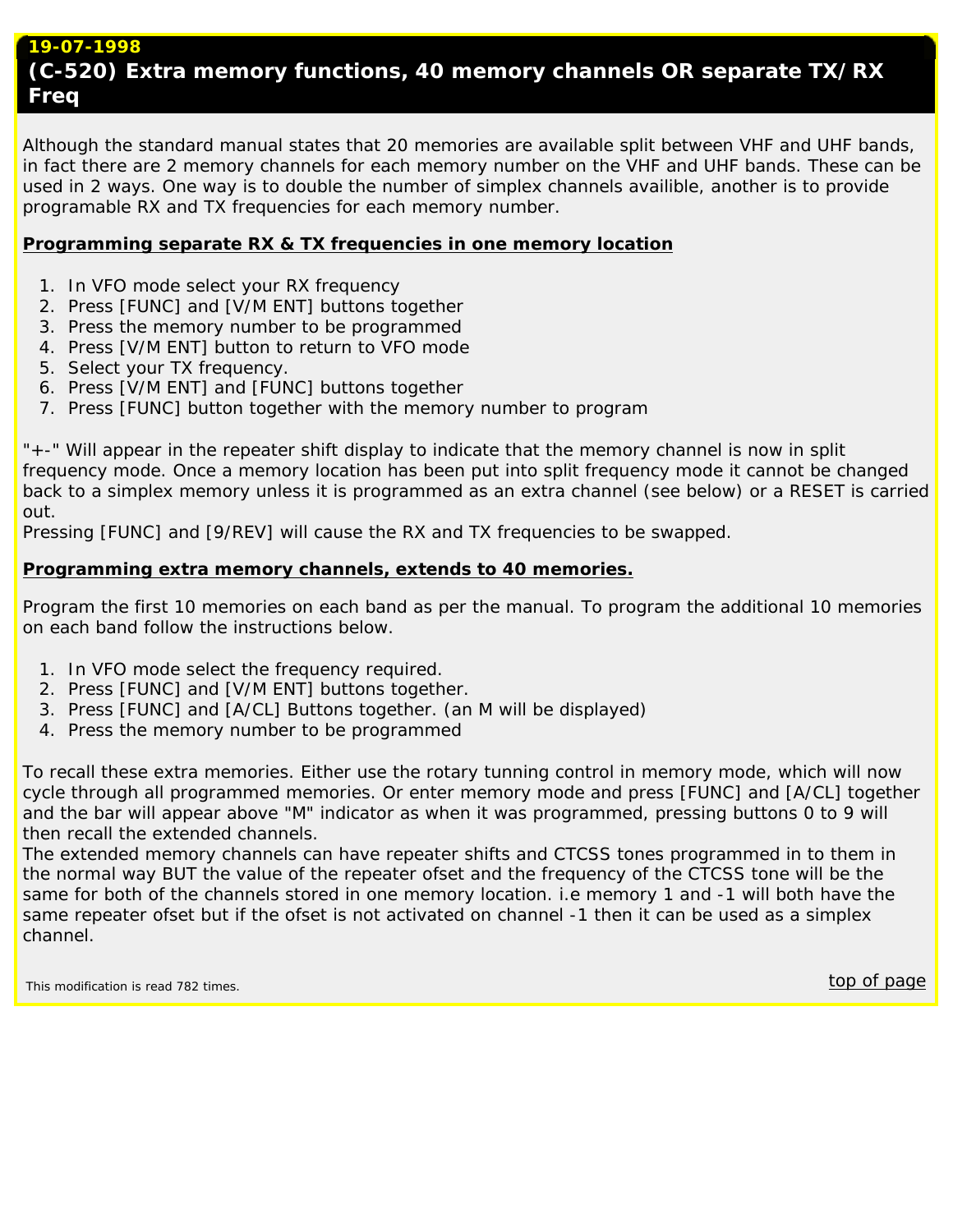**19-07-1998**

## (C-520) Extra memory functions, 40 memory channels OR separate TX/RX Freq

Although the standard manual states that 20 memories are available split between VHF and UHF bands, in fact there are 2 memory channels for each memory number on the VHF and UHF bands. These can be used in 2 ways. One way is to double the number of simplex channels availible, another is to provide programable RX and TX frequencies for each memory number.

### Programming separate RX & TX frequencies in one memory location

1. In VFO mode select your RX frequency
2. Press [FUNC] and [V/M ENT] buttons together
3. Press the memory number to be programmed
4. Press [V/M ENT] button to return to VFO mode
5. Select your TX frequency.
6. Press [V/M ENT] and [FUNC] buttons together
7. Press [FUNC] button together with the memory number to program

"+-" Will appear in the repeater shift display to indicate that the memory channel is now in split frequency mode. Once a memory location has been put into split frequency mode it cannot be changed back to a simplex memory unless it is programmed as an extra channel (see below) or a RESET is carried out.
Pressing [FUNC] and [9/REV] will cause the RX and TX frequencies to be swapped.

### Programming extra memory channels, extends to 40 memories.

Program the first 10 memories on each band as per the manual. To program the additional 10 memories on each band follow the instructions below.

1. In VFO mode select the frequency required.
2. Press [FUNC] and [V/M ENT] buttons together.
3. Press [FUNC] and [A/CL] Buttons together. (an M will be displayed)
4. Press the memory number to be programmed

To recall these extra memories. Either use the rotary tunning control in memory mode, which will now cycle through all programmed memories. Or enter memory mode and press [FUNC] and [A/CL] together and the bar will appear above "M" indicator as when it was programmed, pressing buttons 0 to 9 will then recall the extended channels.
The extended memory channels can have repeater shifts and CTCSS tones programmed in to them in the normal way BUT the value of the repeater ofset and the frequency of the CTCSS tone will be the same for both of the channels stored in one memory location. i.e memory 1 and -1 will both have the same repeater ofset but if the ofset is not activated on channel -1 then it can be used as a simplex channel.

This modification is read 782 times.

top of page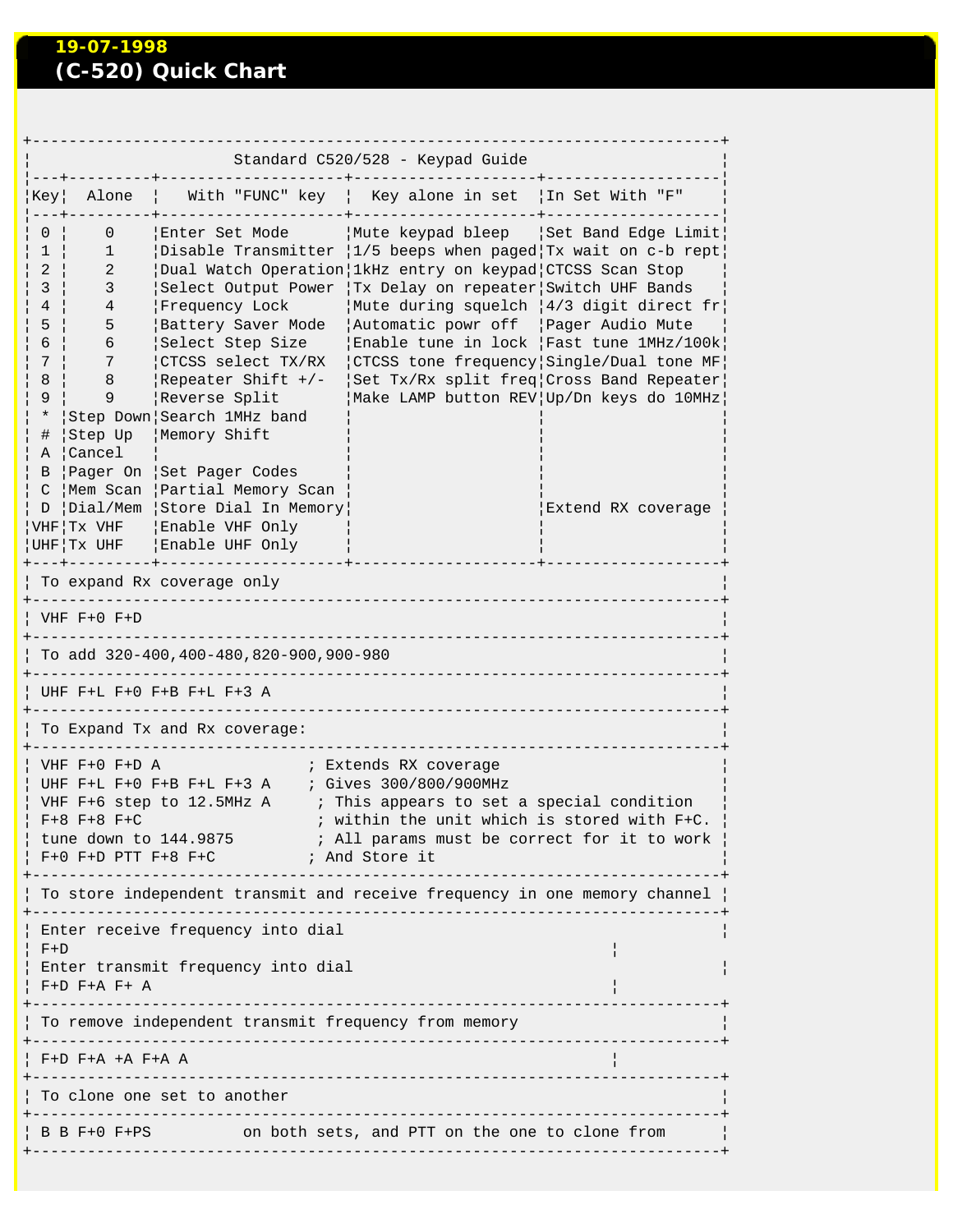**19-07-1998**

## (C-520) Quick Chart

**Standard C520/528 - Keypad Guide**

| Key | Alone | With "FUNC" key | Key alone in set | In Set With "F" |
|---|---|---|---|---|
| 0 | 0 | Enter Set Mode | Mute keypad bleep | Set Band Edge Limit |
| 1 | 1 | Disable Transmitter | 1/5 beeps when paged | Tx wait on c-b rept |
| 2 | 2 | Dual Watch Operation | 1kHz entry on keypad | CTCSS Scan Stop |
| 3 | 3 | Select Output Power | Tx Delay on repeater | Switch UHF Bands |
| 4 | 4 | Frequency Lock | Mute during squelch | 4/3 digit direct fr |
| 5 | 5 | Battery Saver Mode | Automatic powr off | Pager Audio Mute |
| 6 | 6 | Select Step Size | Enable tune in lock | Fast tune 1MHz/100k |
| 7 | 7 | CTCSS select TX/RX | CTCSS tone frequency | Single/Dual tone MF |
| 8 | 8 | Repeater Shift +/- | Set Tx/Rx split freq | Cross Band Repeater |
| 9 | 9 | Reverse Split | Make LAMP button REV | Up/Dn keys do 10MHz |
| * | Step Down | Search 1MHz band | | |
| # | Step Up | Memory Shift | | |
| A | Cancel | | | |
| B | Pager On | Set Pager Codes | | |
| C | Mem Scan | Partial Memory Scan | | |
| D | Dial/Mem | Store Dial In Memory | | Extend RX coverage |
| VHF | Tx VHF | Enable VHF Only | | |
| UHF | Tx UHF | Enable UHF Only | | |

**To expand Rx coverage only**

```
VHF F+0 F+D
```

**To add 320-400,400-480,820-900,900-980**

```
UHF F+L F+0 F+B F+L F+3 A
```

**To Expand Tx and Rx coverage:**

```
VHF F+0 F+D A                ; Extends RX coverage
UHF F+L F+0 F+B F+L F+3 A    ; Gives 300/800/900MHz
VHF F+6 step to 12.5MHz A     ; This appears to set a special condition
F+8 F+8 F+C                   ; within the unit which is stored with F+C.
tune down to 144.9875         ; All params must be correct for it to work
F+0 F+D PTT F+8 F+C          ; And Store it
```

**To store independent transmit and receive frequency in one memory channel**

```
Enter receive frequency into dial
F+D
Enter transmit frequency into dial
F+D F+A F+ A
```

**To remove independent transmit frequency from memory**

```
F+D F+A +A F+A A
```

**To clone one set to another**

```
B B F+0 F+PS          on both sets, and PTT on the one to clone from
```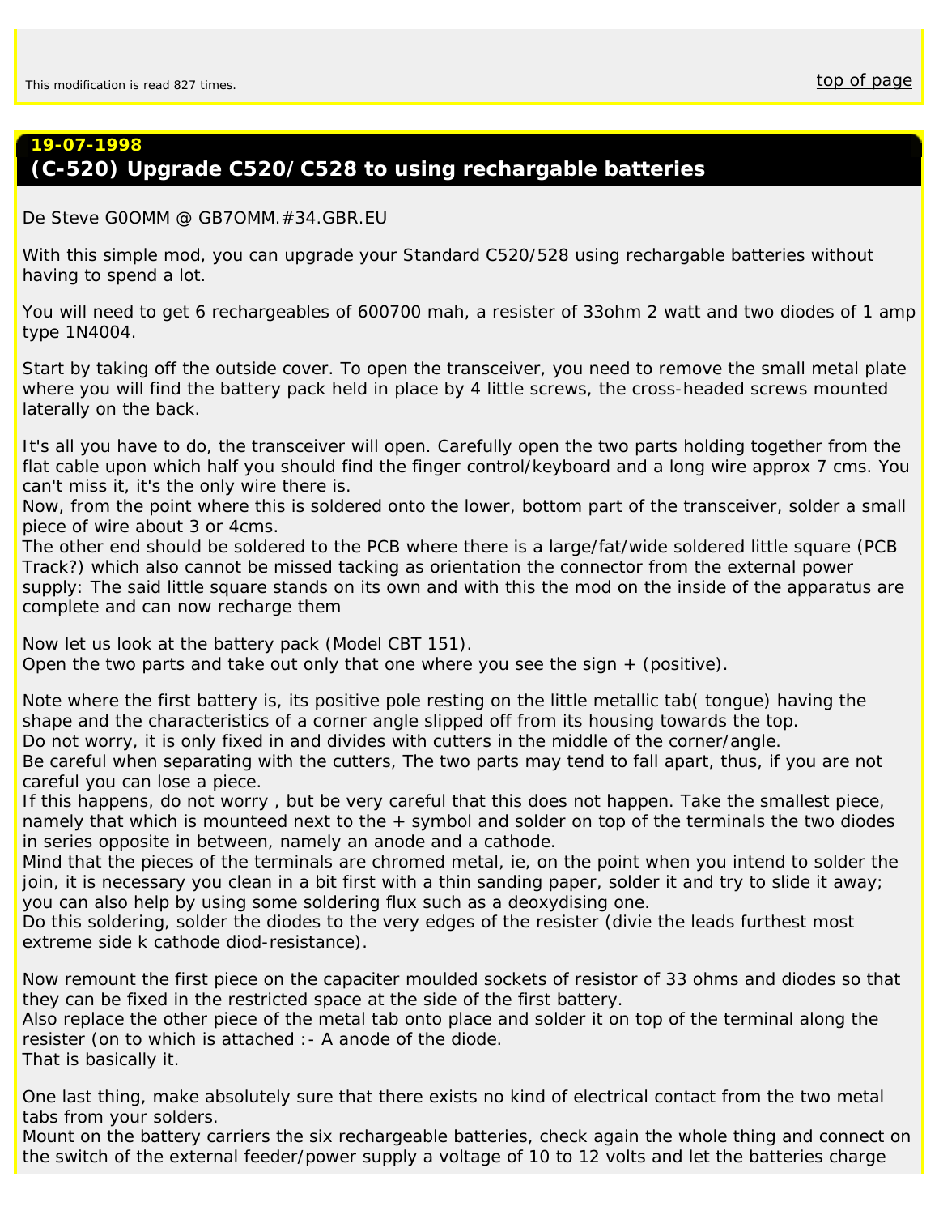This modification is read 827 times.

top of page

19-07-1998

## (C-520) Upgrade C520/C528 to using rechargable batteries

De Steve G0OMM @ GB7OMM.#34.GBR.EU

With this simple mod, you can upgrade your Standard C520/528 using rechargable batteries without having to spend a lot.

You will need to get 6 rechargeables of 600700 mah, a resister of 33ohm 2 watt and two diodes of 1 amp type 1N4004.

Start by taking off the outside cover. To open the transceiver, you need to remove the small metal plate where you will find the battery pack held in place by 4 little screws, the cross-headed screws mounted laterally on the back.

It's all you have to do, the transceiver will open. Carefully open the two parts holding together from the flat cable upon which half you should find the finger control/keyboard and a long wire approx 7 cms. You can't miss it, it's the only wire there is.
Now, from the point where this is soldered onto the lower, bottom part of the transceiver, solder a small piece of wire about 3 or 4cms.
The other end should be soldered to the PCB where there is a large/fat/wide soldered little square (PCB Track?) which also cannot be missed tacking as orientation the connector from the external power supply: The said little square stands on its own and with this the mod on the inside of the apparatus are complete and can now recharge them

Now let us look at the battery pack (Model CBT 151).
Open the two parts and take out only that one where you see the sign + (positive).

Note where the first battery is, its positive pole resting on the little metallic tab( tongue) having the shape and the characteristics of a corner angle slipped off from its housing towards the top.
Do not worry, it is only fixed in and divides with cutters in the middle of the corner/angle.
Be careful when separating with the cutters, The two parts may tend to fall apart, thus, if you are not careful you can lose a piece.
If this happens, do not worry , but be very careful that this does not happen. Take the smallest piece, namely that which is mounteed next to the + symbol and solder on top of the terminals the two diodes in series opposite in between, namely an anode and a cathode.
Mind that the pieces of the terminals are chromed metal, ie, on the point when you intend to solder the join, it is necessary you clean in a bit first with a thin sanding paper, solder it and try to slide it away; you can also help by using some soldering flux such as a deoxydising one.
Do this soldering, solder the diodes to the very edges of the resister (divie the leads furthest most extreme side k cathode diod-resistance).

Now remount the first piece on the capaciter moulded sockets of resistor of 33 ohms and diodes so that they can be fixed in the restricted space at the side of the first battery.
Also replace the other piece of the metal tab onto place and solder it on top of the terminal along the resister (on to which is attached :- A anode of the diode.
That is basically it.

One last thing, make absolutely sure that there exists no kind of electrical contact from the two metal tabs from your solders.
Mount on the battery carriers the six rechargeable batteries, check again the whole thing and connect on the switch of the external feeder/power supply a voltage of 10 to 12 volts and let the batteries charge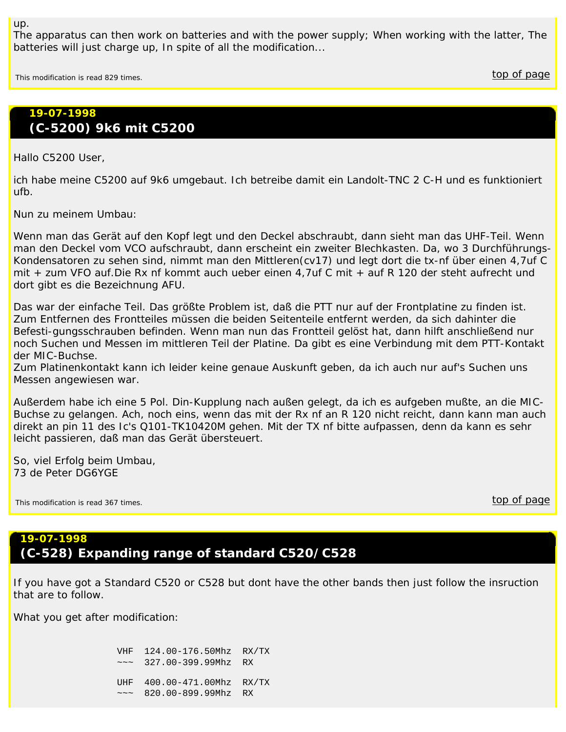up.
The apparatus can then work on batteries and with the power supply; When working with the latter, The batteries will just charge up, In spite of all the modification...

This modification is read 829 times.

top of page

**19-07-1998**

## (C-5200) 9k6 mit C5200

Hallo C5200 User,

ich habe meine C5200 auf 9k6 umgebaut. Ich betreibe damit ein Landolt-TNC 2 C-H und es funktioniert ufb.

Nun zu meinem Umbau:

Wenn man das Gerät auf den Kopf legt und den Deckel abschraubt, dann sieht man das UHF-Teil. Wenn man den Deckel vom VCO aufschraubt, dann erscheint ein zweiter Blechkasten. Da, wo 3 Durchführungs-Kondensatoren zu sehen sind, nimmt man den Mittleren(cv17) und legt dort die tx-nf über einen 4,7uf C mit + zum VFO auf.Die Rx nf kommt auch ueber einen 4,7uf C mit + auf R 120 der steht aufrecht und dort gibt es die Bezeichnung AFU.

Das war der einfache Teil. Das größte Problem ist, daß die PTT nur auf der Frontplatine zu finden ist. Zum Entfernen des Frontteiles müssen die beiden Seitenteile entfernt werden, da sich dahinter die Befesti-gungsschrauben befinden. Wenn man nun das Frontteil gelöst hat, dann hilft anschließend nur noch Suchen und Messen im mittleren Teil der Platine. Da gibt es eine Verbindung mit dem PTT-Kontakt der MIC-Buchse.
Zum Platinenkontakt kann ich leider keine genaue Auskunft geben, da ich auch nur auf's Suchen uns Messen angewiesen war.

Außerdem habe ich eine 5 Pol. Din-Kupplung nach außen gelegt, da ich es aufgeben mußte, an die MIC-Buchse zu gelangen. Ach, noch eins, wenn das mit der Rx nf an R 120 nicht reicht, dann kann man auch direkt an pin 11 des Ic's Q101-TK10420M gehen. Mit der TX nf bitte aufpassen, denn da kann es sehr leicht passieren, daß man das Gerät übersteuert.

So, viel Erfolg beim Umbau,
73 de Peter DG6YGE

This modification is read 367 times.

top of page

**19-07-1998**

## (C-528) Expanding range of standard C520/C528

If you have got a Standard C520 or C528 but dont have the other bands then just follow the insruction that are to follow.

What you get after modification:

```
VHF  124.00-176.50Mhz  RX/TX
~~~  327.00-399.99Mhz  RX

UHF  400.00-471.00Mhz  RX/TX
~~~  820.00-899.99Mhz  RX
```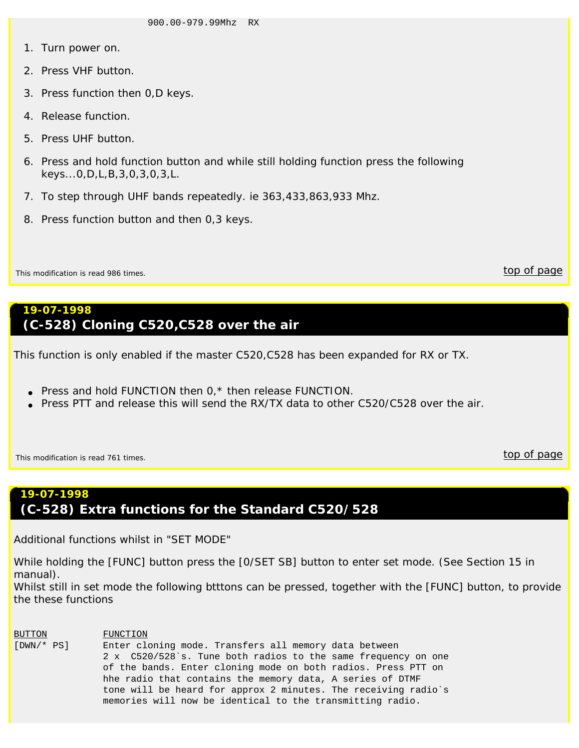```
                    900.00-979.99Mhz  RX
```

1. Turn power on.
2. Press VHF button.
3. Press function then 0,D keys.
4. Release function.
5. Press UHF button.
6. Press and hold function button and while still holding function press the following keys...0,D,L,B,3,0,3,0,3,L.
7. To step through UHF bands repeatedly. ie 363,433,863,933 Mhz.
8. Press function button and then 0,3 keys.

This modification is read 986 times.

top of page

**19-07-1998**

## (C-528) Cloning C520,C528 over the air

This function is only enabled if the master C520,C528 has been expanded for RX or TX.

- Press and hold FUNCTION then 0,* then release FUNCTION.
- Press PTT and release this will send the RX/TX data to other C520/C528 over the air.

This modification is read 761 times.

top of page

**19-07-1998**

## (C-528) Extra functions for the Standard C520/528

Additional functions whilst in "SET MODE"

While holding the [FUNC] button press the [0/SET SB] button to enter set mode. (See Section 15 in manual).
Whilst still in set mode the following btttons can be pressed, together with the [FUNC] button, to provide the these functions

```
BUTTON          FUNCTION
[DWN/* PS]      Enter cloning mode. Transfers all memory data between
                2 x  C520/528`s. Tune both radios to the same frequency on one
                of the bands. Enter cloning mode on both radios. Press PTT on
                hhe radio that contains the memory data, A series of DTMF
                tone will be heard for approx 2 minutes. The receiving radio`s
                memories will now be identical to the transmitting radio.
```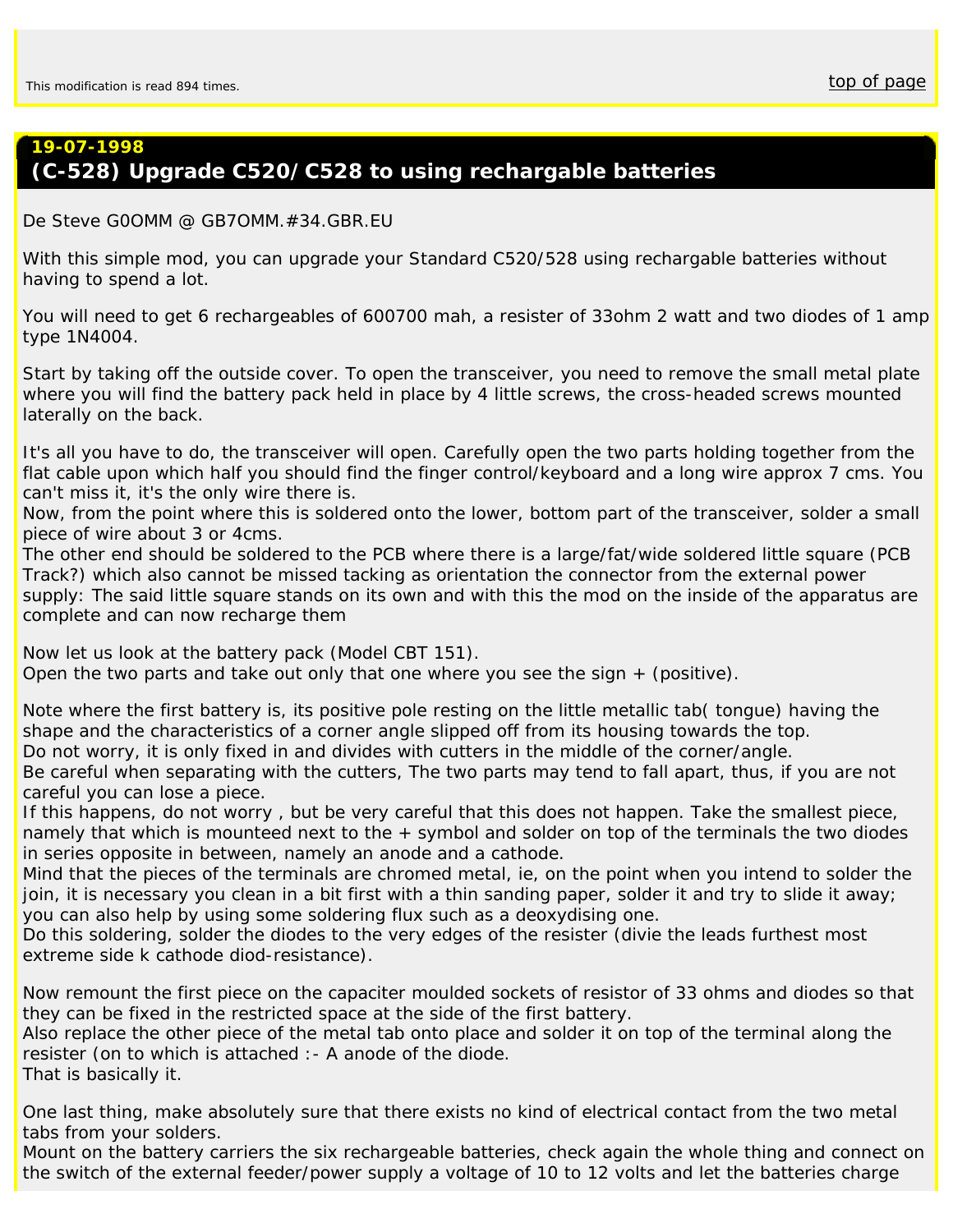This modification is read 894 times.

top of page

19-07-1998

## (C-528) Upgrade C520/C528 to using rechargable batteries

De Steve G0OMM @ GB7OMM.#34.GBR.EU

With this simple mod, you can upgrade your Standard C520/528 using rechargable batteries without having to spend a lot.

You will need to get 6 rechargeables of 600700 mah, a resister of 33ohm 2 watt and two diodes of 1 amp type 1N4004.

Start by taking off the outside cover. To open the transceiver, you need to remove the small metal plate where you will find the battery pack held in place by 4 little screws, the cross-headed screws mounted laterally on the back.

It's all you have to do, the transceiver will open. Carefully open the two parts holding together from the flat cable upon which half you should find the finger control/keyboard and a long wire approx 7 cms. You can't miss it, it's the only wire there is.
Now, from the point where this is soldered onto the lower, bottom part of the transceiver, solder a small piece of wire about 3 or 4cms.
The other end should be soldered to the PCB where there is a large/fat/wide soldered little square (PCB Track?) which also cannot be missed tacking as orientation the connector from the external power supply: The said little square stands on its own and with this the mod on the inside of the apparatus are complete and can now recharge them

Now let us look at the battery pack (Model CBT 151).
Open the two parts and take out only that one where you see the sign + (positive).

Note where the first battery is, its positive pole resting on the little metallic tab( tongue) having the shape and the characteristics of a corner angle slipped off from its housing towards the top.
Do not worry, it is only fixed in and divides with cutters in the middle of the corner/angle.
Be careful when separating with the cutters, The two parts may tend to fall apart, thus, if you are not careful you can lose a piece.
If this happens, do not worry , but be very careful that this does not happen. Take the smallest piece, namely that which is mounteed next to the + symbol and solder on top of the terminals the two diodes in series opposite in between, namely an anode and a cathode.
Mind that the pieces of the terminals are chromed metal, ie, on the point when you intend to solder the join, it is necessary you clean in a bit first with a thin sanding paper, solder it and try to slide it away; you can also help by using some soldering flux such as a deoxydising one.
Do this soldering, solder the diodes to the very edges of the resister (divie the leads furthest most extreme side k cathode diod-resistance).

Now remount the first piece on the capaciter moulded sockets of resistor of 33 ohms and diodes so that they can be fixed in the restricted space at the side of the first battery.
Also replace the other piece of the metal tab onto place and solder it on top of the terminal along the resister (on to which is attached :- A anode of the diode.
That is basically it.

One last thing, make absolutely sure that there exists no kind of electrical contact from the two metal tabs from your solders.
Mount on the battery carriers the six rechargeable batteries, check again the whole thing and connect on the switch of the external feeder/power supply a voltage of 10 to 12 volts and let the batteries charge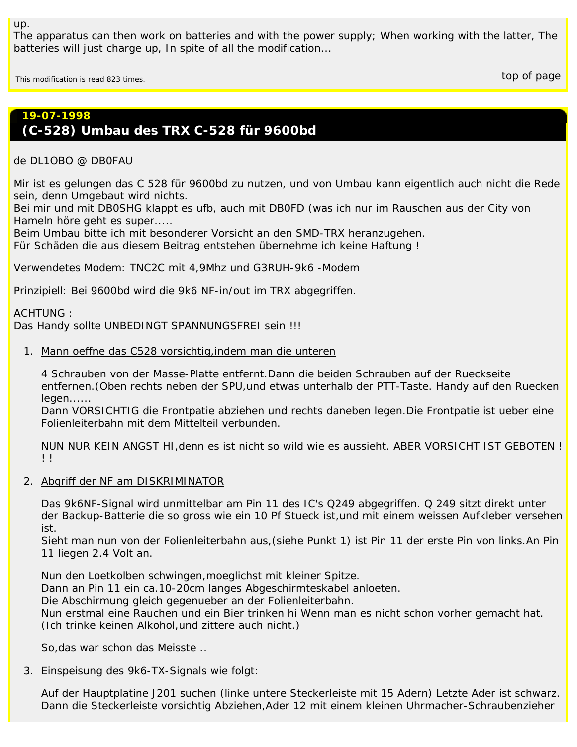up.
The apparatus can then work on batteries and with the power supply; When working with the latter, The batteries will just charge up, In spite of all the modification...

This modification is read 823 times.

top of page

**19-07-1998**

## (C-528) Umbau des TRX C-528 für 9600bd

de DL1OBO @ DB0FAU

Mir ist es gelungen das C 528 für 9600bd zu nutzen, und von Umbau kann eigentlich auch nicht die Rede sein, denn Umgebaut wird nichts.
Bei mir und mit DB0SHG klappt es ufb, auch mit DB0FD (was ich nur im Rauschen aus der City von Hameln höre geht es super.....
Beim Umbau bitte ich mit besonderer Vorsicht an den SMD-TRX heranzugehen.
Für Schäden die aus diesem Beitrag entstehen übernehme ich keine Haftung !

Verwendetes Modem: TNC2C mit 4,9Mhz und G3RUH-9k6 -Modem

Prinzipiell: Bei 9600bd wird die 9k6 NF-in/out im TRX abgegriffen.

ACHTUNG :
Das Handy sollte UNBEDINGT SPANNUNGSFREI sein !!!

1. Mann oeffne das C528 vorsichtig,indem man die unteren

   4 Schrauben von der Masse-Platte entfernt.Dann die beiden Schrauben auf der Rueckseite entfernen.(Oben rechts neben der SPU,und etwas unterhalb der PTT-Taste. Handy auf den Ruecken legen......
   Dann VORSICHTIG die Frontpatie abziehen und rechts daneben legen.Die Frontpatie ist ueber eine Folienleiterbahn mit dem Mittelteil verbunden.

   NUN NUR KEIN ANGST HI,denn es ist nicht so wild wie es aussieht. ABER VORSICHT IST GEBOTEN ! ! !

2. Abgriff der NF am DISKRIMINATOR

   Das 9k6NF-Signal wird unmittelbar am Pin 11 des IC's Q249 abgegriffen. Q 249 sitzt direkt unter der Backup-Batterie die so gross wie ein 10 Pf Stueck ist,und mit einem weissen Aufkleber versehen ist.
   Sieht man nun von der Folienleiterbahn aus,(siehe Punkt 1) ist Pin 11 der erste Pin von links.An Pin 11 liegen 2.4 Volt an.

   Nun den Loetkolben schwingen,moeglichst mit kleiner Spitze.
   Dann an Pin 11 ein ca.10-20cm langes Abgeschirmteskabel anloeten.
   Die Abschirmung gleich gegenueber an der Folienleiterbahn.
   Nun erstmal eine Rauchen und ein Bier trinken hi Wenn man es nicht schon vorher gemacht hat.
   (Ich trinke keinen Alkohol,und zittere auch nicht.)

   So,das war schon das Meisste ..

3. Einspeisung des 9k6-TX-Signals wie folgt:

   Auf der Hauptplatine J201 suchen (linke untere Steckerleiste mit 15 Adern) Letzte Ader ist schwarz.
   Dann die Steckerleiste vorsichtig Abziehen,Ader 12 mit einem kleinen Uhrmacher-Schraubenzieher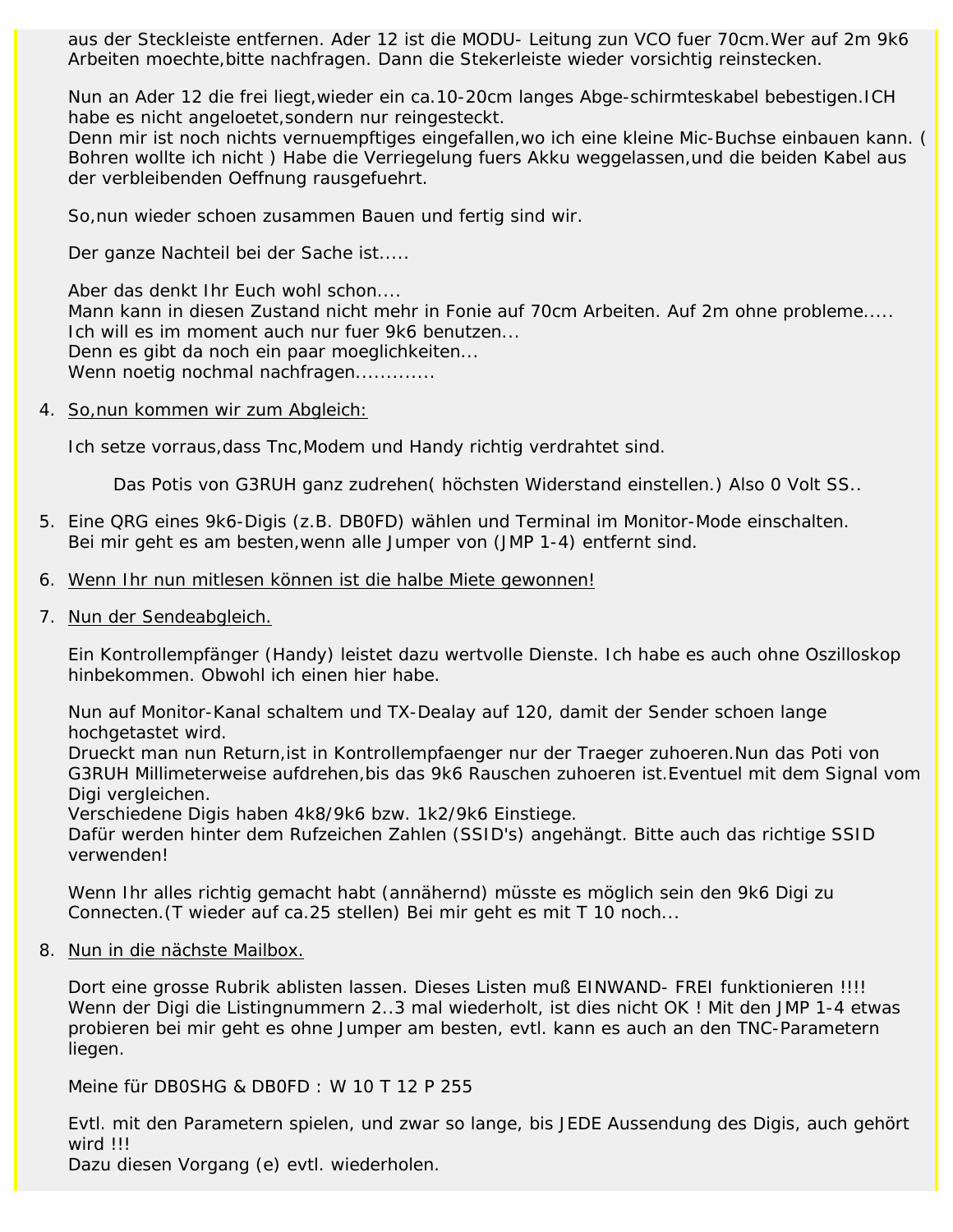aus der Steckleiste entfernen. Ader 12 ist die MODU- Leitung zun VCO fuer 70cm.Wer auf 2m 9k6 Arbeiten moechte,bitte nachfragen. Dann die Stekerleiste wieder vorsichtig reinstecken.

Nun an Ader 12 die frei liegt,wieder ein ca.10-20cm langes Abge-schirmteskabel bebestigen.ICH habe es nicht angeloetet,sondern nur reingesteckt.
Denn mir ist noch nichts vernuempftiges eingefallen,wo ich eine kleine Mic-Buchse einbauen kann. ( Bohren wollte ich nicht ) Habe die Verriegelung fuers Akku weggelassen,und die beiden Kabel aus der verbleibenden Oeffnung rausgefuehrt.

So,nun wieder schoen zusammen Bauen und fertig sind wir.

Der ganze Nachteil bei der Sache ist.....

Aber das denkt Ihr Euch wohl schon....
Mann kann in diesen Zustand nicht mehr in Fonie auf 70cm Arbeiten. Auf 2m ohne probleme.....
Ich will es im moment auch nur fuer 9k6 benutzen...
Denn es gibt da noch ein paar moeglichkeiten...
Wenn noetig nochmal nachfragen.............

4. So,nun kommen wir zum Abgleich:

   Ich setze vorraus,dass Tnc,Modem und Handy richtig verdrahtet sind.

   Das Potis von G3RUH ganz zudrehen( höchsten Widerstand einstellen.) Also 0 Volt SS..

5. Eine QRG eines 9k6-Digis (z.B. DB0FD) wählen und Terminal im Monitor-Mode einschalten.
   Bei mir geht es am besten,wenn alle Jumper von (JMP 1-4) entfernt sind.

6. Wenn Ihr nun mitlesen können ist die halbe Miete gewonnen!

7. Nun der Sendeabgleich.

   Ein Kontrollempfänger (Handy) leistet dazu wertvolle Dienste. Ich habe es auch ohne Oszilloskop hinbekommen. Obwohl ich einen hier habe.

   Nun auf Monitor-Kanal schaltem und TX-Dealay auf 120, damit der Sender schoen lange hochgetastet wird.
   Drueckt man nun Return,ist in Kontrollempfaenger nur der Traeger zuhoeren.Nun das Poti von G3RUH Millimeterweise aufdrehen,bis das 9k6 Rauschen zuhoeren ist.Eventuel mit dem Signal vom Digi vergleichen.
   Verschiedene Digis haben 4k8/9k6 bzw. 1k2/9k6 Einstiege.
   Dafür werden hinter dem Rufzeichen Zahlen (SSID's) angehängt. Bitte auch das richtige SSID verwenden!

   Wenn Ihr alles richtig gemacht habt (annähernd) müsste es möglich sein den 9k6 Digi zu Connecten.(T wieder auf ca.25 stellen) Bei mir geht es mit T 10 noch...

8. Nun in die nächste Mailbox.

   Dort eine grosse Rubrik ablisten lassen. Dieses Listen muß EINWAND- FREI funktionieren !!!!
   Wenn der Digi die Listingnummern 2..3 mal wiederholt, ist dies nicht OK ! Mit den JMP 1-4 etwas probieren bei mir geht es ohne Jumper am besten, evtl. kann es auch an den TNC-Parametern liegen.

   Meine für DB0SHG & DB0FD : W 10 T 12 P 255

   Evtl. mit den Parametern spielen, und zwar so lange, bis JEDE Aussendung des Digis, auch gehört wird !!!
   Dazu diesen Vorgang (e) evtl. wiederholen.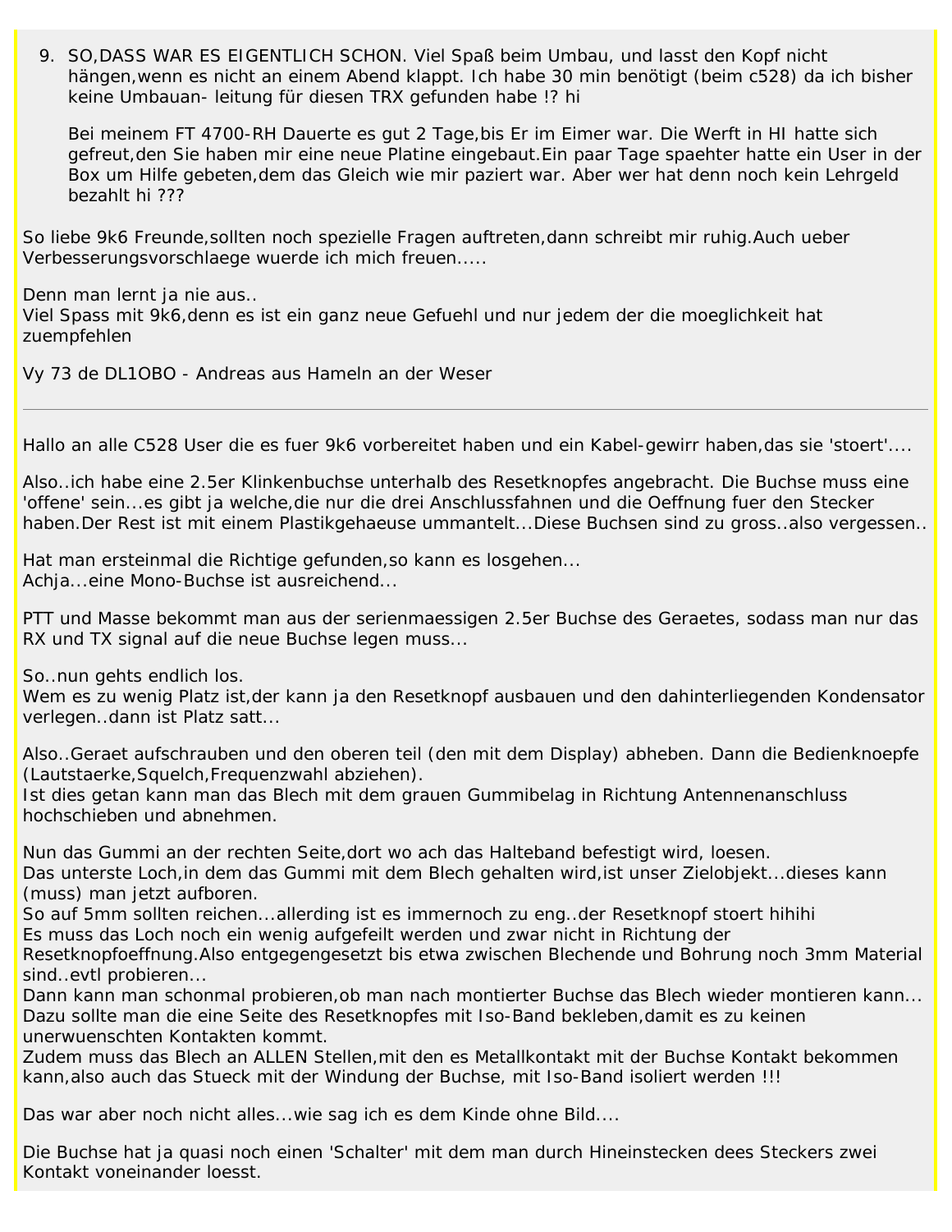9. SO,DASS WAR ES EIGENTLICH SCHON. Viel Spaß beim Umbau, und lasst den Kopf nicht hängen,wenn es nicht an einem Abend klappt. Ich habe 30 min benötigt (beim c528) da ich bisher keine Umbauan- leitung für diesen TRX gefunden habe !? hi

   Bei meinem FT 4700-RH Dauerte es gut 2 Tage,bis Er im Eimer war. Die Werft in HI hatte sich gefreut,den Sie haben mir eine neue Platine eingebaut.Ein paar Tage spaehter hatte ein User in der Box um Hilfe gebeten,dem das Gleich wie mir paziert war. Aber wer hat denn noch kein Lehrgeld bezahlt hi ???

So liebe 9k6 Freunde,sollten noch spezielle Fragen auftreten,dann schreibt mir ruhig.Auch ueber Verbesserungsvorschlaege wuerde ich mich freuen.....

Denn man lernt ja nie aus..
Viel Spass mit 9k6,denn es ist ein ganz neue Gefuehl und nur jedem der die moeglichkeit hat zuempfehlen

Vy 73 de DL1OBO - Andreas aus Hameln an der Weser

---

Hallo an alle C528 User die es fuer 9k6 vorbereitet haben und ein Kabel-gewirr haben,das sie 'stoert'....

Also..ich habe eine 2.5er Klinkenbuchse unterhalb des Resetknopfes angebracht. Die Buchse muss eine 'offene' sein...es gibt ja welche,die nur die drei Anschlussfahnen und die Oeffnung fuer den Stecker haben.Der Rest ist mit einem Plastikgehaeuse ummantelt...Diese Buchsen sind zu gross..also vergessen..

Hat man ersteinmal die Richtige gefunden,so kann es losgehen...
Achja...eine Mono-Buchse ist ausreichend...

PTT und Masse bekommt man aus der serienmaessigen 2.5er Buchse des Geraetes, sodass man nur das RX und TX signal auf die neue Buchse legen muss...

So..nun gehts endlich los.
Wem es zu wenig Platz ist,der kann ja den Resetknopf ausbauen und den dahinterliegenden Kondensator verlegen..dann ist Platz satt...

Also..Geraet aufschrauben und den oberen teil (den mit dem Display) abheben. Dann die Bedienknoepfe (Lautstaerke,Squelch,Frequenzwahl abziehen).
Ist dies getan kann man das Blech mit dem grauen Gummibelag in Richtung Antennenanschluss hochschieben und abnehmen.

Nun das Gummi an der rechten Seite,dort wo ach das Halteband befestigt wird, loesen.
Das unterste Loch,in dem das Gummi mit dem Blech gehalten wird,ist unser Zielobjekt...dieses kann (muss) man jetzt aufboren.
So auf 5mm sollten reichen...allerding ist es immernoch zu eng..der Resetknopf stoert hihihi
Es muss das Loch noch ein wenig aufgefeilt werden und zwar nicht in Richtung der Resetknopfoeffnung.Also entgegengesetzt bis etwa zwischen Blechende und Bohrung noch 3mm Material sind..evtl probieren...
Dann kann man schonmal probieren,ob man nach montierter Buchse das Blech wieder montieren kann...
Dazu sollte man die eine Seite des Resetknopfes mit Iso-Band bekleben,damit es zu keinen unerwuenschten Kontakten kommt.
Zudem muss das Blech an ALLEN Stellen,mit den es Metallkontakt mit der Buchse Kontakt bekommen kann,also auch das Stueck mit der Windung der Buchse, mit Iso-Band isoliert werden !!!

Das war aber noch nicht alles...wie sag ich es dem Kinde ohne Bild....

Die Buchse hat ja quasi noch einen 'Schalter' mit dem man durch Hineinstecken dees Steckers zwei Kontakt voneinander loesst.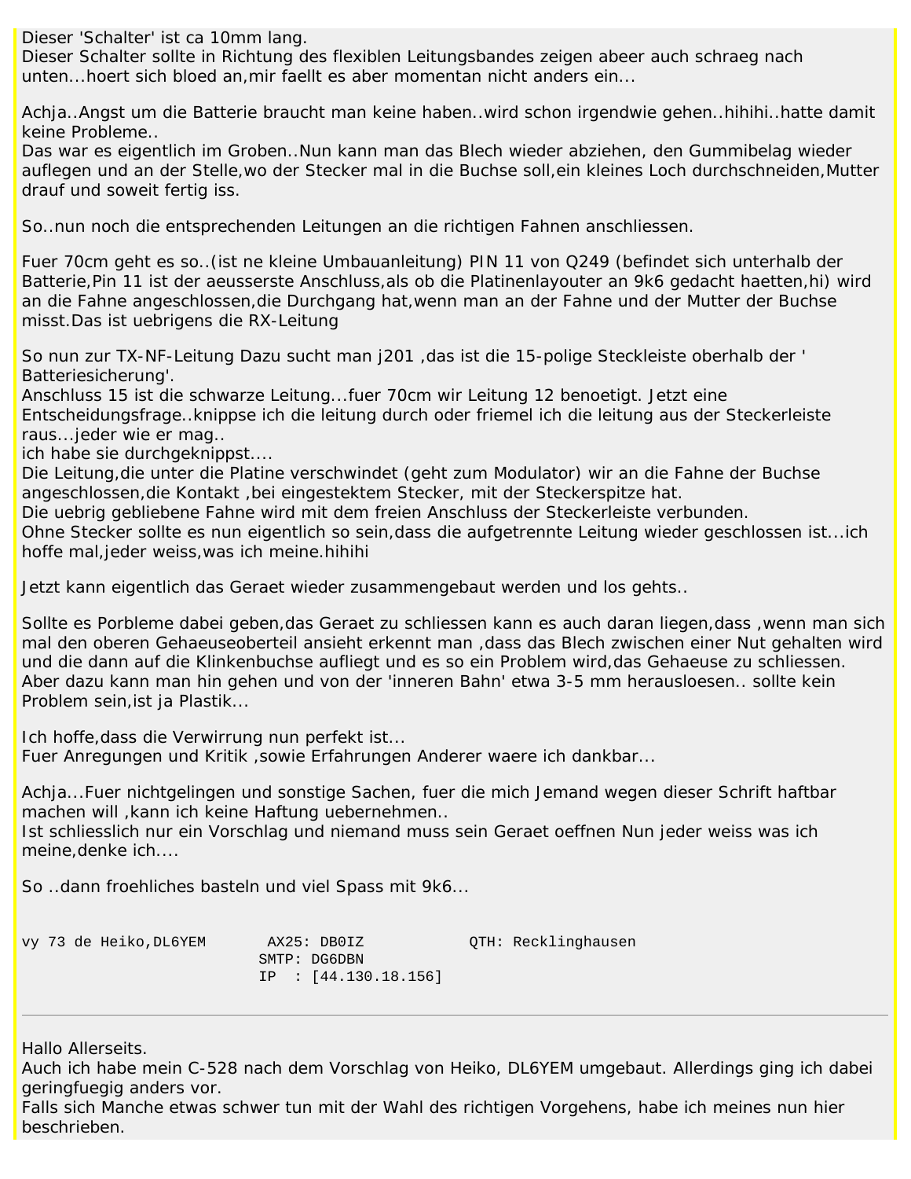Dieser 'Schalter' ist ca 10mm lang.
Dieser Schalter sollte in Richtung des flexiblen Leitungsbandes zeigen abeer auch schraeg nach unten...hoert sich bloed an,mir faellt es aber momentan nicht anders ein...

Achja..Angst um die Batterie braucht man keine haben..wird schon irgendwie gehen..hihihi..hatte damit keine Probleme..
Das war es eigentlich im Groben..Nun kann man das Blech wieder abziehen, den Gummibelag wieder auflegen und an der Stelle,wo der Stecker mal in die Buchse soll,ein kleines Loch durchschneiden,Mutter drauf und soweit fertig iss.

So..nun noch die entsprechenden Leitungen an die richtigen Fahnen anschliessen.

Fuer 70cm geht es so..(ist ne kleine Umbauanleitung) PIN 11 von Q249 (befindet sich unterhalb der Batterie,Pin 11 ist der aeusserste Anschluss,als ob die Platinenlayouter an 9k6 gedacht haetten,hi) wird an die Fahne angeschlossen,die Durchgang hat,wenn man an der Fahne und der Mutter der Buchse misst.Das ist uebrigens die RX-Leitung

So nun zur TX-NF-Leitung Dazu sucht man j201 ,das ist die 15-polige Steckleiste oberhalb der ' Batteriesicherung'.
Anschluss 15 ist die schwarze Leitung...fuer 70cm wir Leitung 12 benoetigt. Jetzt eine Entscheidungsfrage..knippse ich die leitung durch oder friemel ich die leitung aus der Steckerleiste raus...jeder wie er mag..
ich habe sie durchgeknippst....
Die Leitung,die unter die Platine verschwindet (geht zum Modulator) wir an die Fahne der Buchse angeschlossen,die Kontakt ,bei eingestektem Stecker, mit der Steckerspitze hat.
Die uebrig gebliebene Fahne wird mit dem freien Anschluss der Steckerleiste verbunden.
Ohne Stecker sollte es nun eigentlich so sein,dass die aufgetrennte Leitung wieder geschlossen ist...ich hoffe mal,jeder weiss,was ich meine.hihihi

Jetzt kann eigentlich das Geraet wieder zusammengebaut werden und los gehts..

Sollte es Porbleme dabei geben,das Geraet zu schliessen kann es auch daran liegen,dass ,wenn man sich mal den oberen Gehaeuseoberteil ansieht erkennt man ,dass das Blech zwischen einer Nut gehalten wird und die dann auf die Klinkenbuchse aufliegt und es so ein Problem wird,das Gehaeuse zu schliessen.
Aber dazu kann man hin gehen und von der 'inneren Bahn' etwa 3-5 mm herausloesen.. sollte kein Problem sein,ist ja Plastik...

Ich hoffe,dass die Verwirrung nun perfekt ist...
Fuer Anregungen und Kritik ,sowie Erfahrungen Anderer waere ich dankbar...

Achja...Fuer nichtgelingen und sonstige Sachen, fuer die mich Jemand wegen dieser Schrift haftbar machen will ,kann ich keine Haftung uebernehmen..
Ist schliesslich nur ein Vorschlag und niemand muss sein Geraet oeffnen Nun jeder weiss was ich meine,denke ich....

So ..dann froehliches basteln und viel Spass mit 9k6...

```
vy 73 de Heiko,DL6YEM       AX25: DB0IZ            QTH: Recklinghausen
                           SMTP: DG6DBN
                           IP  : [44.130.18.156]
```

---

Hallo Allerseits.
Auch ich habe mein C-528 nach dem Vorschlag von Heiko, DL6YEM umgebaut. Allerdings ging ich dabei geringfuegig anders vor.
Falls sich Manche etwas schwer tun mit der Wahl des richtigen Vorgehens, habe ich meines nun hier beschrieben.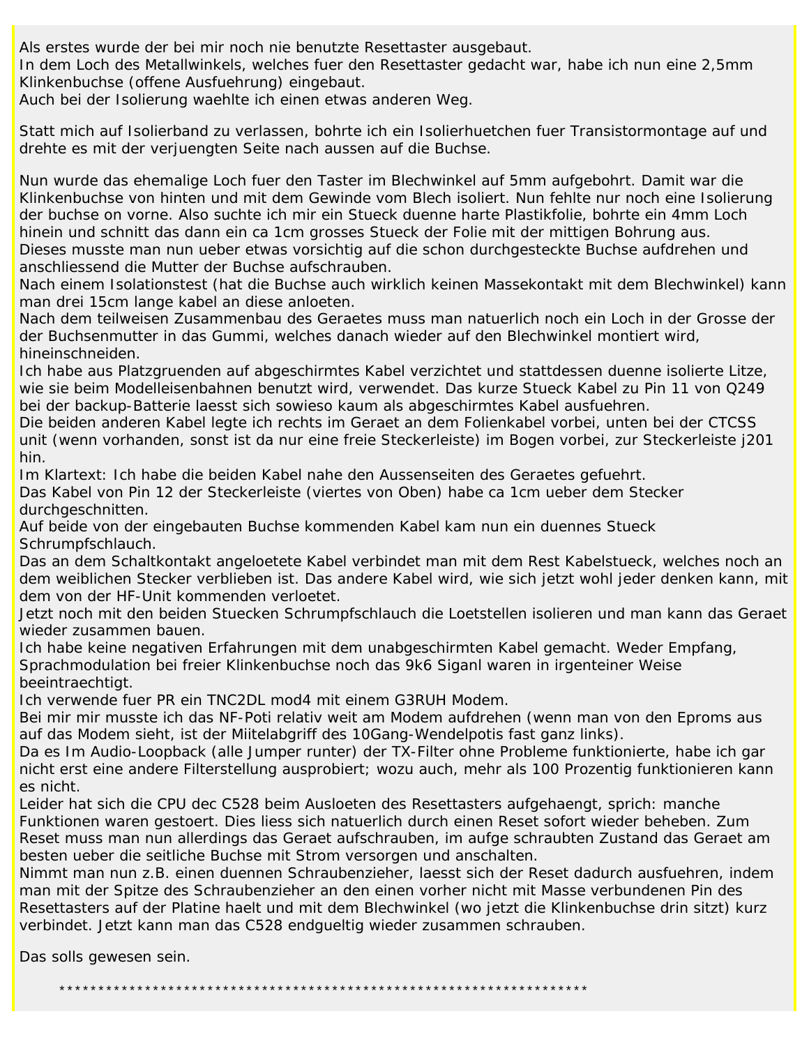Als erstes wurde der bei mir noch nie benutzte Resettaster ausgebaut.
In dem Loch des Metallwinkels, welches fuer den Resettaster gedacht war, habe ich nun eine 2,5mm Klinkenbuchse (offene Ausfuehrung) eingebaut.
Auch bei der Isolierung waehlte ich einen etwas anderen Weg.

Statt mich auf Isolierband zu verlassen, bohrte ich ein Isolierhuetchen fuer Transistormontage auf und drehte es mit der verjuengten Seite nach aussen auf die Buchse.

Nun wurde das ehemalige Loch fuer den Taster im Blechwinkel auf 5mm aufgebohrt. Damit war die Klinkenbuchse von hinten und mit dem Gewinde vom Blech isoliert. Nun fehlte nur noch eine Isolierung der buchse on vorne. Also suchte ich mir ein Stueck duenne harte Plastikfolie, bohrte ein 4mm Loch hinein und schnitt das dann ein ca 1cm grosses Stueck der Folie mit der mittigen Bohrung aus.
Dieses musste man nun ueber etwas vorsichtig auf die schon durchgesteckte Buchse aufdrehen und anschliessend die Mutter der Buchse aufschrauben.
Nach einem Isolationstest (hat die Buchse auch wirklich keinen Massekontakt mit dem Blechwinkel) kann man drei 15cm lange kabel an diese anloeten.
Nach dem teilweisen Zusammenbau des Geraetes muss man natuerlich noch ein Loch in der Grosse der der Buchsenmutter in das Gummi, welches danach wieder auf den Blechwinkel montiert wird, hineinschneiden.
Ich habe aus Platzgruenden auf abgeschirmtes Kabel verzichtet und stattdessen duenne isolierte Litze, wie sie beim Modelleisenbahnen benutzt wird, verwendet. Das kurze Stueck Kabel zu Pin 11 von Q249 bei der backup-Batterie laesst sich sowieso kaum als abgeschirmtes Kabel ausfuehren.
Die beiden anderen Kabel legte ich rechts im Geraet an dem Folienkabel vorbei, unten bei der CTCSS unit (wenn vorhanden, sonst ist da nur eine freie Steckerleiste) im Bogen vorbei, zur Steckerleiste j201 hin.
Im Klartext: Ich habe die beiden Kabel nahe den Aussenseiten des Geraetes gefuehrt.
Das Kabel von Pin 12 der Steckerleiste (viertes von Oben) habe ca 1cm ueber dem Stecker durchgeschnitten.
Auf beide von der eingebauten Buchse kommenden Kabel kam nun ein duennes Stueck Schrumpfschlauch.
Das an dem Schaltkontakt angeloetete Kabel verbindet man mit dem Rest Kabelstueck, welches noch an dem weiblichen Stecker verblieben ist. Das andere Kabel wird, wie sich jetzt wohl jeder denken kann, mit dem von der HF-Unit kommenden verloetet.
Jetzt noch mit den beiden Stuecken Schrumpfschlauch die Loetstellen isolieren und man kann das Geraet wieder zusammen bauen.
Ich habe keine negativen Erfahrungen mit dem unabgeschirmten Kabel gemacht. Weder Empfang, Sprachmodulation bei freier Klinkenbuchse noch das 9k6 Siganl waren in irgenteiner Weise beeintraechtigt.
Ich verwende fuer PR ein TNC2DL mod4 mit einem G3RUH Modem.
Bei mir mir musste ich das NF-Poti relativ weit am Modem aufdrehen (wenn man von den Eproms aus auf das Modem sieht, ist der Miitelabgriff des 10Gang-Wendelpotis fast ganz links).
Da es Im Audio-Loopback (alle Jumper runter) der TX-Filter ohne Probleme funktionierte, habe ich gar nicht erst eine andere Filterstellung ausprobiert; wozu auch, mehr als 100 Prozentig funktionieren kann es nicht.
Leider hat sich die CPU dec C528 beim Ausloeten des Resettasters aufgehaengt, sprich: manche Funktionen waren gestoert. Dies liess sich natuerlich durch einen Reset sofort wieder beheben. Zum Reset muss man nun allerdings das Geraet aufschrauben, im aufge schraubten Zustand das Geraet am besten ueber die seitliche Buchse mit Strom versorgen und anschalten.
Nimmt man nun z.B. einen duennen Schraubenzieher, laesst sich der Reset dadurch ausfuehren, indem man mit der Spitze des Schraubenzieher an den einen vorher nicht mit Masse verbundenen Pin des Resettasters auf der Platine haelt und mit dem Blechwinkel (wo jetzt die Klinkenbuchse drin sitzt) kurz verbindet. Jetzt kann man das C528 endgueltig wieder zusammen schrauben.

Das solls gewesen sein.

**********************************************************************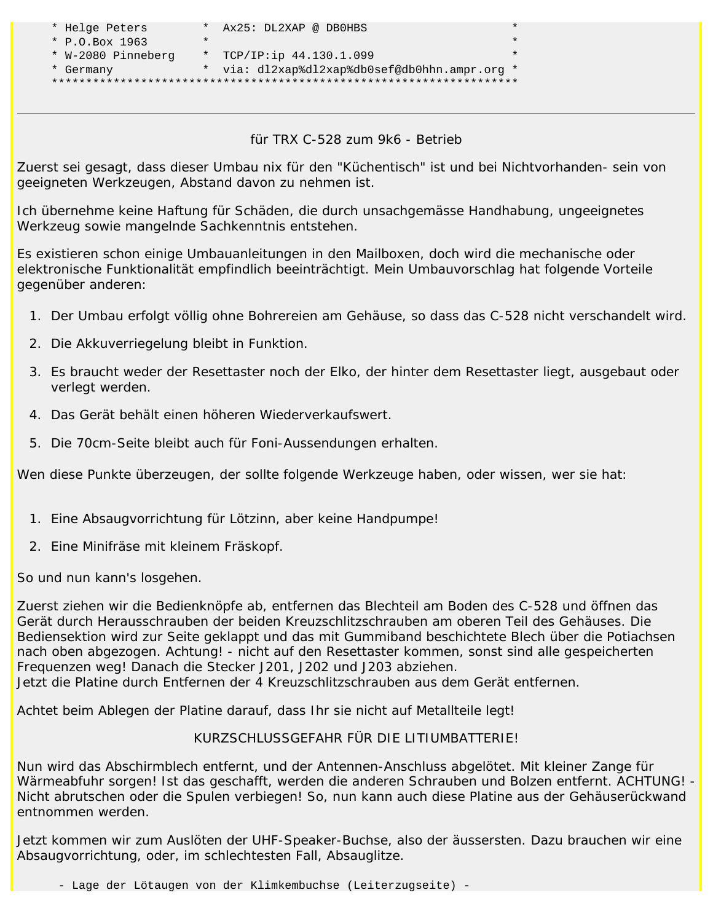```
* Helge Peters        *  Ax25: DL2XAP @ DB0HBS                        *
* P.O.Box 1963        *                                                *
* W-2080 Pinneberg    *  TCP/IP:ip 44.130.1.099                       *
* Germany             *  via: dl2xap%dl2xap%db0sef@db0hhn.ampr.org *
*******************************************************************
```

---

für TRX C-528 zum 9k6 - Betrieb

Zuerst sei gesagt, dass dieser Umbau nix für den "Küchentisch" ist und bei Nichtvorhanden- sein von geeigneten Werkzeugen, Abstand davon zu nehmen ist.

Ich übernehme keine Haftung für Schäden, die durch unsachgemässe Handhabung, ungeeignetes Werkzeug sowie mangelnde Sachkenntnis entstehen.

Es existieren schon einige Umbauanleitungen in den Mailboxen, doch wird die mechanische oder elektronische Funktionalität empfindlich beeinträchtigt. Mein Umbauvorschlag hat folgende Vorteile gegenüber anderen:

1. Der Umbau erfolgt völlig ohne Bohrereien am Gehäuse, so dass das C-528 nicht verschandelt wird.
2. Die Akkuverriegelung bleibt in Funktion.
3. Es braucht weder der Resettaster noch der Elko, der hinter dem Resettaster liegt, ausgebaut oder verlegt werden.
4. Das Gerät behält einen höheren Wiederverkaufswert.
5. Die 70cm-Seite bleibt auch für Foni-Aussendungen erhalten.

Wen diese Punkte überzeugen, der sollte folgende Werkzeuge haben, oder wissen, wer sie hat:

1. Eine Absaugvorrichtung für Lötzinn, aber keine Handpumpe!
2. Eine Minifräse mit kleinem Fräskopf.

So und nun kann's losgehen.

Zuerst ziehen wir die Bedienknöpfe ab, entfernen das Blechteil am Boden des C-528 und öffnen das Gerät durch Herausschrauben der beiden Kreuzschlitzschrauben am oberen Teil des Gehäuses. Die Bediensektion wird zur Seite geklappt und das mit Gummiband beschichtete Blech über die Potiachsen nach oben abgezogen. Achtung! - nicht auf den Resettaster kommen, sonst sind alle gespeicherten Frequenzen weg! Danach die Stecker J201, J202 und J203 abziehen.
Jetzt die Platine durch Entfernen der 4 Kreuzschlitzschrauben aus dem Gerät entfernen.

Achtet beim Ablegen der Platine darauf, dass Ihr sie nicht auf Metallteile legt!

KURZSCHLUSSGEFAHR FÜR DIE LITIUMBATTERIE!

Nun wird das Abschirmblech entfernt, und der Antennen-Anschluss abgelötet. Mit kleiner Zange für Wärmeabfuhr sorgen! Ist das geschafft, werden die anderen Schrauben und Bolzen entfernt. ACHTUNG! - Nicht abrutschen oder die Spulen verbiegen! So, nun kann auch diese Platine aus der Gehäuserückwand entnommen werden.

Jetzt kommen wir zum Auslöten der UHF-Speaker-Buchse, also der äussersten. Dazu brauchen wir eine Absaugvorrichtung, oder, im schlechtesten Fall, Absauglitze.

```
 - Lage der Lötaugen von der Klimkembuchse (Leiterzugseite) -
```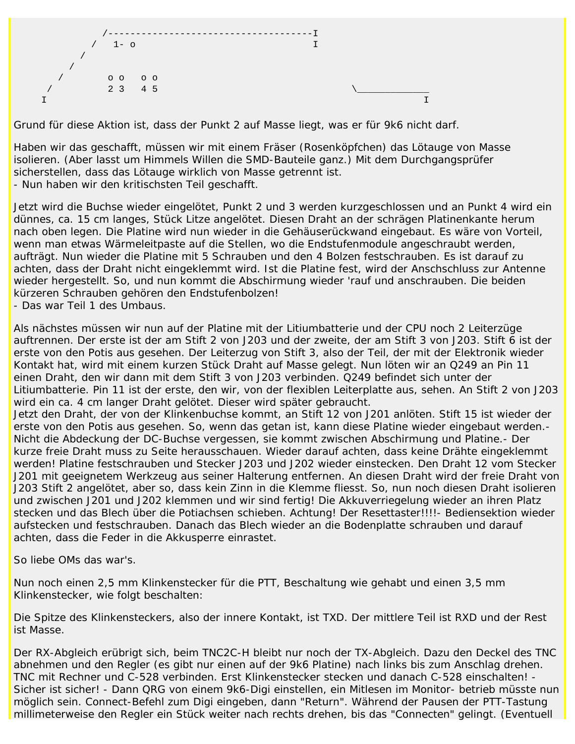```
              /-------------------------------------I
             /   1- o                               I
           /
         /
       /        o o   o o
     /          2 3   4 5                                      \____________
    I                                                                       I
```

Grund für diese Aktion ist, dass der Punkt 2 auf Masse liegt, was er für 9k6 nicht darf.

Haben wir das geschafft, müssen wir mit einem Fräser (Rosenköpfchen) das Lötauge von Masse isolieren. (Aber lasst um Himmels Willen die SMD-Bauteile ganz.) Mit dem Durchgangsprüfer sicherstellen, dass das Lötauge wirklich von Masse getrennt ist.
- Nun haben wir den kritischsten Teil geschafft.

Jetzt wird die Buchse wieder eingelötet, Punkt 2 und 3 werden kurzgeschlossen und an Punkt 4 wird ein dünnes, ca. 15 cm langes, Stück Litze angelötet. Diesen Draht an der schrägen Platinenkante herum nach oben legen. Die Platine wird nun wieder in die Gehäuserückwand eingebaut. Es wäre von Vorteil, wenn man etwas Wärmeleitpaste auf die Stellen, wo die Endstufenmodule angeschraubt werden, aufträgt. Nun wieder die Platine mit 5 Schrauben und den 4 Bolzen festschrauben. Es ist darauf zu achten, dass der Draht nicht eingeklemmt wird. Ist die Platine fest, wird der Anschschluss zur Antenne wieder hergestellt. So, und nun kommt die Abschirmung wieder 'rauf und anschrauben. Die beiden kürzeren Schrauben gehören den Endstufenbolzen!
- Das war Teil 1 des Umbaus.

Als nächstes müssen wir nun auf der Platine mit der Litiumbatterie und der CPU noch 2 Leiterzüge auftrennen. Der erste ist der am Stift 2 von J203 und der zweite, der am Stift 3 von J203. Stift 6 ist der erste von den Potis aus gesehen. Der Leiterzug von Stift 3, also der Teil, der mit der Elektronik wieder Kontakt hat, wird mit einem kurzen Stück Draht auf Masse gelegt. Nun löten wir an Q249 an Pin 11 einen Draht, den wir dann mit dem Stift 3 von J203 verbinden. Q249 befindet sich unter der Litiumbatterie. Pin 11 ist der erste, den wir, von der flexiblen Leiterplatte aus, sehen. An Stift 2 von J203 wird ein ca. 4 cm langer Draht gelötet. Dieser wird später gebraucht.
Jetzt den Draht, der von der Klinkenbuchse kommt, an Stift 12 von J201 anlöten. Stift 15 ist wieder der erste von den Potis aus gesehen. So, wenn das getan ist, kann diese Platine wieder eingebaut werden.- Nicht die Abdeckung der DC-Buchse vergessen, sie kommt zwischen Abschirmung und Platine.- Der kurze freie Draht muss zu Seite herausschauen. Wieder darauf achten, dass keine Drähte eingeklemmt werden! Platine festschrauben und Stecker J203 und J202 wieder einstecken. Den Draht 12 vom Stecker J201 mit geeignetem Werkzeug aus seiner Halterung entfernen. An diesen Draht wird der freie Draht von J203 Stift 2 angelötet, aber so, dass kein Zinn in die Klemme fliesst. So, nun noch diesen Draht isolieren und zwischen J201 und J202 klemmen und wir sind fertig! Die Akkuverriegelung wieder an ihren Platz stecken und das Blech über die Potiachsen schieben. Achtung! Der Resettaster!!!!- Bediensektion wieder aufstecken und festschrauben. Danach das Blech wieder an die Bodenplatte schrauben und darauf achten, dass die Feder in die Akkusperre einrastet.

So liebe OMs das war's.

Nun noch einen 2,5 mm Klinkenstecker für die PTT, Beschaltung wie gehabt und einen 3,5 mm Klinkenstecker, wie folgt beschalten:

Die Spitze des Klinkensteckers, also der innere Kontakt, ist TXD. Der mittlere Teil ist RXD und der Rest ist Masse.

Der RX-Abgleich erübrigt sich, beim TNC2C-H bleibt nur noch der TX-Abgleich. Dazu den Deckel des TNC abnehmen und den Regler (es gibt nur einen auf der 9k6 Platine) nach links bis zum Anschlag drehen. TNC mit Rechner und C-528 verbinden. Erst Klinkenstecker stecken und danach C-528 einschalten! - Sicher ist sicher! - Dann QRG von einem 9k6-Digi einstellen, ein Mitlesen im Monitor- betrieb müsste nun möglich sein. Connect-Befehl zum Digi eingeben, dann "Return". Während der Pausen der PTT-Tastung millimeterweise den Regler ein Stück weiter nach rechts drehen, bis das "Connecten" gelingt. (Eventuell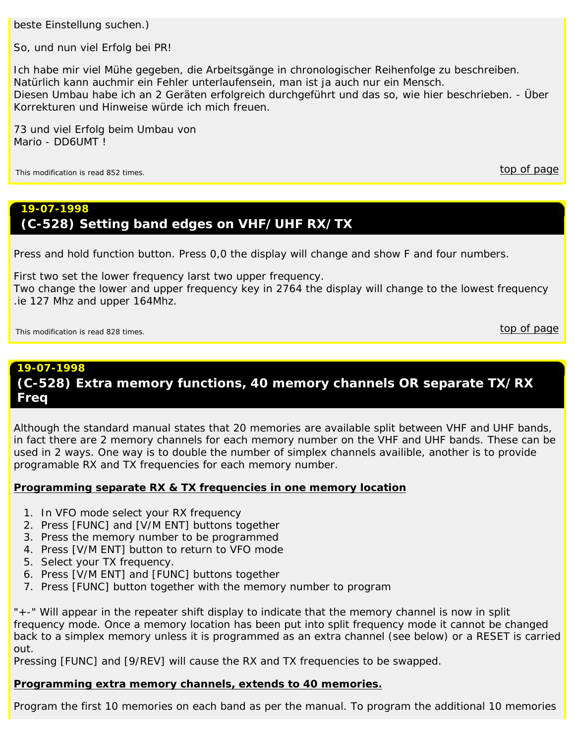beste Einstellung suchen.)

So, und nun viel Erfolg bei PR!

Ich habe mir viel Mühe gegeben, die Arbeitsgänge in chronologischer Reihenfolge zu beschreiben. Natürlich kann auchmir ein Fehler unterlaufensein, man ist ja auch nur ein Mensch.
Diesen Umbau habe ich an 2 Geräten erfolgreich durchgeführt und das so, wie hier beschrieben. - Über Korrekturen und Hinweise würde ich mich freuen.

73 und viel Erfolg beim Umbau von
Mario - DD6UMT !

This modification is read 852 times.

top of page

**19-07-1998**

## (C-528) Setting band edges on VHF/UHF RX/TX

Press and hold function button. Press 0,0 the display will change and show F and four numbers.

First two set the lower frequency larst two upper frequency.
Two change the lower and upper frequency key in 2764 the display will change to the lowest frequency .ie 127 Mhz and upper 164Mhz.

This modification is read 828 times.

top of page

**19-07-1998**

## (C-528) Extra memory functions, 40 memory channels OR separate TX/RX Freq

Although the standard manual states that 20 memories are available split between VHF and UHF bands, in fact there are 2 memory channels for each memory number on the VHF and UHF bands. These can be used in 2 ways. One way is to double the number of simplex channels availible, another is to provide programable RX and TX frequencies for each memory number.

**Programming separate RX & TX frequencies in one memory location**

1. In VFO mode select your RX frequency
2. Press [FUNC] and [V/M ENT] buttons together
3. Press the memory number to be programmed
4. Press [V/M ENT] button to return to VFO mode
5. Select your TX frequency.
6. Press [V/M ENT] and [FUNC] buttons together
7. Press [FUNC] button together with the memory number to program

"+-" Will appear in the repeater shift display to indicate that the memory channel is now in split frequency mode. Once a memory location has been put into split frequency mode it cannot be changed back to a simplex memory unless it is programmed as an extra channel (see below) or a RESET is carried out.
Pressing [FUNC] and [9/REV] will cause the RX and TX frequencies to be swapped.

**Programming extra memory channels, extends to 40 memories.**

Program the first 10 memories on each band as per the manual. To program the additional 10 memories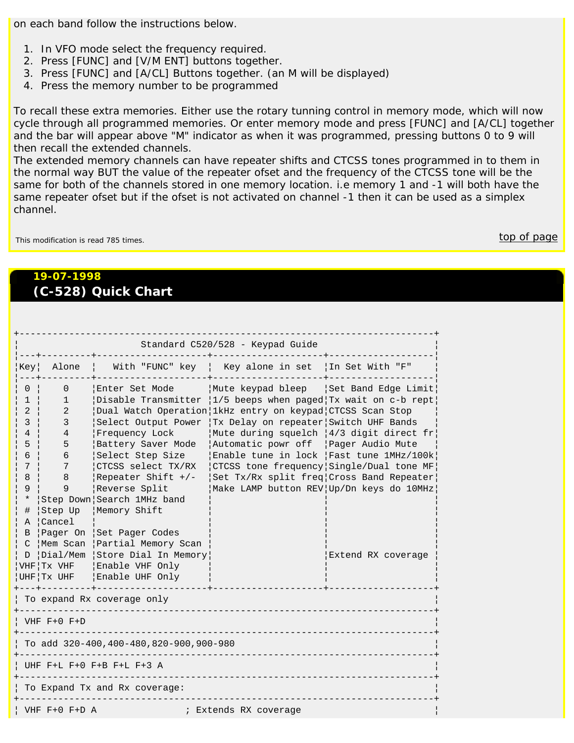on each band follow the instructions below.

1. In VFO mode select the frequency required.
2. Press [FUNC] and [V/M ENT] buttons together.
3. Press [FUNC] and [A/CL] Buttons together. (an M will be displayed)
4. Press the memory number to be programmed

To recall these extra memories. Either use the rotary tunning control in memory mode, which will now cycle through all programmed memories. Or enter memory mode and press [FUNC] and [A/CL] together and the bar will appear above "M" indicator as when it was programmed, pressing buttons 0 to 9 will then recall the extended channels.
The extended memory channels can have repeater shifts and CTCSS tones programmed in to them in the normal way BUT the value of the repeater ofset and the frequency of the CTCSS tone will be the same for both of the channels stored in one memory location. i.e memory 1 and -1 will both have the same repeater ofset but if the ofset is not activated on channel -1 then it can be used as a simplex channel.

This modification is read 785 times.

top of page

## 19-07-1998
## (C-528) Quick Chart

```
+------------------------------------------------------------------------+
¦                     Standard C520/528 - Keypad Guide                   ¦
¦---+---------+-------------------+--------------------+-----------------¦
¦Key¦  Alone  ¦  With "FUNC" key  ¦  Key alone in set  ¦In Set With "F"  ¦
¦---+---------+-------------------+--------------------+-----------------¦
¦ 0 ¦    0    ¦Enter Set Mode     ¦Mute keypad bleep   ¦Set Band Edge Limit¦
¦ 1 ¦    1    ¦Disable Transmitter ¦1/5 beeps when paged¦Tx wait on c-b rept¦
¦ 2 ¦    2    ¦Dual Watch Operation¦1kHz entry on keypad¦CTCSS Scan Stop  ¦
¦ 3 ¦    3    ¦Select Output Power ¦Tx Delay on repeater¦Switch UHF Bands ¦
¦ 4 ¦    4    ¦Frequency Lock     ¦Mute during squelch ¦4/3 digit direct fr¦
¦ 5 ¦    5    ¦Battery Saver Mode ¦Automatic powr off  ¦Pager Audio Mute ¦
¦ 6 ¦    6    ¦Select Step Size   ¦Enable tune in lock ¦Fast tune 1MHz/100k¦
¦ 7 ¦    7    ¦CTCSS select TX/RX ¦CTCSS tone frequency¦Single/Dual tone MF¦
¦ 8 ¦    8    ¦Repeater Shift +/- ¦Set Tx/Rx split freq¦Cross Band Repeater¦
¦ 9 ¦    9    ¦Reverse Split      ¦Make LAMP button REV¦Up/Dn keys do 10MHz¦
¦ * ¦Step Down¦Search 1MHz band   ¦                    ¦                 ¦
¦ # ¦Step Up  ¦Memory Shift       ¦                    ¦                 ¦
¦ A ¦Cancel   ¦                   ¦                    ¦                 ¦
¦ B ¦Pager On ¦Set Pager Codes    ¦                    ¦                 ¦
¦ C ¦Mem Scan ¦Partial Memory Scan¦                    ¦                 ¦
¦ D ¦Dial/Mem ¦Store Dial In Memory¦                   ¦Extend RX coverage¦
¦VHF¦Tx VHF   ¦Enable VHF Only    ¦                    ¦                 ¦
¦UHF¦Tx UHF   ¦Enable UHF Only    ¦                    ¦                 ¦
+---+---------+-------------------+--------------------+-----------------+
¦ To expand Rx coverage only                                             ¦
+------------------------------------------------------------------------+
¦ VHF F+0 F+D                                                            ¦
+------------------------------------------------------------------------+
¦ To add 320-400,400-480,820-900,900-980                                 ¦
+------------------------------------------------------------------------+
¦ UHF F+L F+0 F+B F+L F+3 A                                              ¦
+------------------------------------------------------------------------+
¦ To Expand Tx and Rx coverage:                                          ¦
+------------------------------------------------------------------------+
¦ VHF F+0 F+D A                ; Extends RX coverage                     ¦
```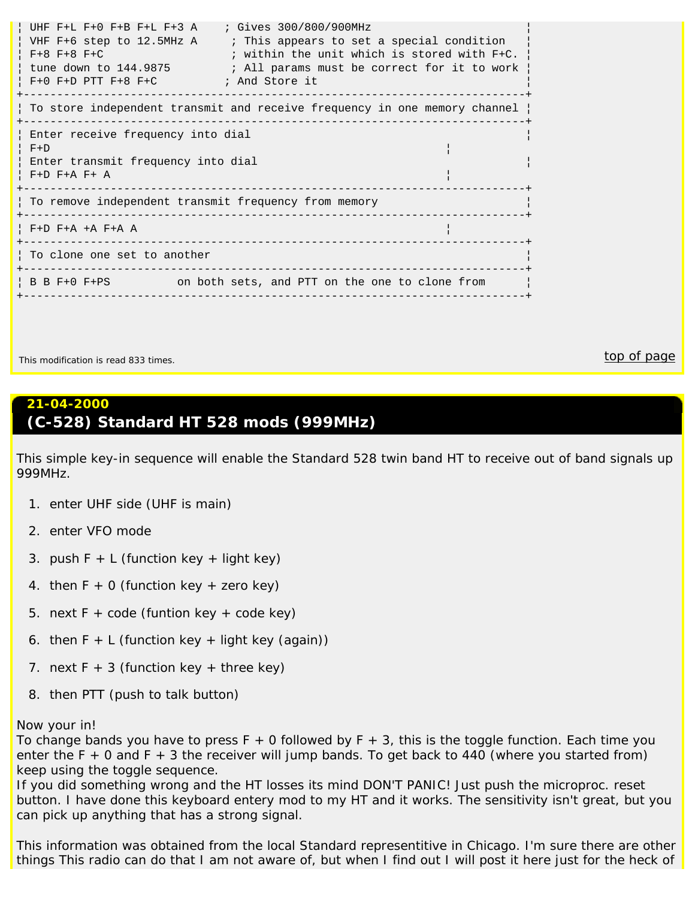```
¦ UHF F+L F+0 F+B F+L F+3 A    ; Gives 300/800/900MHz                       ¦
¦ VHF F+6 step to 12.5MHz A     ; This appears to set a special condition   ¦
¦ F+8 F+8 F+C                   ; within the unit which is stored with F+C. ¦
¦ tune down to 144.9875         ; All params must be correct for it to work ¦
¦ F+0 F+D PTT F+8 F+C          ; And Store it                               ¦
+---------------------------------------------------------------------------+
¦ To store independent transmit and receive frequency in one memory channel ¦
+---------------------------------------------------------------------------+
¦ Enter receive frequency into dial                                         ¦
¦ F+D                                                           ¦
¦ Enter transmit frequency into dial                                        ¦
¦ F+D F+A F+ A                                                  ¦
+---------------------------------------------------------------------------+
¦ To remove independent transmit frequency from memory                      ¦
+---------------------------------------------------------------------------+
¦ F+D F+A +A F+A A                                              ¦
+---------------------------------------------------------------------------+
¦ To clone one set to another                                               ¦
+---------------------------------------------------------------------------+
¦ B B F+0 F+PS          on both sets, and PTT on the one to clone from      ¦
+---------------------------------------------------------------------------+
```

This modification is read 833 times.

top of page

**21-04-2000**

## (C-528) Standard HT 528 mods (999MHz)

This simple key-in sequence will enable the Standard 528 twin band HT to receive out of band signals up 999MHz.

1. enter UHF side (UHF is main)
2. enter VFO mode
3. push F + L (function key + light key)
4. then F + 0 (function key + zero key)
5. next F + code (funtion key + code key)
6. then F + L (function key + light key (again))
7. next F + 3 (function key + three key)
8. then PTT (push to talk button)

Now your in!
To change bands you have to press F + 0 followed by F + 3, this is the toggle function. Each time you enter the F + 0 and F + 3 the receiver will jump bands. To get back to 440 (where you started from) keep using the toggle sequence.
If you did something wrong and the HT losses its mind DON'T PANIC! Just push the microproc. reset button. I have done this keyboard entery mod to my HT and it works. The sensitivity isn't great, but you can pick up anything that has a strong signal.

This information was obtained from the local Standard representitive in Chicago. I'm sure there are other things This radio can do that I am not aware of, but when I find out I will post it here just for the heck of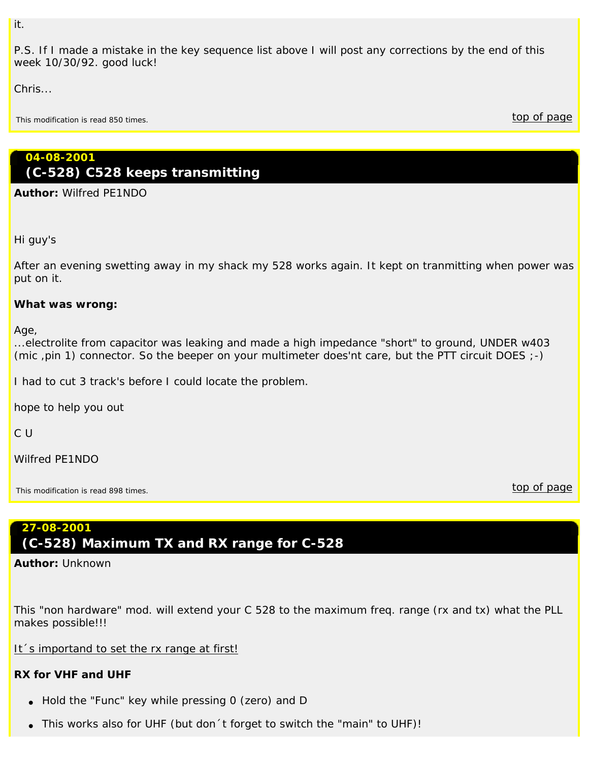it.

P.S. If I made a mistake in the key sequence list above I will post any corrections by the end of this week 10/30/92. good luck!

Chris...

This modification is read 850 times.

top of page

## 04-08-2001
## (C-528) C528 keeps transmitting

**Author:** Wilfred PE1NDO

Hi guy's

After an evening swetting away in my shack my 528 works again. It kept on tranmitting when power was put on it.

**What was wrong:**

Age,
...electrolite from capacitor was leaking and made a high impedance "short" to ground, UNDER w403 (mic ,pin 1) connector. So the beeper on your multimeter does'nt care, but the PTT circuit DOES ;-)

I had to cut 3 track's before I could locate the problem.

hope to help you out

C U

Wilfred PE1NDO

This modification is read 898 times.

top of page

## 27-08-2001
## (C-528) Maximum TX and RX range for C-528

**Author:** Unknown

This "non hardware" mod. will extend your C 528 to the maximum freq. range (rx and tx) what the PLL makes possible!!!

It´s importand to set the rx range at first!

**RX for VHF and UHF**

- Hold the "Func" key while pressing 0 (zero) and D
- This works also for UHF (but don´t forget to switch the "main" to UHF)!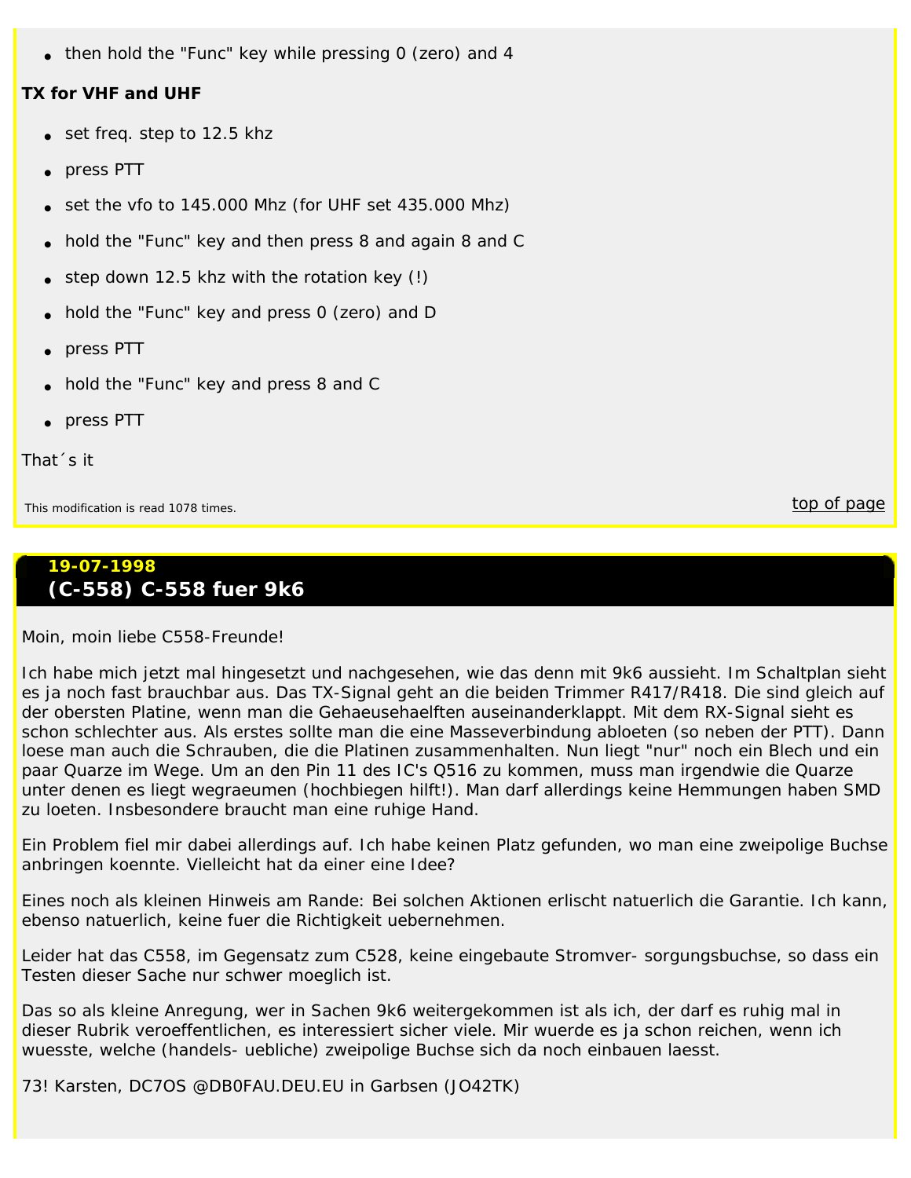- then hold the "Func" key while pressing 0 (zero) and 4

**TX for VHF and UHF**

- set freq. step to 12.5 khz
- press PTT
- set the vfo to 145.000 Mhz (for UHF set 435.000 Mhz)
- hold the "Func" key and then press 8 and again 8 and C
- step down 12.5 khz with the rotation key (!)
- hold the "Func" key and press 0 (zero) and D
- press PTT
- hold the "Func" key and press 8 and C
- press PTT

That´s it

This modification is read 1078 times.

top of page

## 19-07-1998
## (C-558) C-558 fuer 9k6

Moin, moin liebe C558-Freunde!

Ich habe mich jetzt mal hingesetzt und nachgesehen, wie das denn mit 9k6 aussieht. Im Schaltplan sieht es ja noch fast brauchbar aus. Das TX-Signal geht an die beiden Trimmer R417/R418. Die sind gleich auf der obersten Platine, wenn man die Gehaeusehaelften auseinanderklappt. Mit dem RX-Signal sieht es schon schlechter aus. Als erstes sollte man die eine Masseverbindung abloeten (so neben der PTT). Dann loese man auch die Schrauben, die die Platinen zusammenhalten. Nun liegt "nur" noch ein Blech und ein paar Quarze im Wege. Um an den Pin 11 des IC's Q516 zu kommen, muss man irgendwie die Quarze unter denen es liegt wegraeumen (hochbiegen hilft!). Man darf allerdings keine Hemmungen haben SMD zu loeten. Insbesondere braucht man eine ruhige Hand.

Ein Problem fiel mir dabei allerdings auf. Ich habe keinen Platz gefunden, wo man eine zweipolige Buchse anbringen koennte. Vielleicht hat da einer eine Idee?

Eines noch als kleinen Hinweis am Rande: Bei solchen Aktionen erlischt natuerlich die Garantie. Ich kann, ebenso natuerlich, keine fuer die Richtigkeit uebernehmen.

Leider hat das C558, im Gegensatz zum C528, keine eingebaute Stromver- sorgungsbuchse, so dass ein Testen dieser Sache nur schwer moeglich ist.

Das so als kleine Anregung, wer in Sachen 9k6 weitergekommen ist als ich, der darf es ruhig mal in dieser Rubrik veroeffentlichen, es interessiert sicher viele. Mir wuerde es ja schon reichen, wenn ich wuesste, welche (handels- uebliche) zweipolige Buchse sich da noch einbauen laesst.

73! Karsten, DC7OS @DB0FAU.DEU.EU in Garbsen (JO42TK)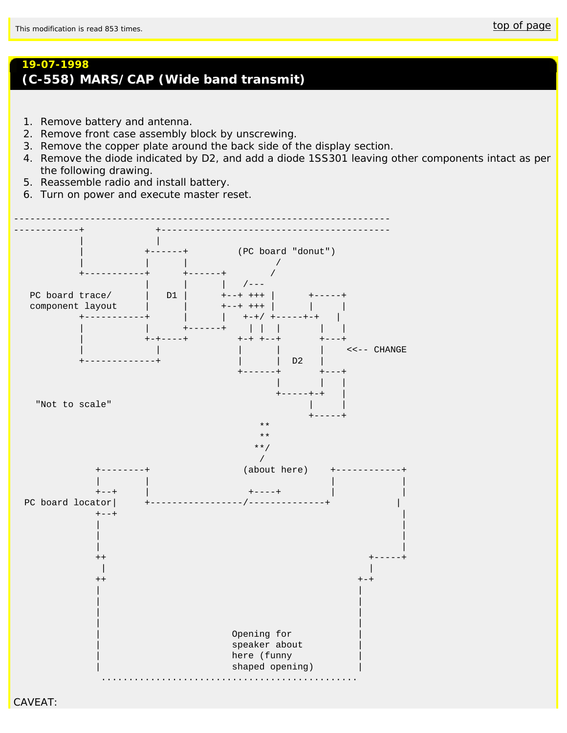This modification is read 853 times.

top of page

## 19-07-1998

## (C-558) MARS/ CAP (Wide band transmit)

1. Remove battery and antenna.
2. Remove front case assembly block by unscrewing.
3. Remove the copper plate around the back side of the display section.
4. Remove the diode indicated by D2, and add a diode 1SS301 leaving other components intact as per the following drawing.
5. Reassemble radio and install battery.
6. Turn on power and execute master reset.

```
----------------------------------------------------------------------
------------+             +-----------------------------------------
            |             |
            |           +------+         (PC board "donut")
            |           |      |                /
            +-----------+      +------+        /
                        |      |      |   /---
   PC board trace/      |   D1 |      +--+ +++ |      +-----+
   component layout     |      |      +--+ +++ |      |     |
            +-----------+      |      |   +-+/ +-----+-+    |
            |           |      +------+    | |  |       |   |
            |           +-+----+        +-+ +--+       +---+
            |             |             |      |       |    <<-- CHANGE
            +-------------+             |      |  D2   |
                                        +------+       +---+
                                               |       |   |
                                               +-----+-+   |
    "Not to scale"                                    |     |
                                                      +-----+
                                            **
                                            **
                                           **/
                                            /
              +--------+                (about here)    +------------+
              |        |                                |            |
              +--+     |                 +----+         |            |
  PC board locator|     +-----------------/-------------+           |
              +--+                                                   |
              |                                                      |
              |                                                      |
              |                                                      |
              ++                                               +-----+
               |                                               |
              ++                                             +-+
              |                                              |
              |                                              |
              |                                              |
              |                                              |
              |                       Opening for            |
              |                       speaker about          |
              |                       here (funny            |
              |                       shaped opening)        |
               ..............................................
```

CAVEAT: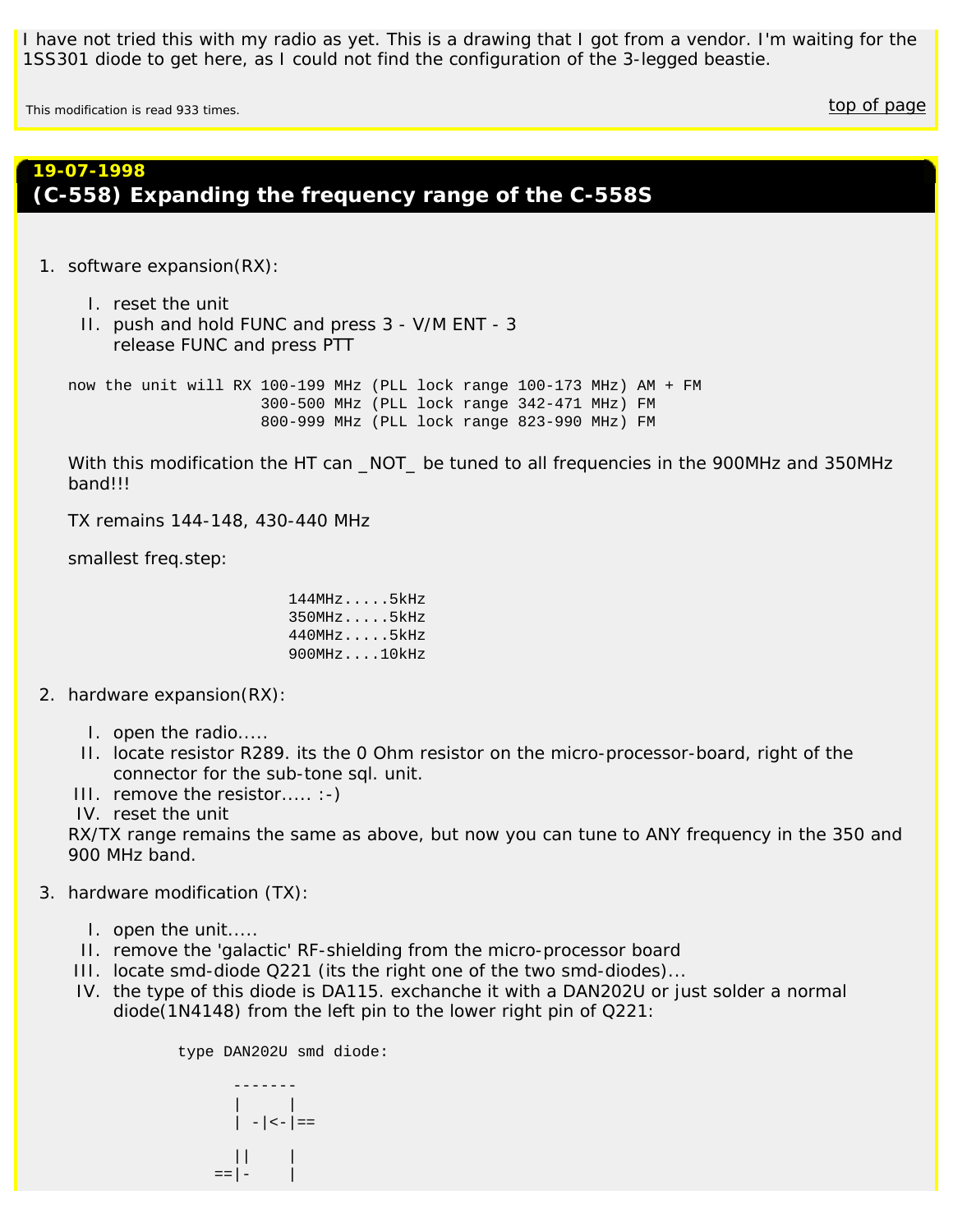I have not tried this with my radio as yet. This is a drawing that I got from a vendor. I'm waiting for the 1SS301 diode to get here, as I could not find the configuration of the 3-legged beastie.

This modification is read 933 times.

top of page

**19-07-1998**

## (C-558) Expanding the frequency range of the C-558S

1. software expansion(RX):

   I. reset the unit
   II. push and hold FUNC and press 3 - V/M ENT - 3
   release FUNC and press PTT

```
now the unit will RX 100-199 MHz (PLL lock range 100-173 MHz) AM + FM
                     300-500 MHz (PLL lock range 342-471 MHz) FM
                     800-999 MHz (PLL lock range 823-990 MHz) FM
```

   With this modification the HT can _NOT_ be tuned to all frequencies in the 900MHz and 350MHz band!!!

   TX remains 144-148, 430-440 MHz

   smallest freq.step:

```
144MHz.....5kHz
350MHz.....5kHz
440MHz.....5kHz
900MHz....10kHz
```

2. hardware expansion(RX):

   I. open the radio.....
   II. locate resistor R289. its the 0 Ohm resistor on the micro-processor-board, right of the connector for the sub-tone sql. unit.
   III. remove the resistor..... :-)
   IV. reset the unit

   RX/TX range remains the same as above, but now you can tune to ANY frequency in the 350 and 900 MHz band.

3. hardware modification (TX):

   I. open the unit.....
   II. remove the 'galactic' RF-shielding from the micro-processor board
   III. locate smd-diode Q221 (its the right one of the two smd-diodes)...
   IV. the type of this diode is DA115. exchanche it with a DAN202U or just solder a normal diode(1N4148) from the left pin to the lower right pin of Q221:

```
type DAN202U smd diode:

   -------
   |     |
   | -|<-|==

   ||    |
 ==|-    |
```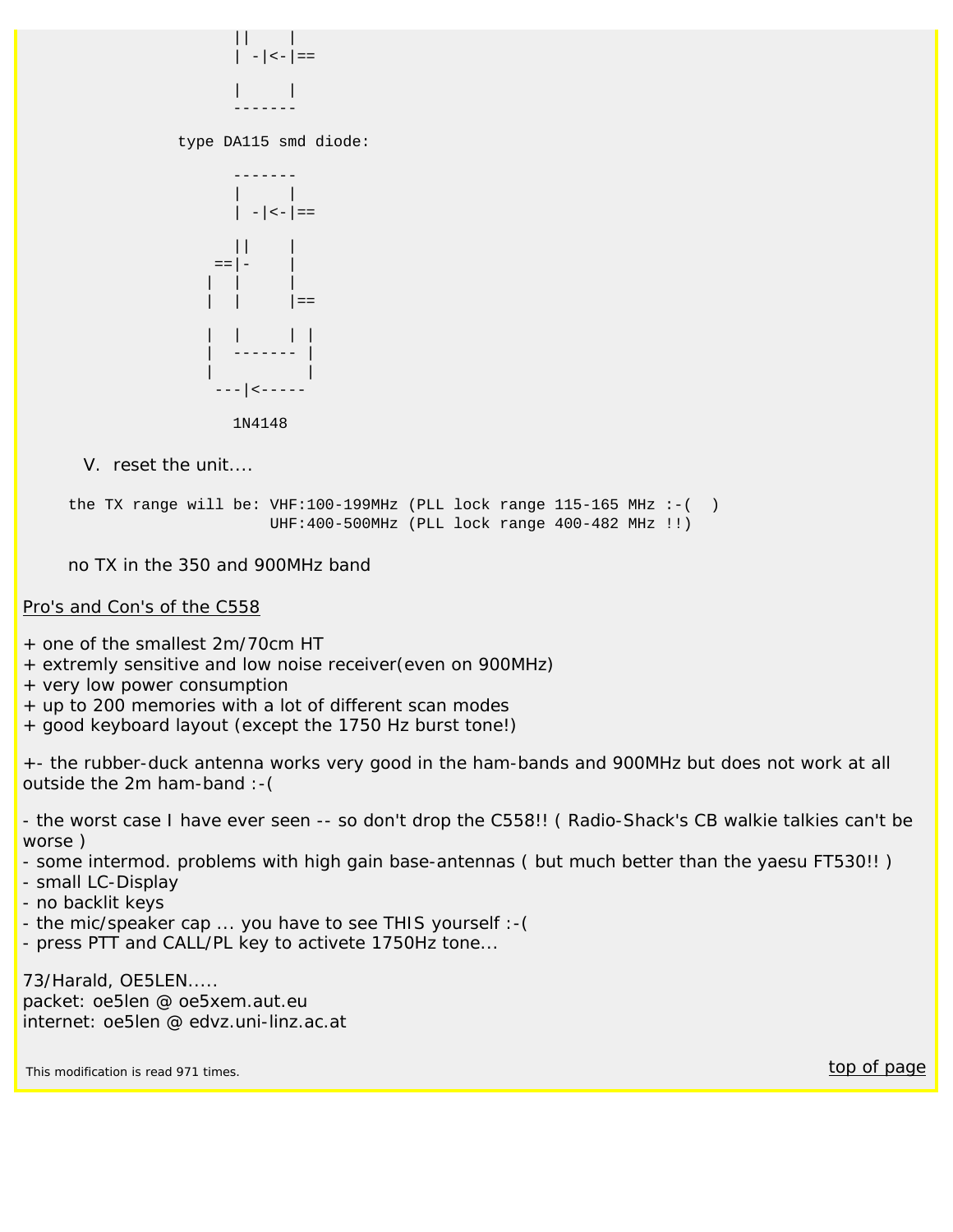```
                    ||     |
                    | -|<-|==

                    |      |
                    -------

          type DA115 smd diode:

                    -------
                    |      |
                    | -|<-|==

                    ||     |
                 ==|-      |
                |   |      |
                |   |      |==

                |   |      | |
                |   ------- |
                |           |
                 ---|<-----

                    1N4148
```

V. reset the unit....

```
the TX range will be: VHF:100-199MHz (PLL lock range 115-165 MHz :-(  )
                      UHF:400-500MHz (PLL lock range 400-482 MHz !!)
```

no TX in the 350 and 900MHz band

Pro's and Con's of the C558

+ one of the smallest 2m/70cm HT
+ extremly sensitive and low noise receiver(even on 900MHz)
+ very low power consumption
+ up to 200 memories with a lot of different scan modes
+ good keyboard layout (except the 1750 Hz burst tone!)

+- the rubber-duck antenna works very good in the ham-bands and 900MHz but does not work at all outside the 2m ham-band :-(

- the worst case I have ever seen -- so don't drop the C558!! ( Radio-Shack's CB walkie talkies can't be worse )
- some intermod. problems with high gain base-antennas ( but much better than the yaesu FT530!! )
- small LC-Display
- no backlit keys
- the mic/speaker cap ... you have to see THIS yourself :-(
- press PTT and CALL/PL key to activete 1750Hz tone...

73/Harald, OE5LEN.....
packet: oe5len @ oe5xem.aut.eu
internet: oe5len @ edvz.uni-linz.ac.at

This modification is read 971 times.

top of page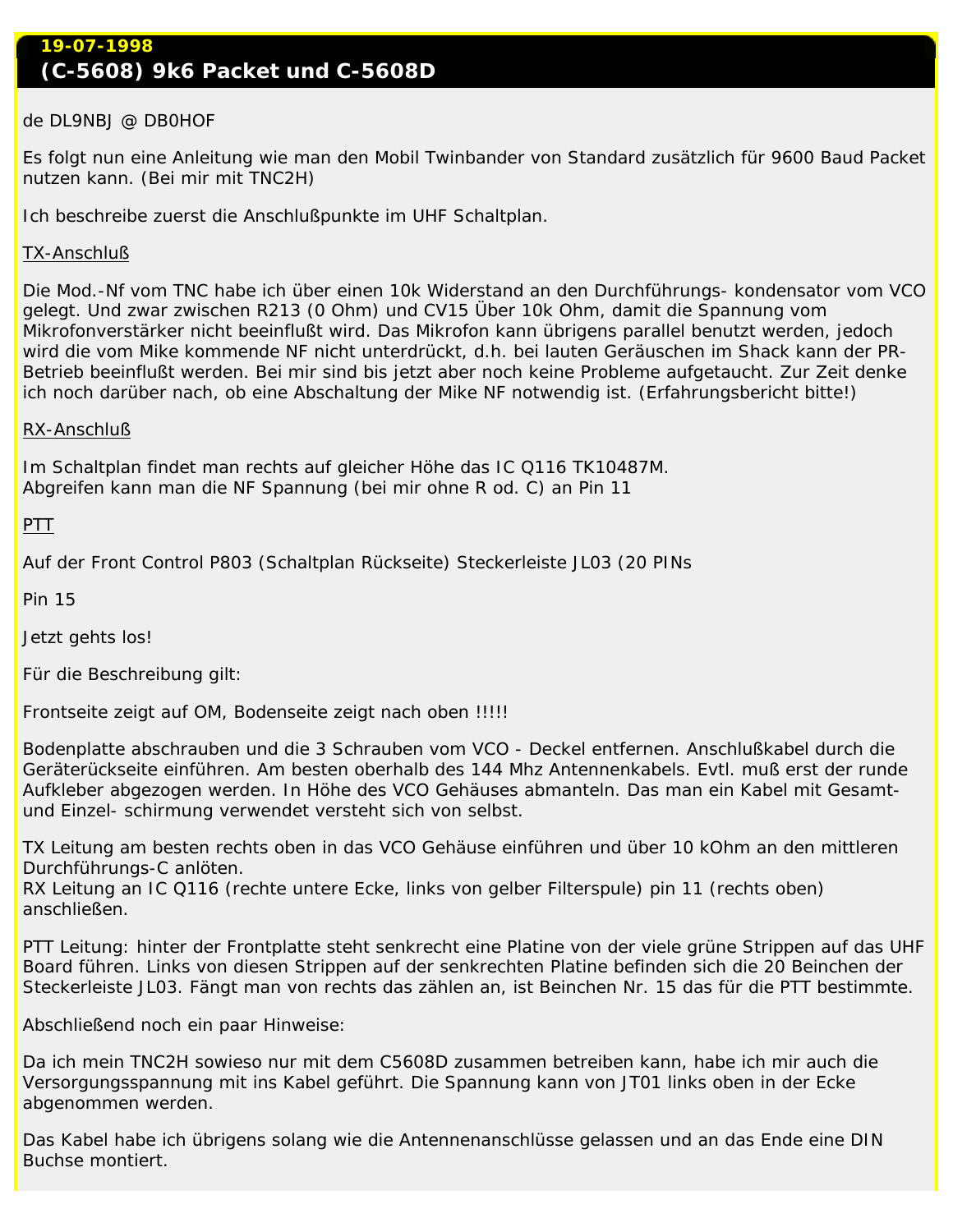**19-07-1998**

## (C-5608) 9k6 Packet und C-5608D

de DL9NBJ @ DB0HOF

Es folgt nun eine Anleitung wie man den Mobil Twinbander von Standard zusätzlich für 9600 Baud Packet nutzen kann. (Bei mir mit TNC2H)

Ich beschreibe zuerst die Anschlußpunkte im UHF Schaltplan.

TX-Anschluß

Die Mod.-Nf vom TNC habe ich über einen 10k Widerstand an den Durchführungs- kondensator vom VCO gelegt. Und zwar zwischen R213 (0 Ohm) und CV15 Über 10k Ohm, damit die Spannung vom Mikrofonverstärker nicht beeinflußt wird. Das Mikrofon kann übrigens parallel benutzt werden, jedoch wird die vom Mike kommende NF nicht unterdrückt, d.h. bei lauten Geräuschen im Shack kann der PR-Betrieb beeinflußt werden. Bei mir sind bis jetzt aber noch keine Probleme aufgetaucht. Zur Zeit denke ich noch darüber nach, ob eine Abschaltung der Mike NF notwendig ist. (Erfahrungsbericht bitte!)

RX-Anschluß

Im Schaltplan findet man rechts auf gleicher Höhe das IC Q116 TK10487M.
Abgreifen kann man die NF Spannung (bei mir ohne R od. C) an Pin 11

PTT

Auf der Front Control P803 (Schaltplan Rückseite) Steckerleiste JL03 (20 PINs

Pin 15

Jetzt gehts los!

Für die Beschreibung gilt:

Frontseite zeigt auf OM, Bodenseite zeigt nach oben !!!!!

Bodenplatte abschrauben und die 3 Schrauben vom VCO - Deckel entfernen. Anschlußkabel durch die Geräterückseite einführen. Am besten oberhalb des 144 Mhz Antennenkabels. Evtl. muß erst der runde Aufkleber abgezogen werden. In Höhe des VCO Gehäuses abmanteln. Das man ein Kabel mit Gesamt- und Einzel- schirmung verwendet versteht sich von selbst.

TX Leitung am besten rechts oben in das VCO Gehäuse einführen und über 10 kOhm an den mittleren Durchführungs-C anlöten.
RX Leitung an IC Q116 (rechte untere Ecke, links von gelber Filterspule) pin 11 (rechts oben) anschließen.

PTT Leitung: hinter der Frontplatte steht senkrecht eine Platine von der viele grüne Strippen auf das UHF Board führen. Links von diesen Strippen auf der senkrechten Platine befinden sich die 20 Beinchen der Steckerleiste JL03. Fängt man von rechts das zählen an, ist Beinchen Nr. 15 das für die PTT bestimmte.

Abschließend noch ein paar Hinweise:

Da ich mein TNC2H sowieso nur mit dem C5608D zusammen betreiben kann, habe ich mir auch die Versorgungsspannung mit ins Kabel geführt. Die Spannung kann von JT01 links oben in der Ecke abgenommen werden.

Das Kabel habe ich übrigens solang wie die Antennenanschlüsse gelassen und an das Ende eine DIN Buchse montiert.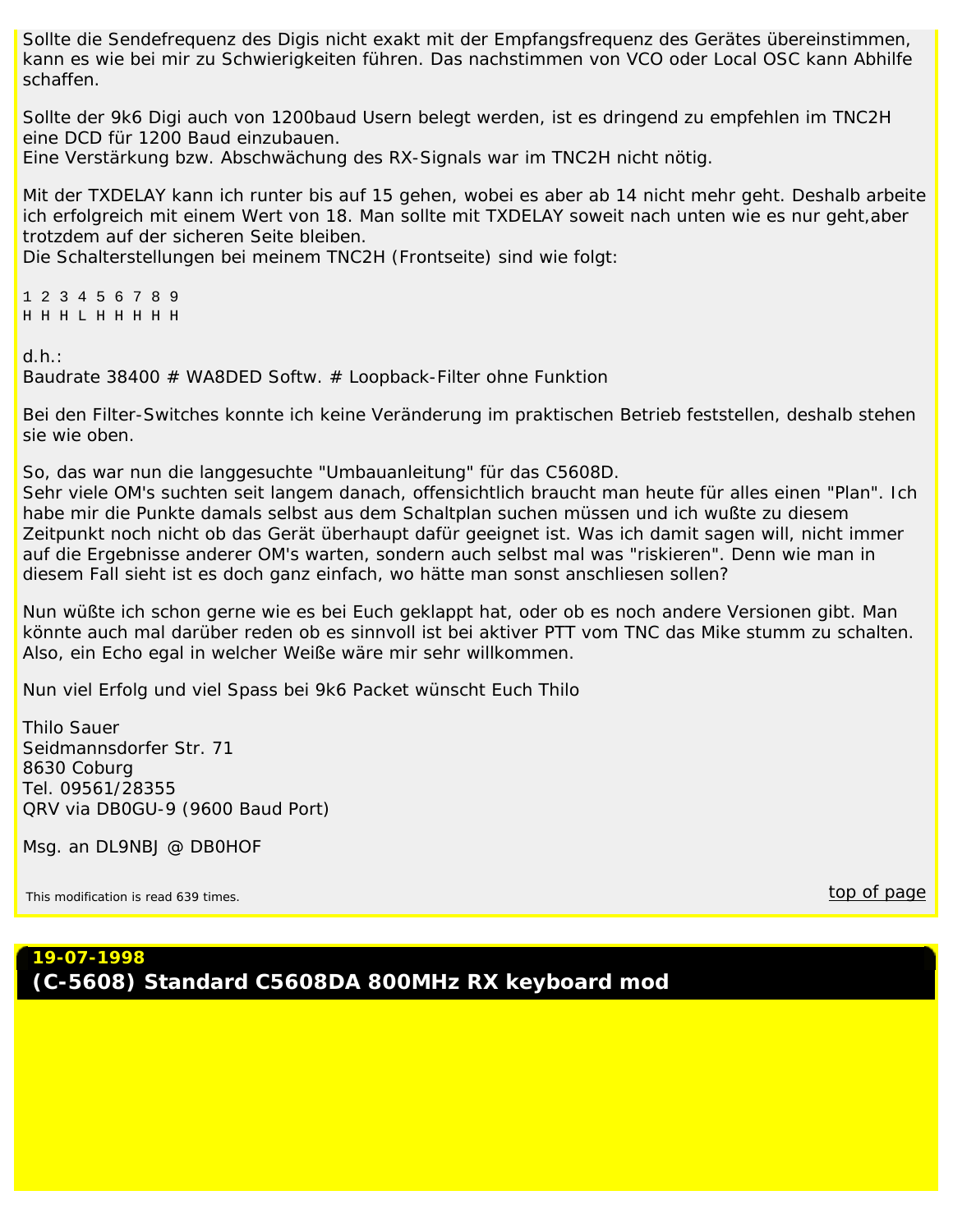Sollte die Sendefrequenz des Digis nicht exakt mit der Empfangsfrequenz des Gerätes übereinstimmen, kann es wie bei mir zu Schwierigkeiten führen. Das nachstimmen von VCO oder Local OSC kann Abhilfe schaffen.

Sollte der 9k6 Digi auch von 1200baud Usern belegt werden, ist es dringend zu empfehlen im TNC2H eine DCD für 1200 Baud einzubauen.
Eine Verstärkung bzw. Abschwächung des RX-Signals war im TNC2H nicht nötig.

Mit der TXDELAY kann ich runter bis auf 15 gehen, wobei es aber ab 14 nicht mehr geht. Deshalb arbeite ich erfolgreich mit einem Wert von 18. Man sollte mit TXDELAY soweit nach unten wie es nur geht,aber trotzdem auf der sicheren Seite bleiben.
Die Schalterstellungen bei meinem TNC2H (Frontseite) sind wie folgt:

```
1 2 3 4 5 6 7 8 9
H H H L H H H H H
```

d.h.:
Baudrate 38400 # WA8DED Softw. # Loopback-Filter ohne Funktion

Bei den Filter-Switches konnte ich keine Veränderung im praktischen Betrieb feststellen, deshalb stehen sie wie oben.

So, das war nun die langgesuchte "Umbauanleitung" für das C5608D.
Sehr viele OM's suchten seit langem danach, offensichtlich braucht man heute für alles einen "Plan". Ich habe mir die Punkte damals selbst aus dem Schaltplan suchen müssen und ich wußte zu diesem Zeitpunkt noch nicht ob das Gerät überhaupt dafür geeignet ist. Was ich damit sagen will, nicht immer auf die Ergebnisse anderer OM's warten, sondern auch selbst mal was "riskieren". Denn wie man in diesem Fall sieht ist es doch ganz einfach, wo hätte man sonst anschliesen sollen?

Nun wüßte ich schon gerne wie es bei Euch geklappt hat, oder ob es noch andere Versionen gibt. Man könnte auch mal darüber reden ob es sinnvoll ist bei aktiver PTT vom TNC das Mike stumm zu schalten. Also, ein Echo egal in welcher Weiße wäre mir sehr willkommen.

Nun viel Erfolg und viel Spass bei 9k6 Packet wünscht Euch Thilo

Thilo Sauer
Seidmannsdorfer Str. 71
8630 Coburg
Tel. 09561/28355
QRV via DB0GU-9 (9600 Baud Port)

Msg. an DL9NBJ @ DB0HOF

This modification is read 639 times.

top of page

**19-07-1998**

## (C-5608) Standard C5608DA 800MHz RX keyboard mod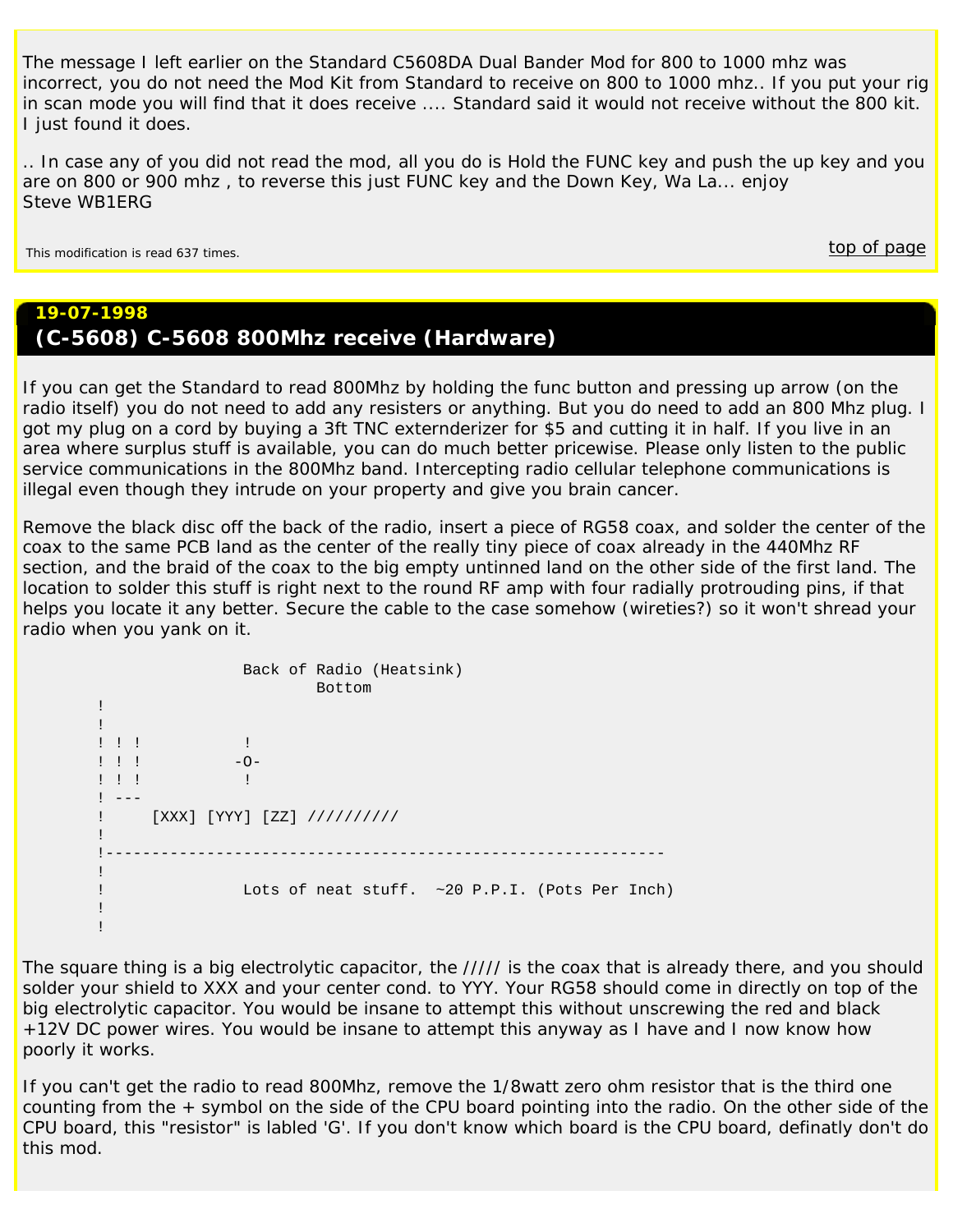The message I left earlier on the Standard C5608DA Dual Bander Mod for 800 to 1000 mhz was incorrect, you do not need the Mod Kit from Standard to receive on 800 to 1000 mhz.. If you put your rig in scan mode you will find that it does receive .... Standard said it would not receive without the 800 kit. I just found it does.

.. In case any of you did not read the mod, all you do is Hold the FUNC key and push the up key and you are on 800 or 900 mhz , to reverse this just FUNC key and the Down Key, Wa La... enjoy
Steve WB1ERG

This modification is read 637 times.

top of page

**19-07-1998**

## (C-5608) C-5608 800Mhz receive (Hardware)

If you can get the Standard to read 800Mhz by holding the func button and pressing up arrow (on the radio itself) you do not need to add any resisters or anything. But you do need to add an 800 Mhz plug. I got my plug on a cord by buying a 3ft TNC externderizer for $5 and cutting it in half. If you live in an area where surplus stuff is available, you can do much better pricewise. Please only listen to the public service communications in the 800Mhz band. Intercepting radio cellular telephone communications is illegal even though they intrude on your property and give you brain cancer.

Remove the black disc off the back of the radio, insert a piece of RG58 coax, and solder the center of the coax to the same PCB land as the center of the really tiny piece of coax already in the 440Mhz RF section, and the braid of the coax to the big empty untinned land on the other side of the first land. The location to solder this stuff is right next to the round RF amp with four radially protrouding pins, if that helps you locate it any better. Secure the cable to the case somehow (wireties?) so it won't shread your radio when you yank on it.

```
                     Back of Radio (Heatsink)
                               Bottom
!
!
! ! !           !
! ! !          -O-
! ! !           !
! ---
!     [XXX] [YYY] [ZZ] //////////
!
!-----------------------------------------------------------
!
!               Lots of neat stuff.  ~20 P.P.I. (Pots Per Inch)
!
!
```

The square thing is a big electrolytic capacitor, the ///// is the coax that is already there, and you should solder your shield to XXX and your center cond. to YYY. Your RG58 should come in directly on top of the big electrolytic capacitor. You would be insane to attempt this without unscrewing the red and black +12V DC power wires. You would be insane to attempt this anyway as I have and I now know how poorly it works.

If you can't get the radio to read 800Mhz, remove the 1/8watt zero ohm resistor that is the third one counting from the + symbol on the side of the CPU board pointing into the radio. On the other side of the CPU board, this "resistor" is labled 'G'. If you don't know which board is the CPU board, definatly don't do this mod.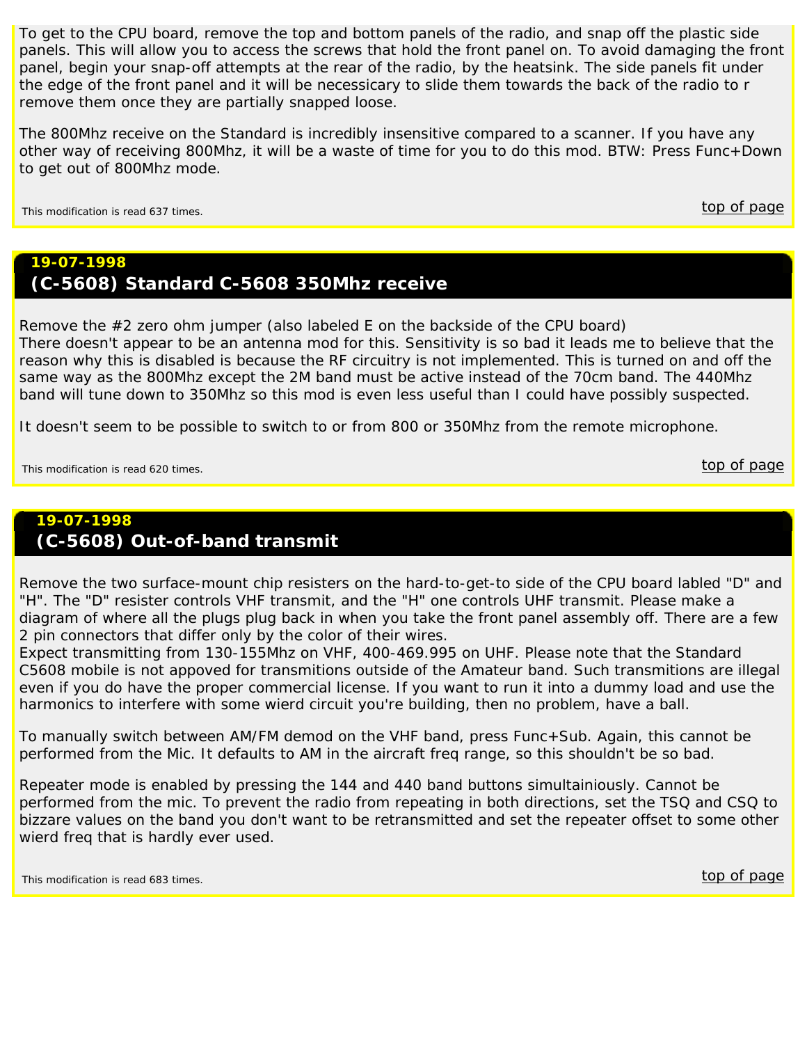To get to the CPU board, remove the top and bottom panels of the radio, and snap off the plastic side panels. This will allow you to access the screws that hold the front panel on. To avoid damaging the front panel, begin your snap-off attempts at the rear of the radio, by the heatsink. The side panels fit under the edge of the front panel and it will be necessicary to slide them towards the back of the radio to r remove them once they are partially snapped loose.

The 800Mhz receive on the Standard is incredibly insensitive compared to a scanner. If you have any other way of receiving 800Mhz, it will be a waste of time for you to do this mod. BTW: Press Func+Down to get out of 800Mhz mode.

This modification is read 637 times.

top of page

**19-07-1998**

## (C-5608) Standard C-5608 350Mhz receive

Remove the #2 zero ohm jumper (also labeled E on the backside of the CPU board)
There doesn't appear to be an antenna mod for this. Sensitivity is so bad it leads me to believe that the reason why this is disabled is because the RF circuitry is not implemented. This is turned on and off the same way as the 800Mhz except the 2M band must be active instead of the 70cm band. The 440Mhz band will tune down to 350Mhz so this mod is even less useful than I could have possibly suspected.

It doesn't seem to be possible to switch to or from 800 or 350Mhz from the remote microphone.

This modification is read 620 times.

top of page

**19-07-1998**

## (C-5608) Out-of-band transmit

Remove the two surface-mount chip resisters on the hard-to-get-to side of the CPU board labled "D" and "H". The "D" resister controls VHF transmit, and the "H" one controls UHF transmit. Please make a diagram of where all the plugs plug back in when you take the front panel assembly off. There are a few 2 pin connectors that differ only by the color of their wires.
Expect transmitting from 130-155Mhz on VHF, 400-469.995 on UHF. Please note that the Standard C5608 mobile is not appoved for transmitions outside of the Amateur band. Such transmitions are illegal even if you do have the proper commercial license. If you want to run it into a dummy load and use the harmonics to interfere with some wierd circuit you're building, then no problem, have a ball.

To manually switch between AM/FM demod on the VHF band, press Func+Sub. Again, this cannot be performed from the Mic. It defaults to AM in the aircraft freq range, so this shouldn't be so bad.

Repeater mode is enabled by pressing the 144 and 440 band buttons simultainiously. Cannot be performed from the mic. To prevent the radio from repeating in both directions, set the TSQ and CSQ to bizzare values on the band you don't want to be retransmitted and set the repeater offset to some other wierd freq that is hardly ever used.

This modification is read 683 times.

top of page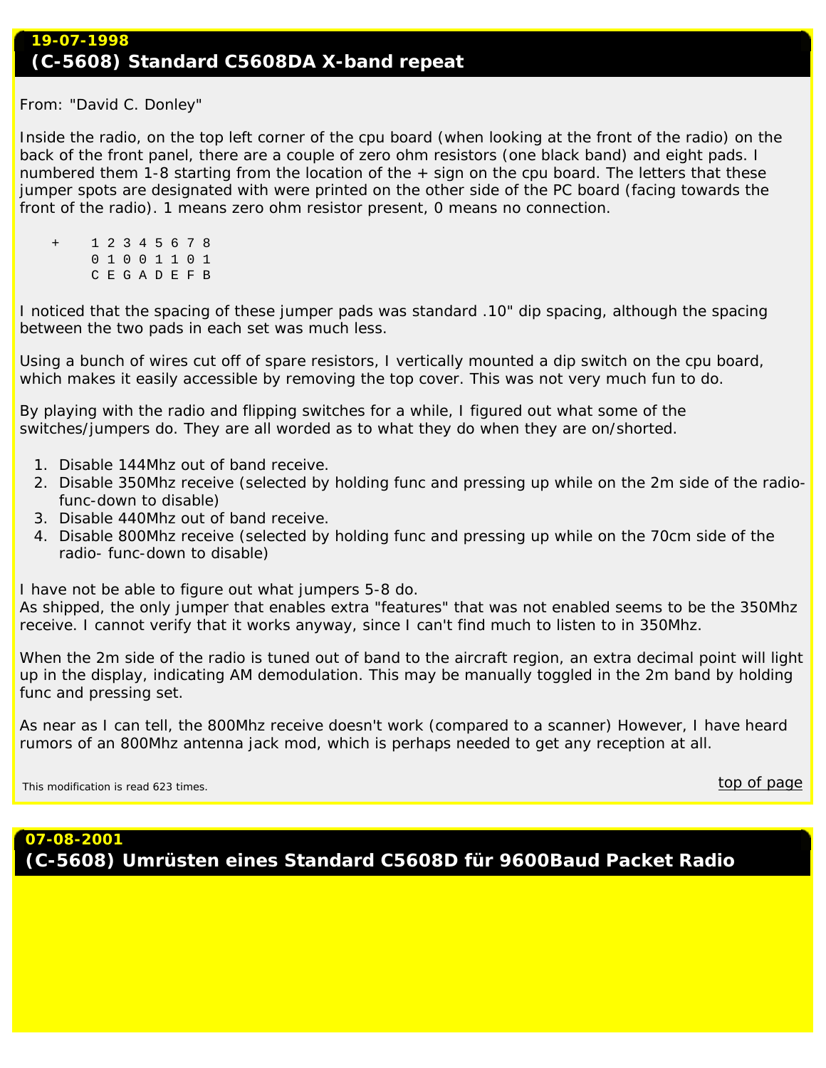## 19-07-1998
## (C-5608) Standard C5608DA X-band repeat

From: "David C. Donley"

Inside the radio, on the top left corner of the cpu board (when looking at the front of the radio) on the back of the front panel, there are a couple of zero ohm resistors (one black band) and eight pads. I numbered them 1-8 starting from the location of the + sign on the cpu board. The letters that these jumper spots are designated with were printed on the other side of the PC board (facing towards the front of the radio). 1 means zero ohm resistor present, 0 means no connection.

```
+    1 2 3 4 5 6 7 8
     0 1 0 0 1 1 0 1
     C E G A D E F B
```

I noticed that the spacing of these jumper pads was standard .10" dip spacing, although the spacing between the two pads in each set was much less.

Using a bunch of wires cut off of spare resistors, I vertically mounted a dip switch on the cpu board, which makes it easily accessible by removing the top cover. This was not very much fun to do.

By playing with the radio and flipping switches for a while, I figured out what some of the switches/jumpers do. They are all worded as to what they do when they are on/shorted.

1. Disable 144Mhz out of band receive.
2. Disable 350Mhz receive (selected by holding func and pressing up while on the 2m side of the radio- func-down to disable)
3. Disable 440Mhz out of band receive.
4. Disable 800Mhz receive (selected by holding func and pressing up while on the 70cm side of the radio- func-down to disable)

I have not be able to figure out what jumpers 5-8 do.
As shipped, the only jumper that enables extra "features" that was not enabled seems to be the 350Mhz receive. I cannot verify that it works anyway, since I can't find much to listen to in 350Mhz.

When the 2m side of the radio is tuned out of band to the aircraft region, an extra decimal point will light up in the display, indicating AM demodulation. This may be manually toggled in the 2m band by holding func and pressing set.

As near as I can tell, the 800Mhz receive doesn't work (compared to a scanner) However, I have heard rumors of an 800Mhz antenna jack mod, which is perhaps needed to get any reception at all.

This modification is read 623 times.

top of page

## 07-08-2001
## (C-5608) Umrüsten eines Standard C5608D für 9600Baud Packet Radio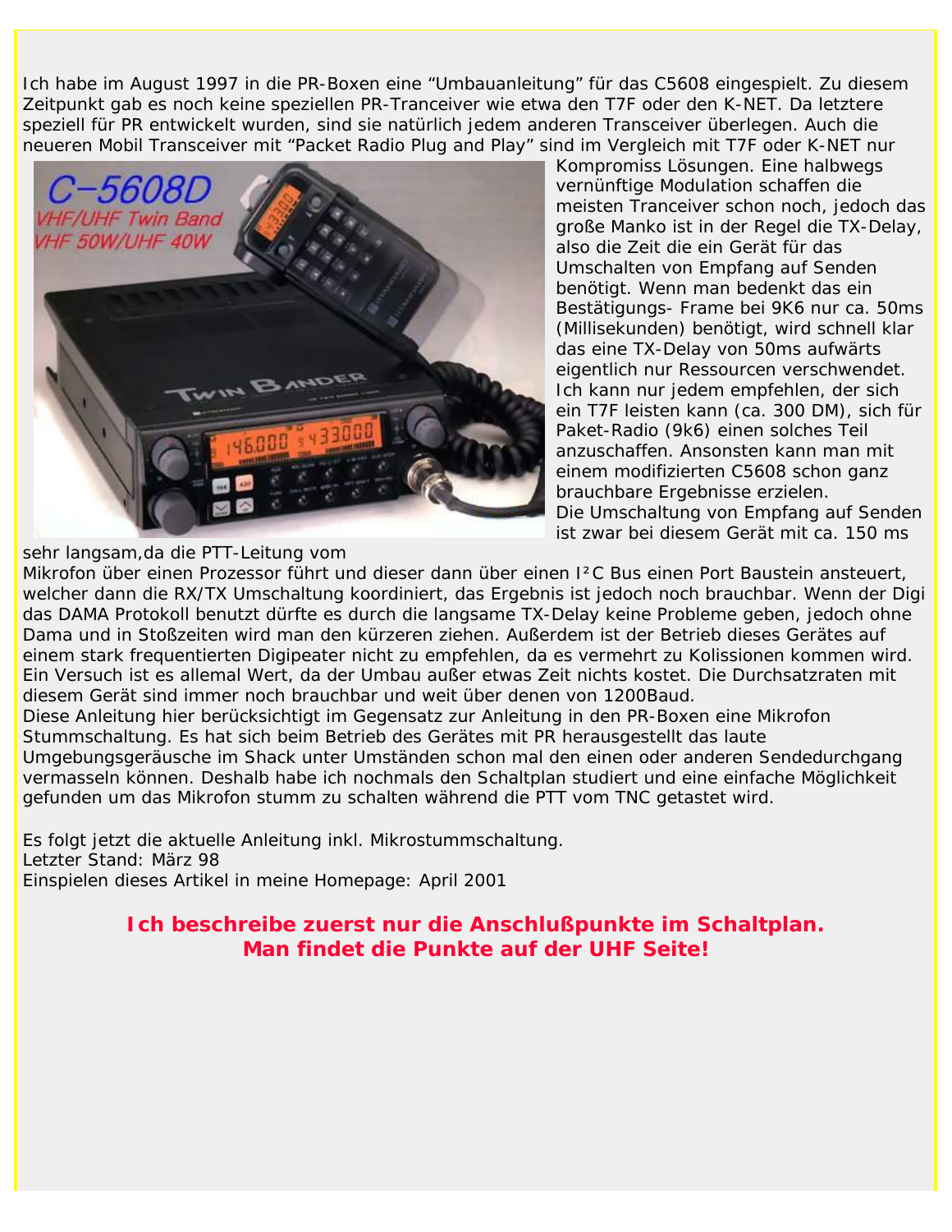Ich habe im August 1997 in die PR-Boxen eine “Umbauanleitung” für das C5608 eingespielt. Zu diesem Zeitpunkt gab es noch keine speziellen PR-Tranceiver wie etwa den T7F oder den K-NET. Da letztere speziell für PR entwickelt wurden, sind sie natürlich jedem anderen Transceiver überlegen. Auch die neueren Mobil Transceiver mit “Packet Radio Plug and Play” sind im Vergleich mit T7F oder K-NET nur Kompromiss Lösungen. Eine halbwegs vernünftige Modulation schaffen die meisten Tranceiver schon noch, jedoch das große Manko ist in der Regel die TX-Delay, also die Zeit die ein Gerät für das Umschalten von Empfang auf Senden benötigt. Wenn man bedenkt das ein Bestätigungs- Frame bei 9K6 nur ca. 50ms (Millisekunden) benötigt, wird schnell klar das eine TX-Delay von 50ms aufwärts eigentlich nur Ressourcen verschwendet. Ich kann nur jedem empfehlen, der sich ein T7F leisten kann (ca. 300 DM), sich für Paket-Radio (9k6) einen solches Teil anzuschaffen. Ansonsten kann man mit einem modifizierten C5608 schon ganz brauchbare Ergebnisse erzielen.
Die Umschaltung von Empfang auf Senden ist zwar bei diesem Gerät mit ca. 150 ms sehr langsam,da die PTT-Leitung vom Mikrofon über einen Prozessor führt und dieser dann über einen I²C Bus einen Port Baustein ansteuert, welcher dann die RX/TX Umschaltung koordiniert, das Ergebnis ist jedoch noch brauchbar. Wenn der Digi das DAMA Protokoll benutzt dürfte es durch die langsame TX-Delay keine Probleme geben, jedoch ohne Dama und in Stoßzeiten wird man den kürzeren ziehen. Außerdem ist der Betrieb dieses Gerätes auf einem stark frequentierten Digipeater nicht zu empfehlen, da es vermehrt zu Kolissionen kommen wird. Ein Versuch ist es allemal Wert, da der Umbau außer etwas Zeit nichts kostet. Die Durchsatzraten mit diesem Gerät sind immer noch brauchbar und weit über denen von 1200Baud.
Diese Anleitung hier berücksichtigt im Gegensatz zur Anleitung in den PR-Boxen eine Mikrofon Stummschaltung. Es hat sich beim Betrieb des Gerätes mit PR herausgestellt das laute Umgebungsgeräusche im Shack unter Umständen schon mal den einen oder anderen Sendedurchgang vermasseln können. Deshalb habe ich nochmals den Schaltplan studiert und eine einfache Möglichkeit gefunden um das Mikrofon stumm zu schalten während die PTT vom TNC getastet wird.

Es folgt jetzt die aktuelle Anleitung inkl. Mikrostummschaltung.
Letzter Stand: März 98
Einspielen dieses Artikel in meine Homepage: April 2001

**Ich beschreibe zuerst nur die Anschlußpunkte im Schaltplan.**
**Man findet die Punkte auf der UHF Seite!**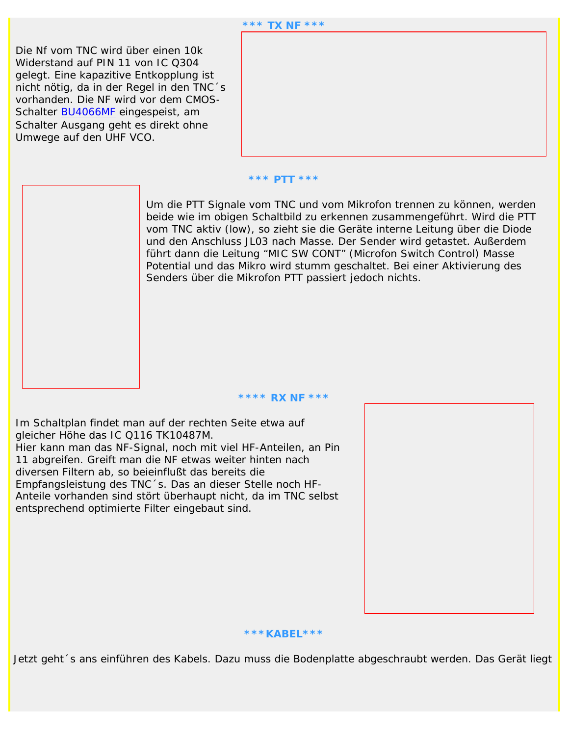## *** TX NF ***

Die Nf vom TNC wird über einen 10k Widerstand auf PIN 11 von IC Q304 gelegt. Eine kapazitive Entkopplung ist nicht nötig, da in der Regel in den TNC´s vorhanden. Die NF wird vor dem CMOS-Schalter BU4066MF eingespeist, am Schalter Ausgang geht es direkt ohne Umwege auf den UHF VCO.

## *** PTT ***

Um die PTT Signale vom TNC und vom Mikrofon trennen zu können, werden beide wie im obigen Schaltbild zu erkennen zusammengeführt. Wird die PTT vom TNC aktiv (low), so zieht sie die Geräte interne Leitung über die Diode und den Anschluss JL03 nach Masse. Der Sender wird getastet. Außerdem führt dann die Leitung “MIC SW CONT” (Microfon Switch Control) Masse Potential und das Mikro wird stumm geschaltet. Bei einer Aktivierung des Senders über die Mikrofon PTT passiert jedoch nichts.

## **** RX NF ***

Im Schaltplan findet man auf der rechten Seite etwa auf gleicher Höhe das IC Q116 TK10487M.
Hier kann man das NF-Signal, noch mit viel HF-Anteilen, an Pin 11 abgreifen. Greift man die NF etwas weiter hinten nach diversen Filtern ab, so beieinflußt das bereits die Empfangsleistung des TNC´s. Das an dieser Stelle noch HF-Anteile vorhanden sind stört überhaupt nicht, da im TNC selbst entsprechend optimierte Filter eingebaut sind.

## ***KABEL***

Jetzt geht´s ans einführen des Kabels. Dazu muss die Bodenplatte abgeschraubt werden. Das Gerät liegt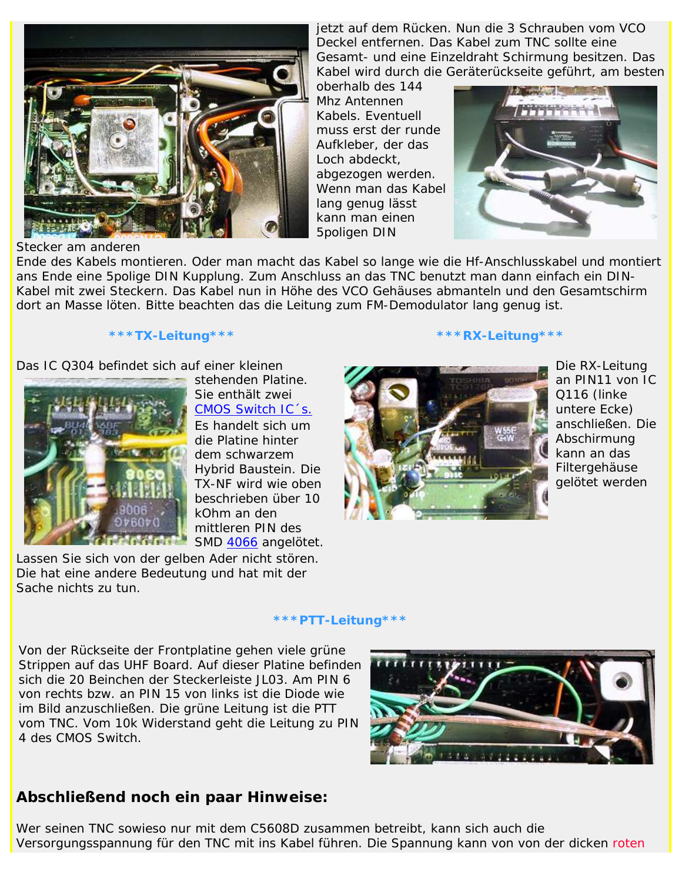jetzt auf dem Rücken. Nun die 3 Schrauben vom VCO Deckel entfernen. Das Kabel zum TNC sollte eine Gesamt- und eine Einzeldraht Schirmung besitzen. Das Kabel wird durch die Geräterückseite geführt, am besten oberhalb des 144 Mhz Antennen Kabels. Eventuell muss erst der runde Aufkleber, der das Loch abdeckt, abgezogen werden. Wenn man das Kabel lang genug lässt kann man einen 5poligen DIN Stecker am anderen Ende des Kabels montieren. Oder man macht das Kabel so lange wie die Hf-Anschlusskabel und montiert ans Ende eine 5polige DIN Kupplung. Zum Anschluss an das TNC benutzt man dann einfach ein DIN-Kabel mit zwei Steckern. Das Kabel nun in Höhe des VCO Gehäuses abmanteln und den Gesamtschirm dort an Masse löten. Bitte beachten das die Leitung zum FM-Demodulator lang genug ist.

**\*\*\*TX-Leitung\*\*\***

Das IC Q304 befindet sich auf einer kleinen stehenden Platine. Sie enthält zwei CMOS Switch IC´s. Es handelt sich um die Platine hinter dem schwarzem Hybrid Baustein. Die TX-NF wird wie oben beschrieben über 10 kOhm an den mittleren PIN des SMD 4066 angelötet. Lassen Sie sich von der gelben Ader nicht stören. Die hat eine andere Bedeutung und hat mit der Sache nichts zu tun.

**\*\*\*RX-Leitung\*\*\***

Die RX-Leitung an PIN11 von IC Q116 (linke untere Ecke) anschließen. Die Abschirmung kann an das Filtergehäuse gelötet werden

**\*\*\*PTT-Leitung\*\*\***

Von der Rückseite der Frontplatine gehen viele grüne Strippen auf das UHF Board. Auf dieser Platine befinden sich die 20 Beinchen der Steckerleiste JL03. Am PIN 6 von rechts bzw. an PIN 15 von links ist die Diode wie im Bild anzuschließen. Die grüne Leitung ist die PTT vom TNC. Vom 10k Widerstand geht die Leitung zu PIN 4 des CMOS Switch.

## Abschließend noch ein paar Hinweise:

Wer seinen TNC sowieso nur mit dem C5608D zusammen betreibt, kann sich auch die Versorgungsspannung für den TNC mit ins Kabel führen. Die Spannung kann von von der dicken roten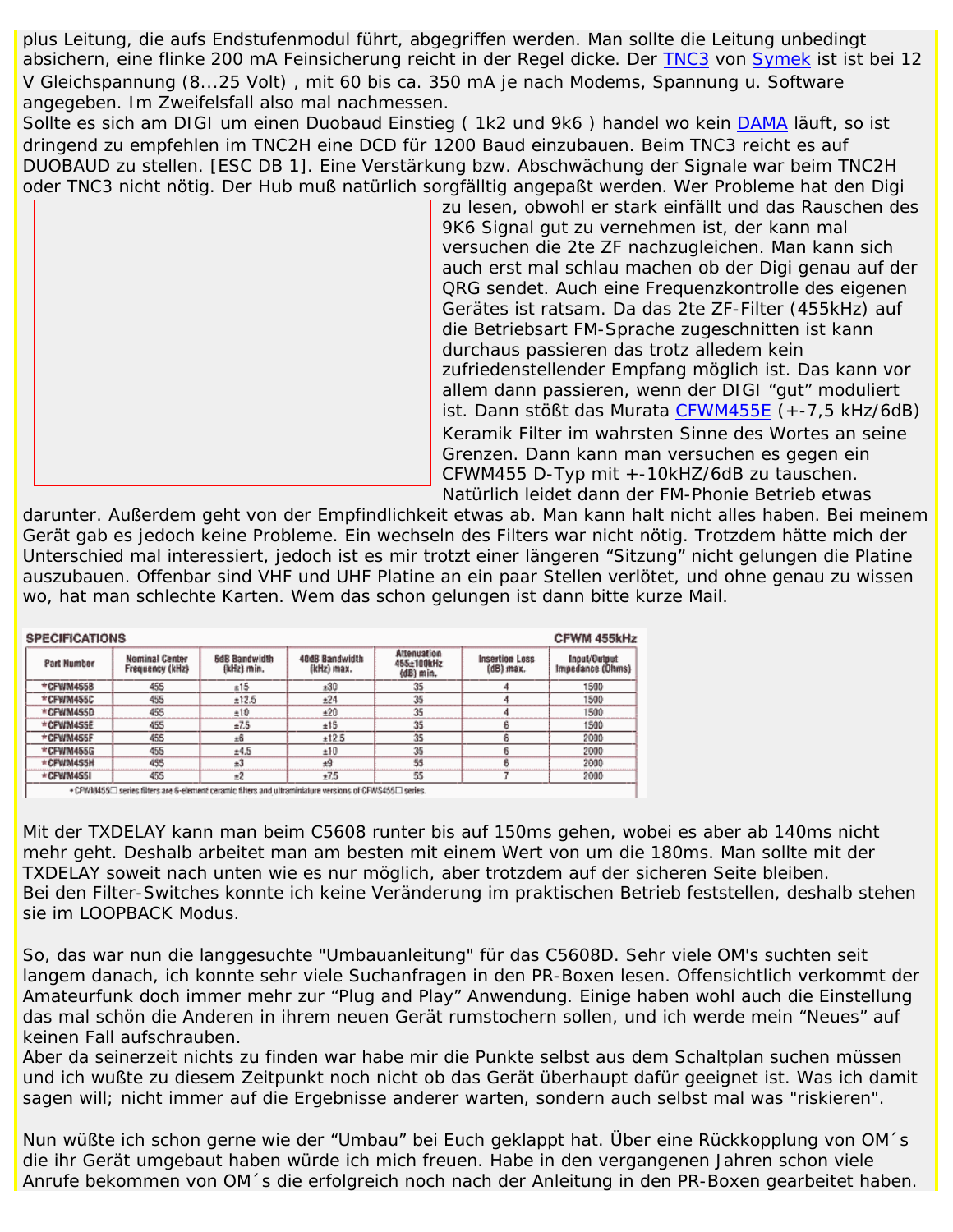plus Leitung, die aufs Endstufenmodul führt, abgegriffen werden. Man sollte die Leitung unbedingt absichern, eine flinke 200 mA Feinsicherung reicht in der Regel dicke. Der TNC3 von Symek ist ist bei 12 V Gleichspannung (8...25 Volt) , mit 60 bis ca. 350 mA je nach Modems, Spannung u. Software angegeben. Im Zweifelsfall also mal nachmessen.
Sollte es sich am DIGI um einen Duobaud Einstieg ( 1k2 und 9k6 ) handel wo kein DAMA läuft, so ist dringend zu empfehlen im TNC2H eine DCD für 1200 Baud einzubauen. Beim TNC3 reicht es auf DUOBAUD zu stellen. [ESC DB 1]. Eine Verstärkung bzw. Abschwächung der Signale war beim TNC2H oder TNC3 nicht nötig. Der Hub muß natürlich sorgfälltig angepaßt werden. Wer Probleme hat den Digi zu lesen, obwohl er stark einfällt und das Rauschen des 9K6 Signal gut zu vernehmen ist, der kann mal versuchen die 2te ZF nachzugleichen. Man kann sich auch erst mal schlau machen ob der Digi genau auf der QRG sendet. Auch eine Frequenzkontrolle des eigenen Gerätes ist ratsam. Da das 2te ZF-Filter (455kHz) auf die Betriebsart FM-Sprache zugeschnitten ist kann durchaus passieren das trotz alledem kein zufriedenstellender Empfang möglich ist. Das kann vor allem dann passieren, wenn der DIGI “gut” moduliert ist. Dann stößt das Murata CFWM455E (+-7,5 kHz/6dB) Keramik Filter im wahrsten Sinne des Wortes an seine Grenzen. Dann kann man versuchen es gegen ein CFWM455 D-Typ mit +-10kHZ/6dB zu tauschen. Natürlich leidet dann der FM-Phonie Betrieb etwas darunter. Außerdem geht von der Empfindlichkeit etwas ab. Man kann halt nicht alles haben. Bei meinem Gerät gab es jedoch keine Probleme. Ein wechseln des Filters war nicht nötig. Trotzdem hätte mich der Unterschied mal interessiert, jedoch ist es mir trotzt einer längeren “Sitzung” nicht gelungen die Platine auszubauen. Offenbar sind VHF und UHF Platine an ein paar Stellen verlötet, und ohne genau zu wissen wo, hat man schlechte Karten. Wem das schon gelungen ist dann bitte kurze Mail.

**SPECIFICATIONS** — **CFWM 455kHz**

| Part Number | Nominal Center Frequency (kHz) | 6dB Bandwidth (kHz) min. | 40dB Bandwidth (kHz) max. | Attenuation 455±100kHz (dB) min. | Insertion Loss (dB) max. | Input/Output Impedance (Ohms) |
|---|---|---|---|---|---|---|
| *CFWM455B | 455 | ±15 | ±30 | 35 | 4 | 1500 |
| *CFWM455C | 455 | ±12.5 | ±24 | 35 | 4 | 1500 |
| *CFWM455D | 455 | ±10 | ±20 | 35 | 4 | 1500 |
| *CFWM455E | 455 | ±7.5 | ±15 | 35 | 6 | 1500 |
| *CFWM455F | 455 | ±6 | ±12.5 | 35 | 6 | 2000 |
| *CFWM455G | 455 | ±4.5 | ±10 | 35 | 6 | 2000 |
| *CFWM455H | 455 | ±3 | ±9 | 55 | 6 | 2000 |
| *CFWM455I | 455 | ±2 | ±7.5 | 55 | 7 | 2000 |

• CFWM455☐ series filters are 6-element ceramic filters and ultraminiature versions of CFWS455☐ series.

Mit der TXDELAY kann man beim C5608 runter bis auf 150ms gehen, wobei es aber ab 140ms nicht mehr geht. Deshalb arbeitet man am besten mit einem Wert von um die 180ms. Man sollte mit der TXDELAY soweit nach unten wie es nur möglich, aber trotzdem auf der sicheren Seite bleiben.
Bei den Filter-Switches konnte ich keine Veränderung im praktischen Betrieb feststellen, deshalb stehen sie im LOOPBACK Modus.

So, das war nun die langgesuchte "Umbauanleitung" für das C5608D. Sehr viele OM's suchten seit langem danach, ich konnte sehr viele Suchanfragen in den PR-Boxen lesen. Offensichtlich verkommt der Amateurfunk doch immer mehr zur “Plug and Play” Anwendung. Einige haben wohl auch die Einstellung das mal schön die Anderen in ihrem neuen Gerät rumstochern sollen, und ich werde mein “Neues” auf keinen Fall aufschrauben.
Aber da seinerzeit nichts zu finden war habe mir die Punkte selbst aus dem Schaltplan suchen müssen und ich wußte zu diesem Zeitpunkt noch nicht ob das Gerät überhaupt dafür geeignet ist. Was ich damit sagen will; nicht immer auf die Ergebnisse anderer warten, sondern auch selbst mal was "riskieren".

Nun wüßte ich schon gerne wie der “Umbau” bei Euch geklappt hat. Über eine Rückkopplung von OM´s die ihr Gerät umgebaut haben würde ich mich freuen. Habe in den vergangenen Jahren schon viele Anrufe bekommen von OM´s die erfolgreich noch nach der Anleitung in den PR-Boxen gearbeitet haben.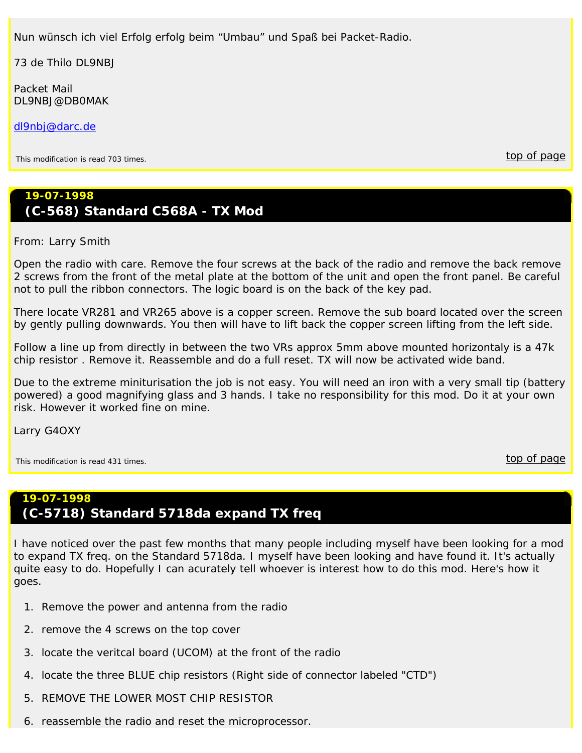Nun wünsch ich viel Erfolg erfolg beim “Umbau” und Spaß bei Packet-Radio.

73 de Thilo DL9NBJ

Packet Mail
DL9NBJ@DB0MAK

dl9nbj@darc.de

This modification is read 703 times.

top of page

**19-07-1998**

## (C-568) Standard C568A - TX Mod

From: Larry Smith

Open the radio with care. Remove the four screws at the back of the radio and remove the back remove 2 screws from the front of the metal plate at the bottom of the unit and open the front panel. Be careful not to pull the ribbon connectors. The logic board is on the back of the key pad.

There locate VR281 and VR265 above is a copper screen. Remove the sub board located over the screen by gently pulling downwards. You then will have to lift back the copper screen lifting from the left side.

Follow a line up from directly in between the two VRs approx 5mm above mounted horizontaly is a 47k chip resistor . Remove it. Reassemble and do a full reset. TX will now be activated wide band.

Due to the extreme miniturisation the job is not easy. You will need an iron with a very small tip (battery powered) a good magnifying glass and 3 hands. I take no responsibility for this mod. Do it at your own risk. However it worked fine on mine.

Larry G4OXY

This modification is read 431 times.

top of page

**19-07-1998**

## (C-5718) Standard 5718da expand TX freq

I have noticed over the past few months that many people including myself have been looking for a mod to expand TX freq. on the Standard 5718da. I myself have been looking and have found it. It's actually quite easy to do. Hopefully I can acurately tell whoever is interest how to do this mod. Here's how it goes.

1. Remove the power and antenna from the radio
2. remove the 4 screws on the top cover
3. locate the veritcal board (UCOM) at the front of the radio
4. locate the three BLUE chip resistors (Right side of connector labeled "CTD")
5. REMOVE THE LOWER MOST CHIP RESISTOR
6. reassemble the radio and reset the microprocessor.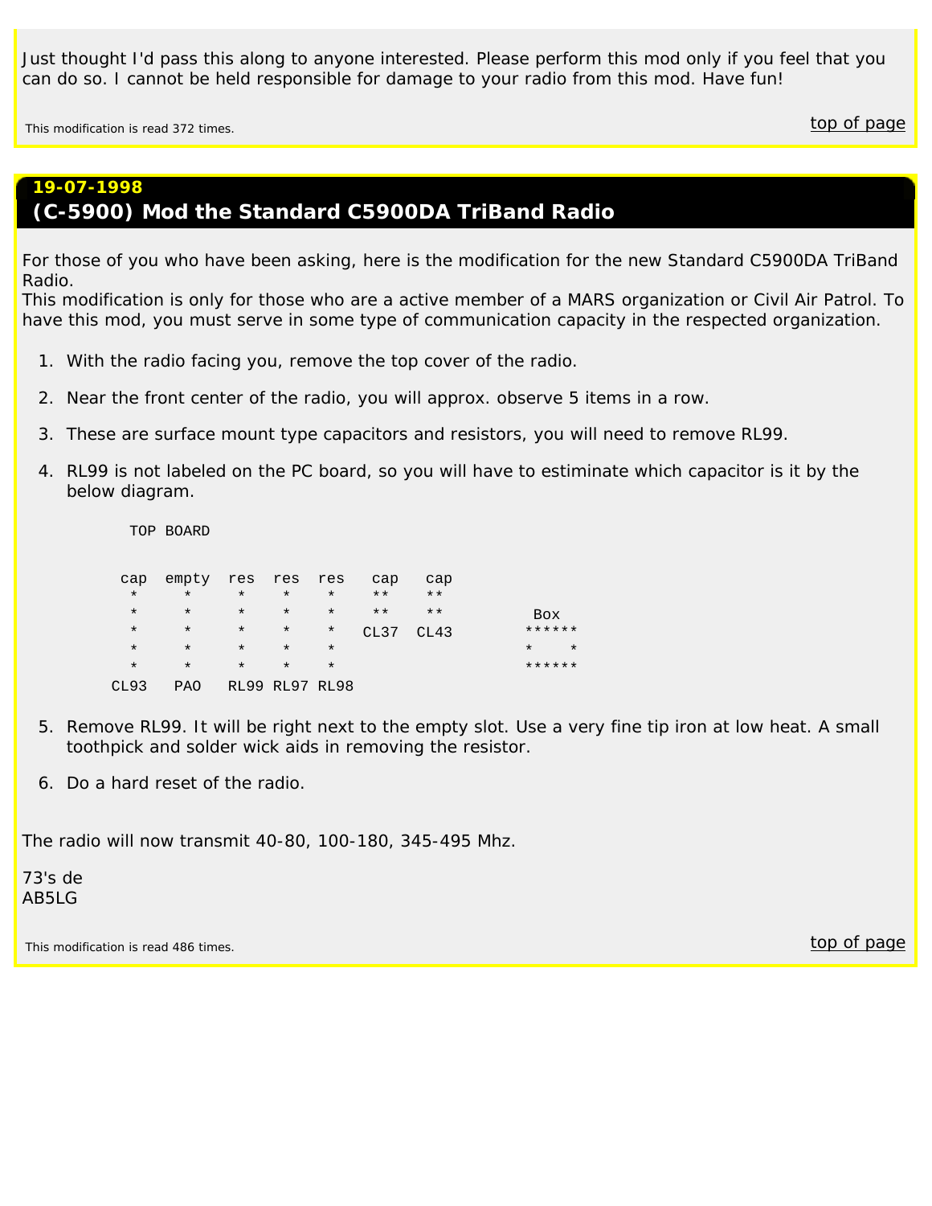Just thought I'd pass this along to anyone interested. Please perform this mod only if you feel that you can do so. I cannot be held responsible for damage to your radio from this mod. Have fun!

This modification is read 372 times.

top of page

**19-07-1998**

## (C-5900) Mod the Standard C5900DA TriBand Radio

For those of you who have been asking, here is the modification for the new Standard C5900DA TriBand Radio.
This modification is only for those who are a active member of a MARS organization or Civil Air Patrol. To have this mod, you must serve in some type of communication capacity in the respected organization.

1. With the radio facing you, remove the top cover of the radio.
2. Near the front center of the radio, you will approx. observe 5 items in a row.
3. These are surface mount type capacitors and resistors, you will need to remove RL99.
4. RL99 is not labeled on the PC board, so you will have to estiminate which capacitor is it by the below diagram.

```
          TOP BOARD


         cap  empty  res  res  res   cap   cap
          *     *     *    *    *    **    **
          *     *     *    *    *    **    **          Box
          *     *     *    *    *   CL37  CL43        ******
          *     *     *    *    *                     *    *
          *     *     *    *    *                     ******
        CL93   PA0   RL99 RL97 RL98
```

5. Remove RL99. It will be right next to the empty slot. Use a very fine tip iron at low heat. A small toothpick and solder wick aids in removing the resistor.
6. Do a hard reset of the radio.

The radio will now transmit 40-80, 100-180, 345-495 Mhz.

73's de
AB5LG

This modification is read 486 times.

top of page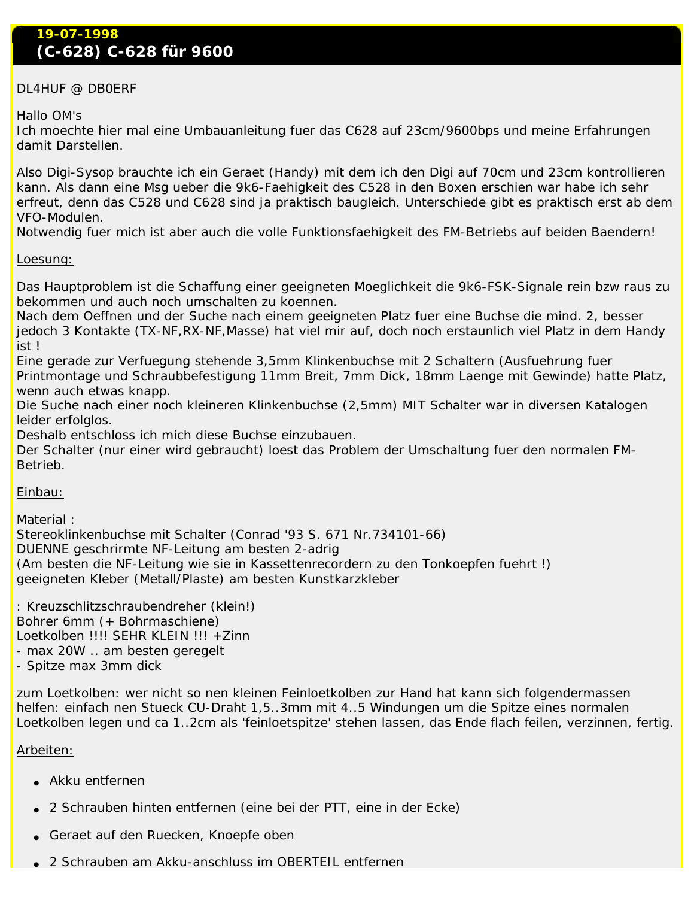**19-07-1998**

## (C-628) C-628 für 9600

DL4HUF @ DB0ERF

Hallo OM's
Ich moechte hier mal eine Umbauanleitung fuer das C628 auf 23cm/9600bps und meine Erfahrungen damit Darstellen.

Also Digi-Sysop brauchte ich ein Geraet (Handy) mit dem ich den Digi auf 70cm und 23cm kontrollieren kann. Als dann eine Msg ueber die 9k6-Faehigkeit des C528 in den Boxen erschien war habe ich sehr erfreut, denn das C528 und C628 sind ja praktisch baugleich. Unterschiede gibt es praktisch erst ab dem VFO-Modulen.
Notwendig fuer mich ist aber auch die volle Funktionsfaehigkeit des FM-Betriebs auf beiden Baendern!

Loesung:

Das Hauptproblem ist die Schaffung einer geeigneten Moeglichkeit die 9k6-FSK-Signale rein bzw raus zu bekommen und auch noch umschalten zu koennen.
Nach dem Oeffnen und der Suche nach einem geeigneten Platz fuer eine Buchse die mind. 2, besser jedoch 3 Kontakte (TX-NF,RX-NF,Masse) hat viel mir auf, doch noch erstaunlich viel Platz in dem Handy ist !
Eine gerade zur Verfuegung stehende 3,5mm Klinkenbuchse mit 2 Schaltern (Ausfuehrung fuer Printmontage und Schraubbefestigung 11mm Breit, 7mm Dick, 18mm Laenge mit Gewinde) hatte Platz, wenn auch etwas knapp.
Die Suche nach einer noch kleineren Klinkenbuchse (2,5mm) MIT Schalter war in diversen Katalogen leider erfolglos.
Deshalb entschloss ich mich diese Buchse einzubauen.
Der Schalter (nur einer wird gebraucht) loest das Problem der Umschaltung fuer den normalen FM-Betrieb.

Einbau:

Material :
Stereoklinkenbuchse mit Schalter (Conrad '93 S. 671 Nr.734101-66)
DUENNE geschrirmte NF-Leitung am besten 2-adrig
(Am besten die NF-Leitung wie sie in Kassettenrecordern zu den Tonkoepfen fuehrt !)
geeigneten Kleber (Metall/Plaste) am besten Kunstkarzkleber

: Kreuzschlitzschraubendreher (klein!)
Bohrer 6mm (+ Bohrmaschiene)
Loetkolben !!!! SEHR KLEIN !!! +Zinn
- max 20W .. am besten geregelt
- Spitze max 3mm dick

zum Loetkolben: wer nicht so nen kleinen Feinloetkolben zur Hand hat kann sich folgendermassen helfen: einfach nen Stueck CU-Draht 1,5..3mm mit 4..5 Windungen um die Spitze eines normalen Loetkolben legen und ca 1..2cm als 'feinloetspitze' stehen lassen, das Ende flach feilen, verzinnen, fertig.

Arbeiten:

- Akku entfernen
- 2 Schrauben hinten entfernen (eine bei der PTT, eine in der Ecke)
- Geraet auf den Ruecken, Knoepfe oben
- 2 Schrauben am Akku-anschluss im OBERTEIL entfernen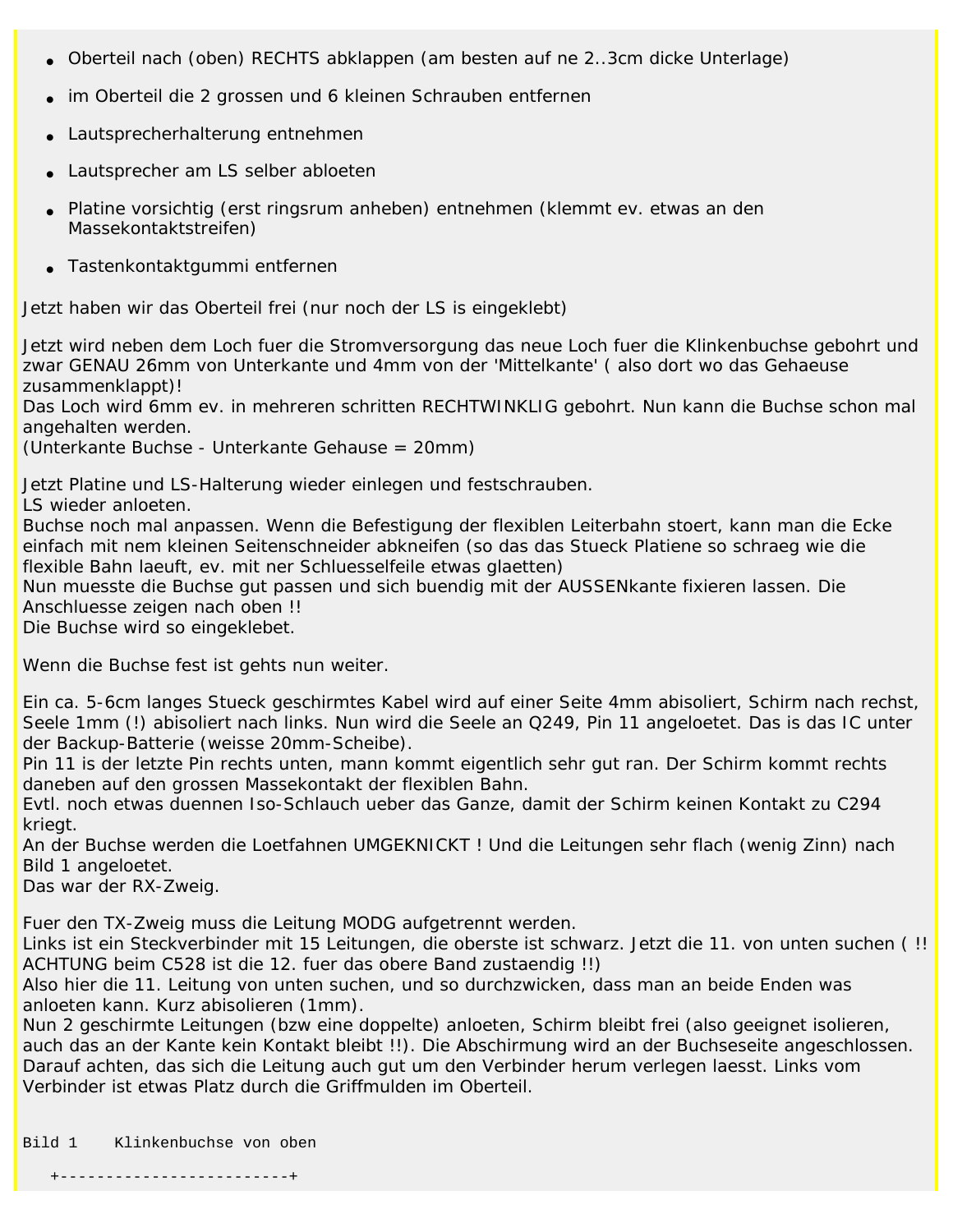- Oberteil nach (oben) RECHTS abklappen (am besten auf ne 2..3cm dicke Unterlage)
- im Oberteil die 2 grossen und 6 kleinen Schrauben entfernen
- Lautsprecherhalterung entnehmen
- Lautsprecher am LS selber abloeten
- Platine vorsichtig (erst ringsrum anheben) entnehmen (klemmt ev. etwas an den Massekontaktstreifen)
- Tastenkontaktgummi entfernen

Jetzt haben wir das Oberteil frei (nur noch der LS is eingeklebt)

Jetzt wird neben dem Loch fuer die Stromversorgung das neue Loch fuer die Klinkenbuchse gebohrt und zwar GENAU 26mm von Unterkante und 4mm von der 'Mittelkante' ( also dort wo das Gehaeuse zusammenklappt)!
Das Loch wird 6mm ev. in mehreren schritten RECHTWINKLIG gebohrt. Nun kann die Buchse schon mal angehalten werden.
(Unterkante Buchse - Unterkante Gehause = 20mm)

Jetzt Platine und LS-Halterung wieder einlegen und festschrauben.
LS wieder anloeten.
Buchse noch mal anpassen. Wenn die Befestigung der flexiblen Leiterbahn stoert, kann man die Ecke einfach mit nem kleinen Seitenschneider abkneifen (so das das Stueck Platiene so schraeg wie die flexible Bahn laeuft, ev. mit ner Schluesselfeile etwas glaetten)
Nun muesste die Buchse gut passen und sich buendig mit der AUSSENkante fixieren lassen. Die Anschluesse zeigen nach oben !!
Die Buchse wird so eingeklebet.

Wenn die Buchse fest ist gehts nun weiter.

Ein ca. 5-6cm langes Stueck geschirmtes Kabel wird auf einer Seite 4mm abisoliert, Schirm nach rechst, Seele 1mm (!) abisoliert nach links. Nun wird die Seele an Q249, Pin 11 angeloetet. Das is das IC unter der Backup-Batterie (weisse 20mm-Scheibe).
Pin 11 is der letzte Pin rechts unten, mann kommt eigentlich sehr gut ran. Der Schirm kommt rechts daneben auf den grossen Massekontakt der flexiblen Bahn.
Evtl. noch etwas duennen Iso-Schlauch ueber das Ganze, damit der Schirm keinen Kontakt zu C294 kriegt.
An der Buchse werden die Loetfahnen UMGEKNICKT ! Und die Leitungen sehr flach (wenig Zinn) nach Bild 1 angeloetet.
Das war der RX-Zweig.

Fuer den TX-Zweig muss die Leitung MODG aufgetrennt werden.
Links ist ein Steckverbinder mit 15 Leitungen, die oberste ist schwarz. Jetzt die 11. von unten suchen ( !! ACHTUNG beim C528 ist die 12. fuer das obere Band zustaendig !!)
Also hier die 11. Leitung von unten suchen, und so durchzwicken, dass man an beide Enden was anloeten kann. Kurz abisolieren (1mm).
Nun 2 geschirmte Leitungen (bzw eine doppelte) anloeten, Schirm bleibt frei (also geeignet isolieren, auch das an der Kante kein Kontakt bleibt !!). Die Abschirmung wird an der Buchseseite angeschlossen.
Darauf achten, das sich die Leitung auch gut um den Verbinder herum verlegen laesst. Links vom Verbinder ist etwas Platz durch die Griffmulden im Oberteil.

```
Bild 1    Klinkenbuchse von oben

   +-------------------------+
```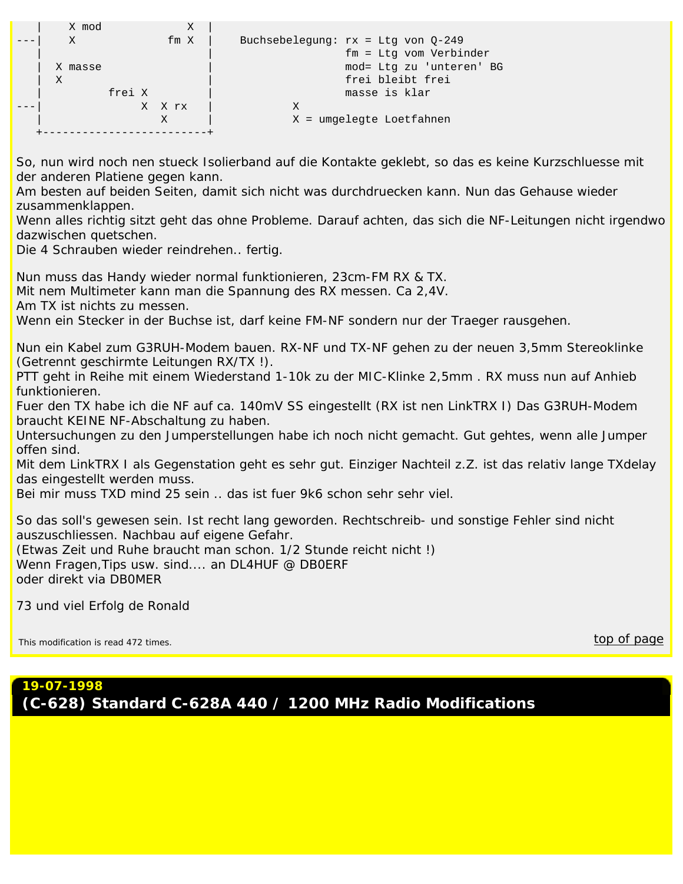```
   |    X mod            X  |
---|    X             fm X  |    Buchsebelegung: rx = Ltg von Q-249
   |                        |                    fm = Ltg vom Verbinder
   |  X masse               |                    mod= Ltg zu 'unteren' BG
   |  X                     |                    frei bleibt frei
   |         frei X         |                    masse is klar
---|              X  X rx   |            X
   |                 X      |            X = umgelegte Loetfahnen
   +------------------------+
```

So, nun wird noch nen stueck Isolierband auf die Kontakte geklebt, so das es keine Kurzschluesse mit der anderen Platiene gegen kann.
Am besten auf beiden Seiten, damit sich nicht was durchdruecken kann. Nun das Gehause wieder zusammenklappen.
Wenn alles richtig sitzt geht das ohne Probleme. Darauf achten, das sich die NF-Leitungen nicht irgendwo dazwischen quetschen.
Die 4 Schrauben wieder reindrehen.. fertig.

Nun muss das Handy wieder normal funktionieren, 23cm-FM RX & TX.
Mit nem Multimeter kann man die Spannung des RX messen. Ca 2,4V.
Am TX ist nichts zu messen.
Wenn ein Stecker in der Buchse ist, darf keine FM-NF sondern nur der Traeger rausgehen.

Nun ein Kabel zum G3RUH-Modem bauen. RX-NF und TX-NF gehen zu der neuen 3,5mm Stereoklinke (Getrennt geschirmte Leitungen RX/TX !).
PTT geht in Reihe mit einem Wiederstand 1-10k zu der MIC-Klinke 2,5mm . RX muss nun auf Anhieb funktionieren.
Fuer den TX habe ich die NF auf ca. 140mV SS eingestellt (RX ist nen LinkTRX I) Das G3RUH-Modem braucht KEINE NF-Abschaltung zu haben.
Untersuchungen zu den Jumperstellungen habe ich noch nicht gemacht. Gut gehtes, wenn alle Jumper offen sind.
Mit dem LinkTRX I als Gegenstation geht es sehr gut. Einziger Nachteil z.Z. ist das relativ lange TXdelay das eingestellt werden muss.
Bei mir muss TXD mind 25 sein .. das ist fuer 9k6 schon sehr sehr viel.

So das soll's gewesen sein. Ist recht lang geworden. Rechtschreib- und sonstige Fehler sind nicht auszuschliessen. Nachbau auf eigene Gefahr.
(Etwas Zeit und Ruhe braucht man schon. 1/2 Stunde reicht nicht !)
Wenn Fragen,Tips usw. sind.... an DL4HUF @ DB0ERF
oder direkt via DB0MER

73 und viel Erfolg de Ronald

This modification is read 472 times.

top of page

**19-07-1998**

## (C-628) Standard C-628A 440 / 1200 MHz Radio Modifications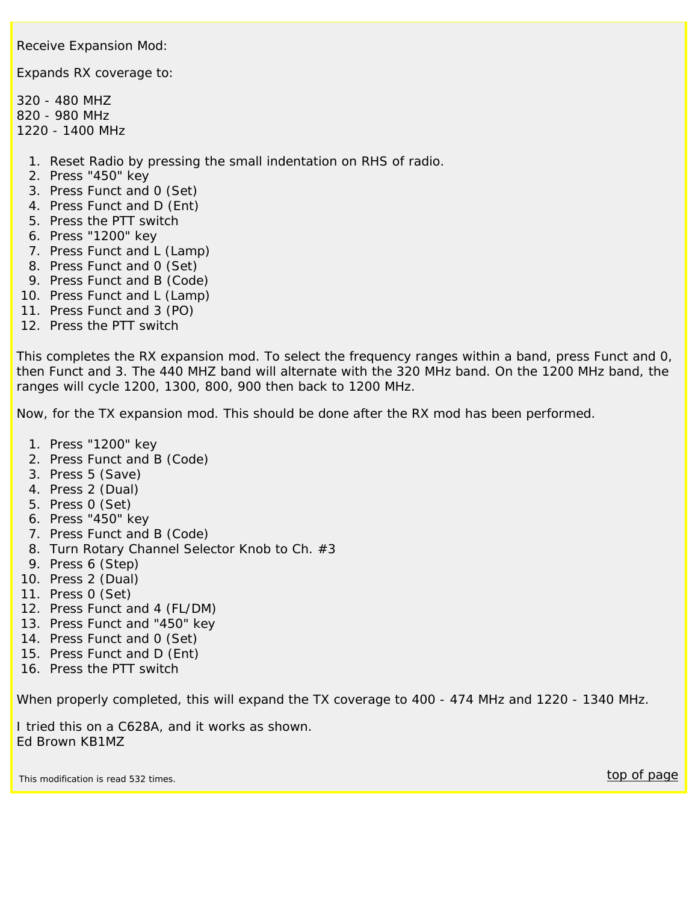Receive Expansion Mod:

Expands RX coverage to:

320 - 480 MHZ
820 - 980 MHz
1220 - 1400 MHz

1. Reset Radio by pressing the small indentation on RHS of radio.
2. Press "450" key
3. Press Funct and 0 (Set)
4. Press Funct and D (Ent)
5. Press the PTT switch
6. Press "1200" key
7. Press Funct and L (Lamp)
8. Press Funct and 0 (Set)
9. Press Funct and B (Code)
10. Press Funct and L (Lamp)
11. Press Funct and 3 (PO)
12. Press the PTT switch

This completes the RX expansion mod. To select the frequency ranges within a band, press Funct and 0, then Funct and 3. The 440 MHZ band will alternate with the 320 MHz band. On the 1200 MHz band, the ranges will cycle 1200, 1300, 800, 900 then back to 1200 MHz.

Now, for the TX expansion mod. This should be done after the RX mod has been performed.

1. Press "1200" key
2. Press Funct and B (Code)
3. Press 5 (Save)
4. Press 2 (Dual)
5. Press 0 (Set)
6. Press "450" key
7. Press Funct and B (Code)
8. Turn Rotary Channel Selector Knob to Ch. #3
9. Press 6 (Step)
10. Press 2 (Dual)
11. Press 0 (Set)
12. Press Funct and 4 (FL/DM)
13. Press Funct and "450" key
14. Press Funct and 0 (Set)
15. Press Funct and D (Ent)
16. Press the PTT switch

When properly completed, this will expand the TX coverage to 400 - 474 MHz and 1220 - 1340 MHz.

I tried this on a C628A, and it works as shown.
Ed Brown KB1MZ

This modification is read 532 times.

top of page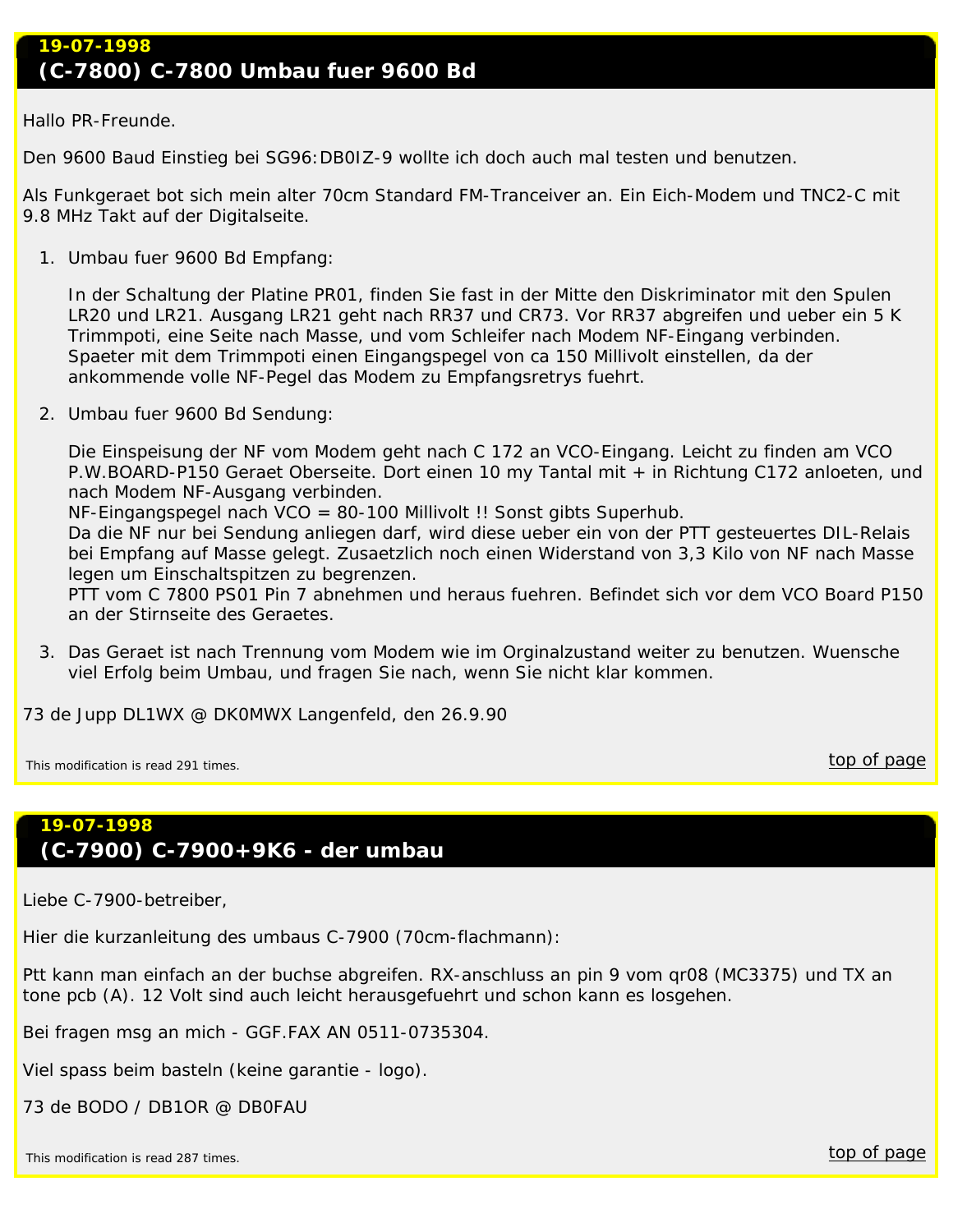**19-07-1998**

## (C-7800) C-7800 Umbau fuer 9600 Bd

Hallo PR-Freunde.

Den 9600 Baud Einstieg bei SG96:DB0IZ-9 wollte ich doch auch mal testen und benutzen.

Als Funkgeraet bot sich mein alter 70cm Standard FM-Tranceiver an. Ein Eich-Modem und TNC2-C mit 9.8 MHz Takt auf der Digitalseite.

1. Umbau fuer 9600 Bd Empfang:

   In der Schaltung der Platine PR01, finden Sie fast in der Mitte den Diskriminator mit den Spulen LR20 und LR21. Ausgang LR21 geht nach RR37 und CR73. Vor RR37 abgreifen und ueber ein 5 K Trimmpoti, eine Seite nach Masse, und vom Schleifer nach Modem NF-Eingang verbinden. Spaeter mit dem Trimmpoti einen Eingangspegel von ca 150 Millivolt einstellen, da der ankommende volle NF-Pegel das Modem zu Empfangsretrys fuehrt.

2. Umbau fuer 9600 Bd Sendung:

   Die Einspeisung der NF vom Modem geht nach C 172 an VCO-Eingang. Leicht zu finden am VCO P.W.BOARD-P150 Geraet Oberseite. Dort einen 10 my Tantal mit + in Richtung C172 anloeten, und nach Modem NF-Ausgang verbinden.
   NF-Eingangspegel nach VCO = 80-100 Millivolt !! Sonst gibts Superhub.
   Da die NF nur bei Sendung anliegen darf, wird diese ueber ein von der PTT gesteuertes DIL-Relais bei Empfang auf Masse gelegt. Zusaetzlich noch einen Widerstand von 3,3 Kilo von NF nach Masse legen um Einschaltspitzen zu begrenzen.
   PTT vom C 7800 PS01 Pin 7 abnehmen und heraus fuehren. Befindet sich vor dem VCO Board P150 an der Stirnseite des Geraetes.

3. Das Geraet ist nach Trennung vom Modem wie im Orginalzustand weiter zu benutzen. Wuensche viel Erfolg beim Umbau, und fragen Sie nach, wenn Sie nicht klar kommen.

73 de Jupp DL1WX @ DK0MWX Langenfeld, den 26.9.90

This modification is read 291 times.

top of page

**19-07-1998**

## (C-7900) C-7900+9K6 - der umbau

Liebe C-7900-betreiber,

Hier die kurzanleitung des umbaus C-7900 (70cm-flachmann):

Ptt kann man einfach an der buchse abgreifen. RX-anschluss an pin 9 vom qr08 (MC3375) und TX an tone pcb (A). 12 Volt sind auch leicht herausgefuehrt und schon kann es losgehen.

Bei fragen msg an mich - GGF.FAX AN 0511-0735304.

Viel spass beim basteln (keine garantie - logo).

73 de BODO / DB1OR @ DB0FAU

This modification is read 287 times.

top of page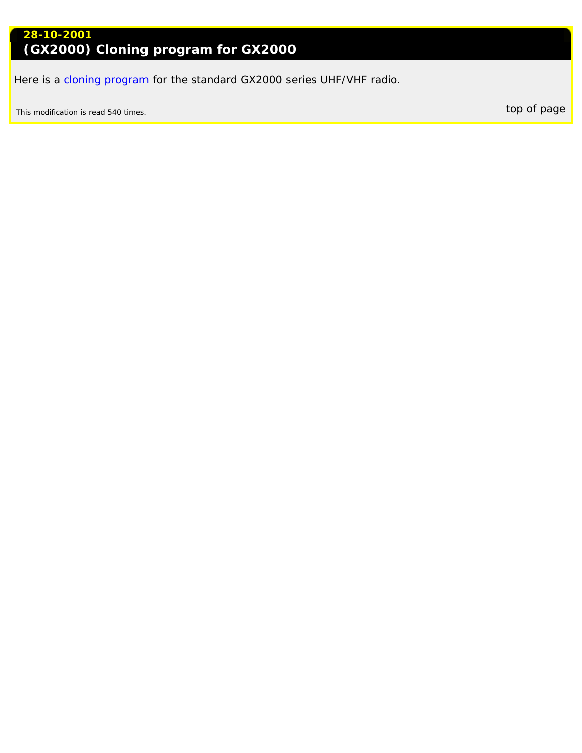**28-10-2001**

## (GX2000) Cloning program for GX2000

Here is a cloning program for the standard GX2000 series UHF/VHF radio.

This modification is read 540 times.

top of page